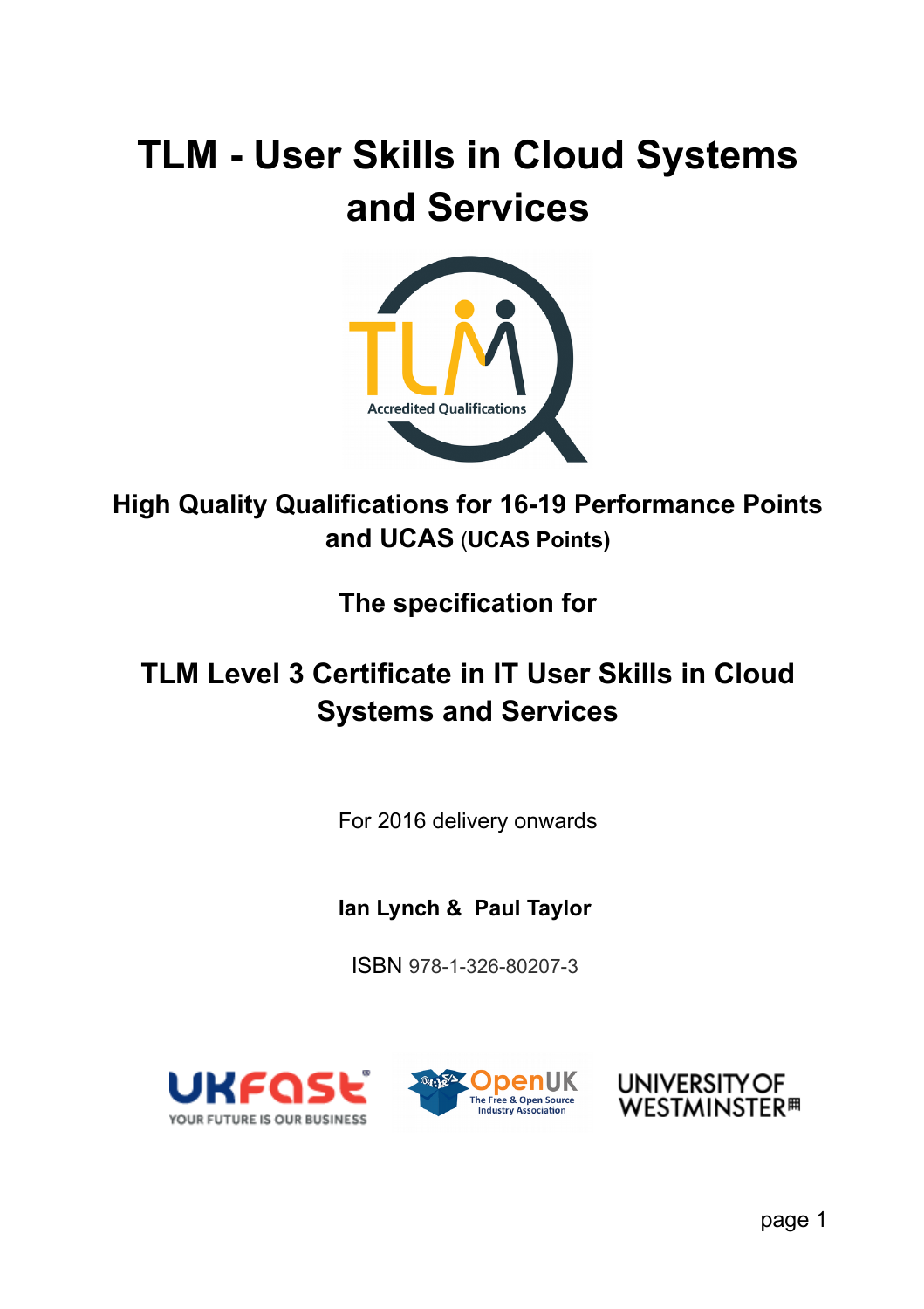# TLM - User Skills in Cloud Systems and Services

**High Quality Qualifications for 16-19 Performance Points and UCAS (UCAS Points)**

**The specification for**

## TLM Level 3 Certificate in IT User Skills in Cloud Systems and Services

For 2016 delivery onwards

**Ian Lynch & Paul Taylor**

ISBN 978-1-326-80207-3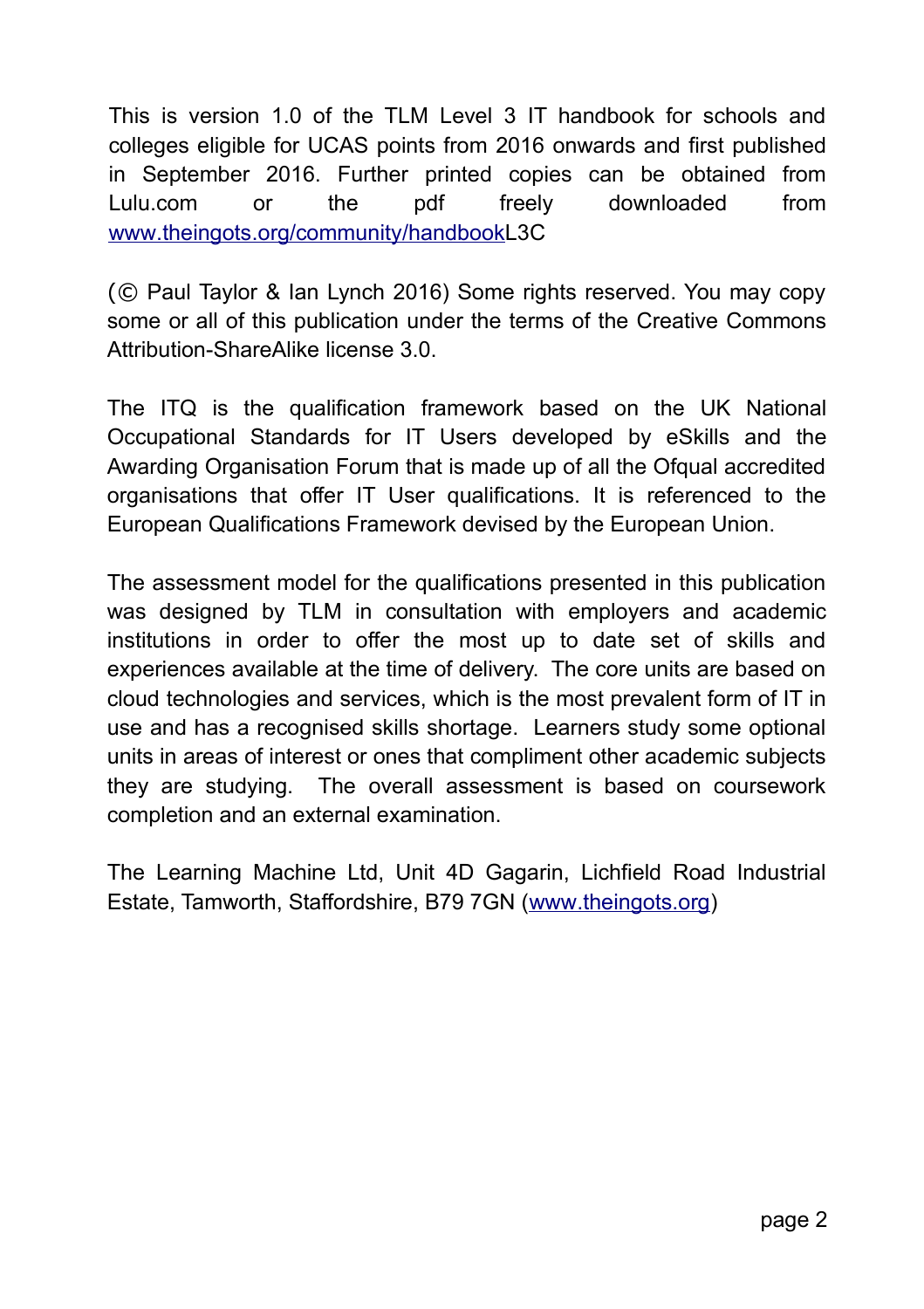This is version 1.0 of the TLM Level 3 IT handbook for schools and colleges eligible for UCAS points from 2016 onwards and first published in September 2016. Further printed copies can be obtained from Lulu.com or the pdf freely downloaded from www.theingots.org/community/handbookL3C

(© Paul Taylor & Ian Lynch 2016) Some rights reserved. You may copy some or all of this publication under the terms of the Creative Commons Attribution-ShareAlike license 3.0.

The ITQ is the qualification framework based on the UK National Occupational Standards for IT Users developed by eSkills and the Awarding Organisation Forum that is made up of all the Ofqual accredited organisations that offer IT User qualifications. It is referenced to the European Qualifications Framework devised by the European Union.

The assessment model for the qualifications presented in this publication was designed by TLM in consultation with employers and academic institutions in order to offer the most up to date set of skills and experiences available at the time of delivery. The core units are based on cloud technologies and services, which is the most prevalent form of IT in use and has a recognised skills shortage. Learners study some optional units in areas of interest or ones that compliment other academic subjects they are studying. The overall assessment is based on coursework completion and an external examination.

The Learning Machine Ltd, Unit 4D Gagarin, Lichfield Road Industrial Estate, Tamworth, Staffordshire, B79 7GN (www.theingots.org)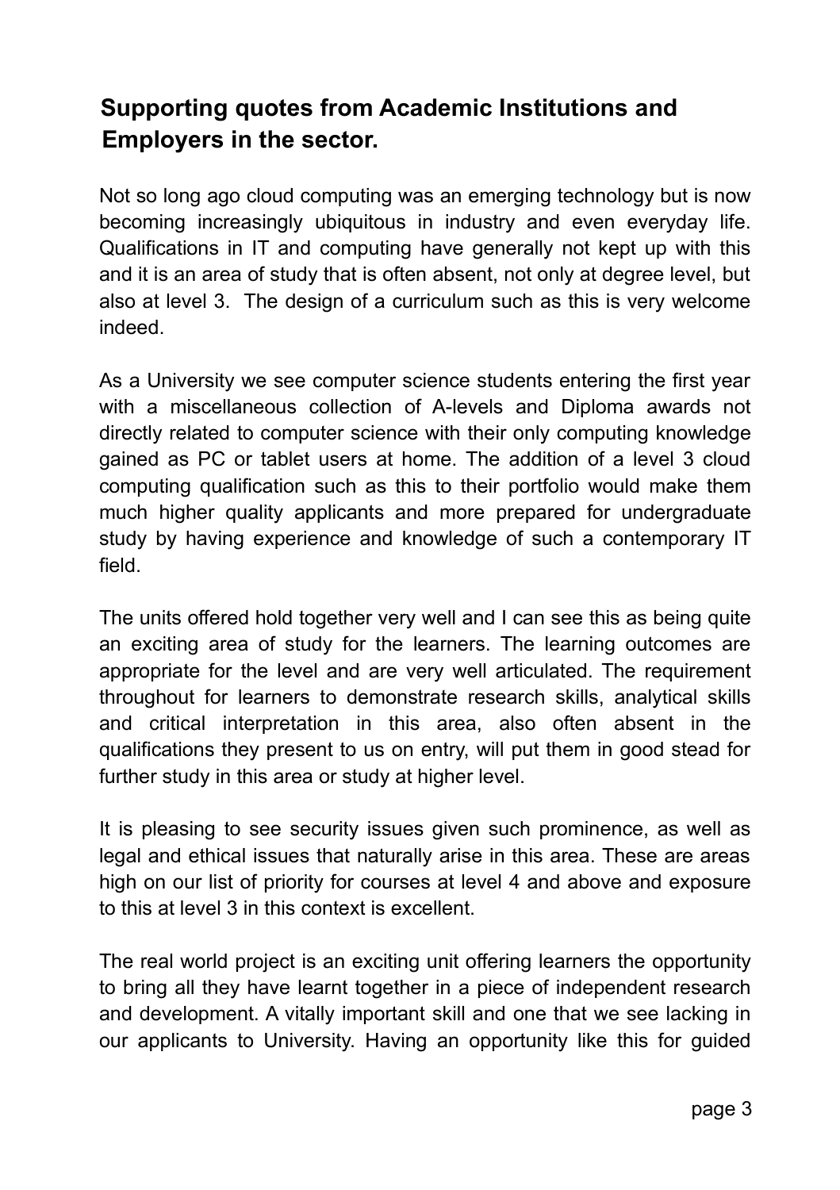## Supporting quotes from Academic Institutions and Employers in the sector.

Not so long ago cloud computing was an emerging technology but is now becoming increasingly ubiquitous in industry and even everyday life. Qualifications in IT and computing have generally not kept up with this and it is an area of study that is often absent, not only at degree level, but also at level 3. The design of a curriculum such as this is very welcome indeed.

As a University we see computer science students entering the first year with a miscellaneous collection of A-levels and Diploma awards not directly related to computer science with their only computing knowledge gained as PC or tablet users at home. The addition of a level 3 cloud computing qualification such as this to their portfolio would make them much higher quality applicants and more prepared for undergraduate study by having experience and knowledge of such a contemporary IT field.

The units offered hold together very well and I can see this as being quite an exciting area of study for the learners. The learning outcomes are appropriate for the level and are very well articulated. The requirement throughout for learners to demonstrate research skills, analytical skills and critical interpretation in this area, also often absent in the qualifications they present to us on entry, will put them in good stead for further study in this area or study at higher level.

It is pleasing to see security issues given such prominence, as well as legal and ethical issues that naturally arise in this area. These are areas high on our list of priority for courses at level 4 and above and exposure to this at level 3 in this context is excellent.

The real world project is an exciting unit offering learners the opportunity to bring all they have learnt together in a piece of independent research and development. A vitally important skill and one that we see lacking in our applicants to University. Having an opportunity like this for guided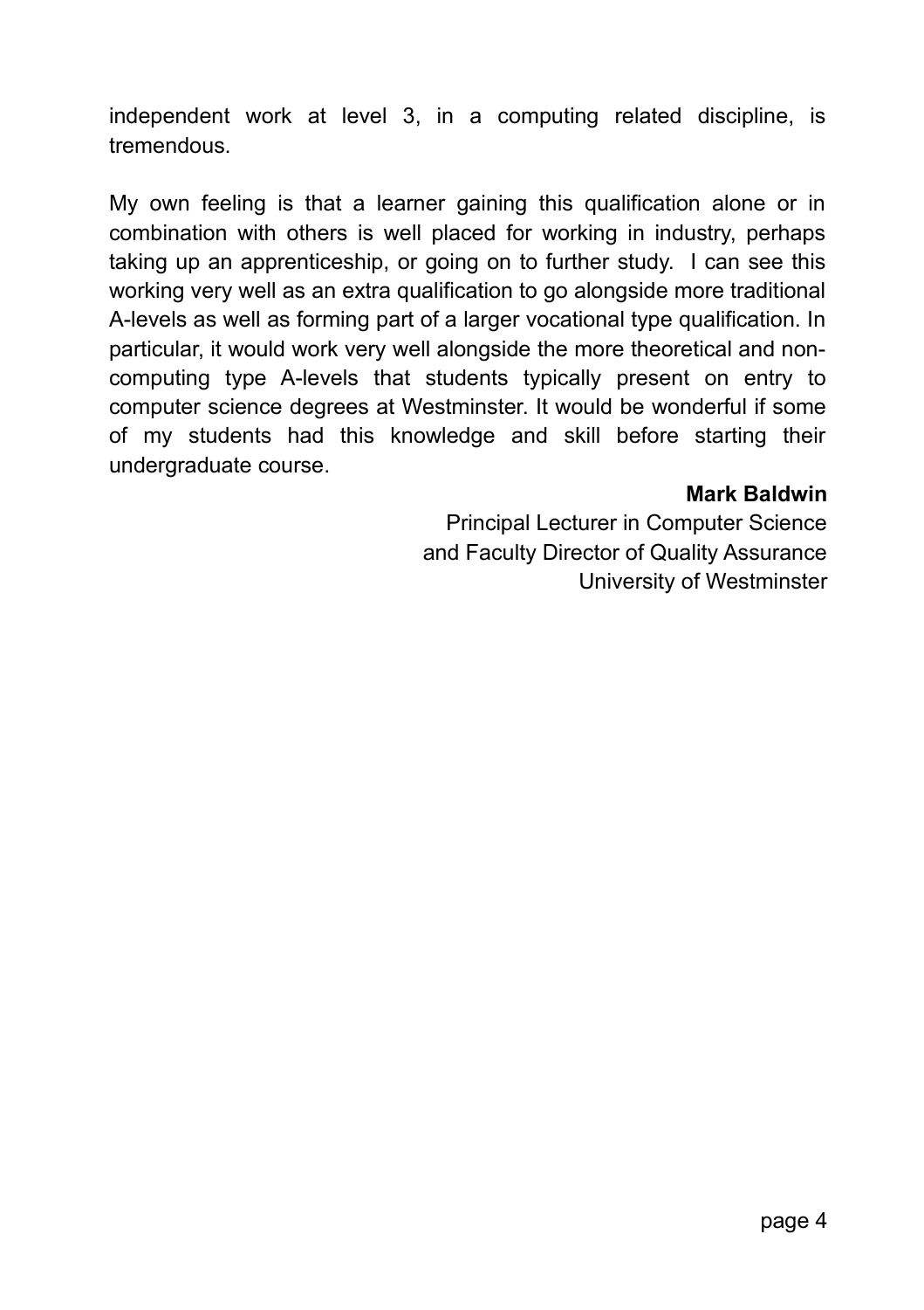independent work at level 3, in a computing related discipline, is tremendous.

My own feeling is that a learner gaining this qualification alone or in combination with others is well placed for working in industry, perhaps taking up an apprenticeship, or going on to further study. I can see this working very well as an extra qualification to go alongside more traditional A-levels as well as forming part of a larger vocational type qualification. In particular, it would work very well alongside the more theoretical and non-computing type A-levels that students typically present on entry to computer science degrees at Westminster. It would be wonderful if some of my students had this knowledge and skill before starting their undergraduate course.

**Mark Baldwin**
Principal Lecturer in Computer Science
and Faculty Director of Quality Assurance
University of Westminster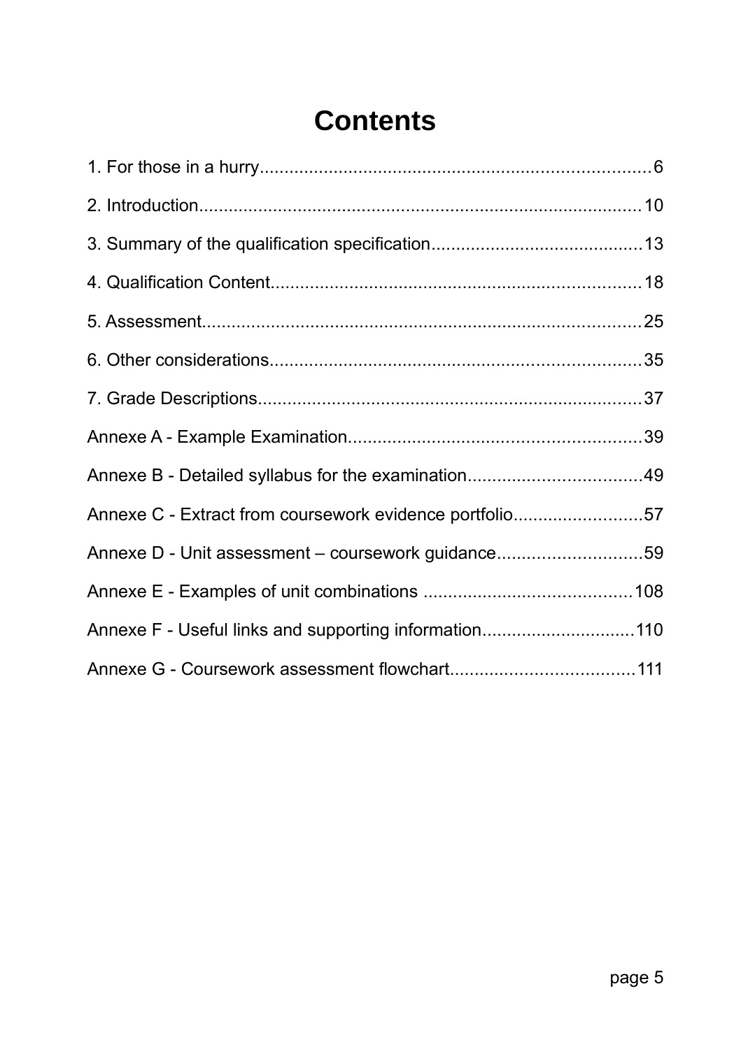# Contents

1. For those in a hurry....6
2. Introduction....10
3. Summary of the qualification specification....13
4. Qualification Content....18
5. Assessment....25
6. Other considerations....35
7. Grade Descriptions....37

Annexe A - Example Examination....39

Annexe B - Detailed syllabus for the examination....49

Annexe C - Extract from coursework evidence portfolio....57

Annexe D - Unit assessment – coursework guidance....59

Annexe E - Examples of unit combinations....108

Annexe F - Useful links and supporting information....110

Annexe G - Coursework assessment flowchart....111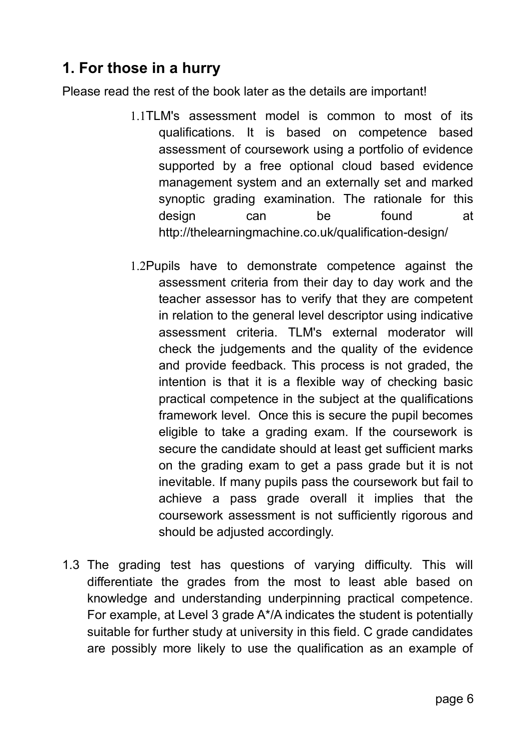## 1. For those in a hurry

Please read the rest of the book later as the details are important!

1.1 TLM's assessment model is common to most of its qualifications. It is based on competence based assessment of coursework using a portfolio of evidence supported by a free optional cloud based evidence management system and an externally set and marked synoptic grading examination. The rationale for this design can be found at http://thelearningmachine.co.uk/qualification-design/

1.2 Pupils have to demonstrate competence against the assessment criteria from their day to day work and the teacher assessor has to verify that they are competent in relation to the general level descriptor using indicative assessment criteria. TLM's external moderator will check the judgements and the quality of the evidence and provide feedback. This process is not graded, the intention is that it is a flexible way of checking basic practical competence in the subject at the qualifications framework level. Once this is secure the pupil becomes eligible to take a grading exam. If the coursework is secure the candidate should at least get sufficient marks on the grading exam to get a pass grade but it is not inevitable. If many pupils pass the coursework but fail to achieve a pass grade overall it implies that the coursework assessment is not sufficiently rigorous and should be adjusted accordingly.

1.3 The grading test has questions of varying difficulty. This will differentiate the grades from the most to least able based on knowledge and understanding underpinning practical competence. For example, at Level 3 grade A*/A indicates the student is potentially suitable for further study at university in this field. C grade candidates are possibly more likely to use the qualification as an example of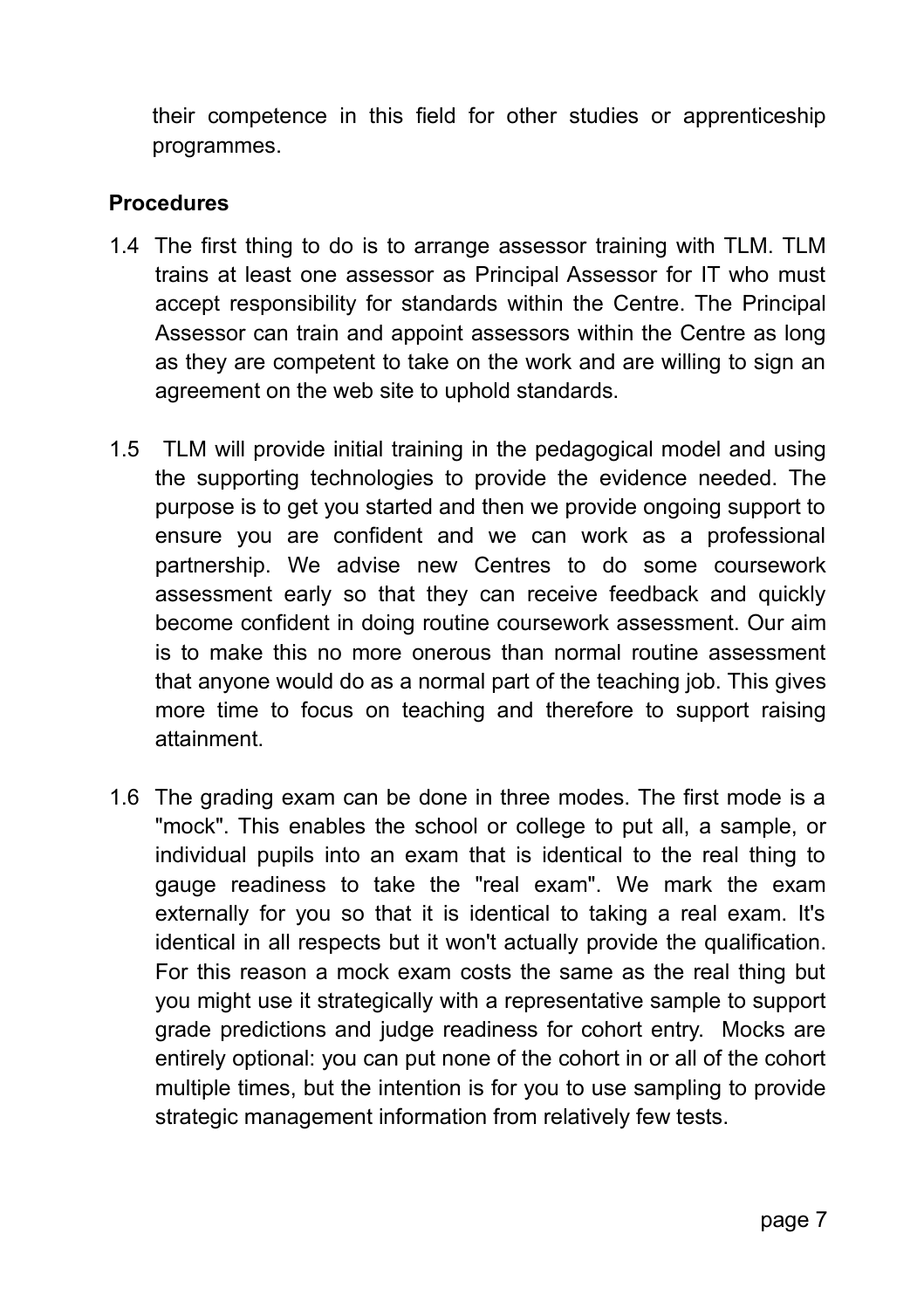their competence in this field for other studies or apprenticeship programmes.

**Procedures**

1.4 The first thing to do is to arrange assessor training with TLM. TLM trains at least one assessor as Principal Assessor for IT who must accept responsibility for standards within the Centre. The Principal Assessor can train and appoint assessors within the Centre as long as they are competent to take on the work and are willing to sign an agreement on the web site to uphold standards.

1.5 TLM will provide initial training in the pedagogical model and using the supporting technologies to provide the evidence needed. The purpose is to get you started and then we provide ongoing support to ensure you are confident and we can work as a professional partnership. We advise new Centres to do some coursework assessment early so that they can receive feedback and quickly become confident in doing routine coursework assessment. Our aim is to make this no more onerous than normal routine assessment that anyone would do as a normal part of the teaching job. This gives more time to focus on teaching and therefore to support raising attainment.

1.6 The grading exam can be done in three modes. The first mode is a "mock". This enables the school or college to put all, a sample, or individual pupils into an exam that is identical to the real thing to gauge readiness to take the "real exam". We mark the exam externally for you so that it is identical to taking a real exam. It's identical in all respects but it won't actually provide the qualification. For this reason a mock exam costs the same as the real thing but you might use it strategically with a representative sample to support grade predictions and judge readiness for cohort entry. Mocks are entirely optional: you can put none of the cohort in or all of the cohort multiple times, but the intention is for you to use sampling to provide strategic management information from relatively few tests.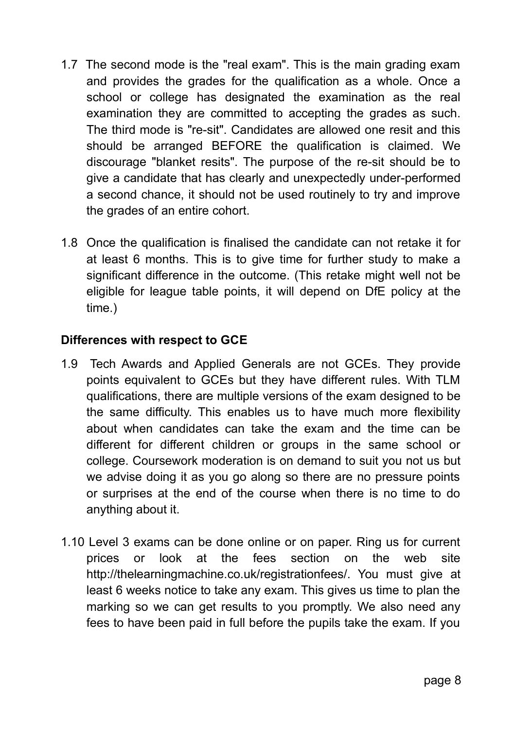1.7 The second mode is the "real exam". This is the main grading exam and provides the grades for the qualification as a whole. Once a school or college has designated the examination as the real examination they are committed to accepting the grades as such. The third mode is "re-sit". Candidates are allowed one resit and this should be arranged BEFORE the qualification is claimed. We discourage "blanket resits". The purpose of the re-sit should be to give a candidate that has clearly and unexpectedly under-performed a second chance, it should not be used routinely to try and improve the grades of an entire cohort.

1.8 Once the qualification is finalised the candidate can not retake it for at least 6 months. This is to give time for further study to make a significant difference in the outcome. (This retake might well not be eligible for league table points, it will depend on DfE policy at the time.)

**Differences with respect to GCE**

1.9 Tech Awards and Applied Generals are not GCEs. They provide points equivalent to GCEs but they have different rules. With TLM qualifications, there are multiple versions of the exam designed to be the same difficulty. This enables us to have much more flexibility about when candidates can take the exam and the time can be different for different children or groups in the same school or college. Coursework moderation is on demand to suit you not us but we advise doing it as you go along so there are no pressure points or surprises at the end of the course when there is no time to do anything about it.

1.10 Level 3 exams can be done online or on paper. Ring us for current prices or look at the fees section on the web site http://thelearningmachine.co.uk/registrationfees/. You must give at least 6 weeks notice to take any exam. This gives us time to plan the marking so we can get results to you promptly. We also need any fees to have been paid in full before the pupils take the exam. If you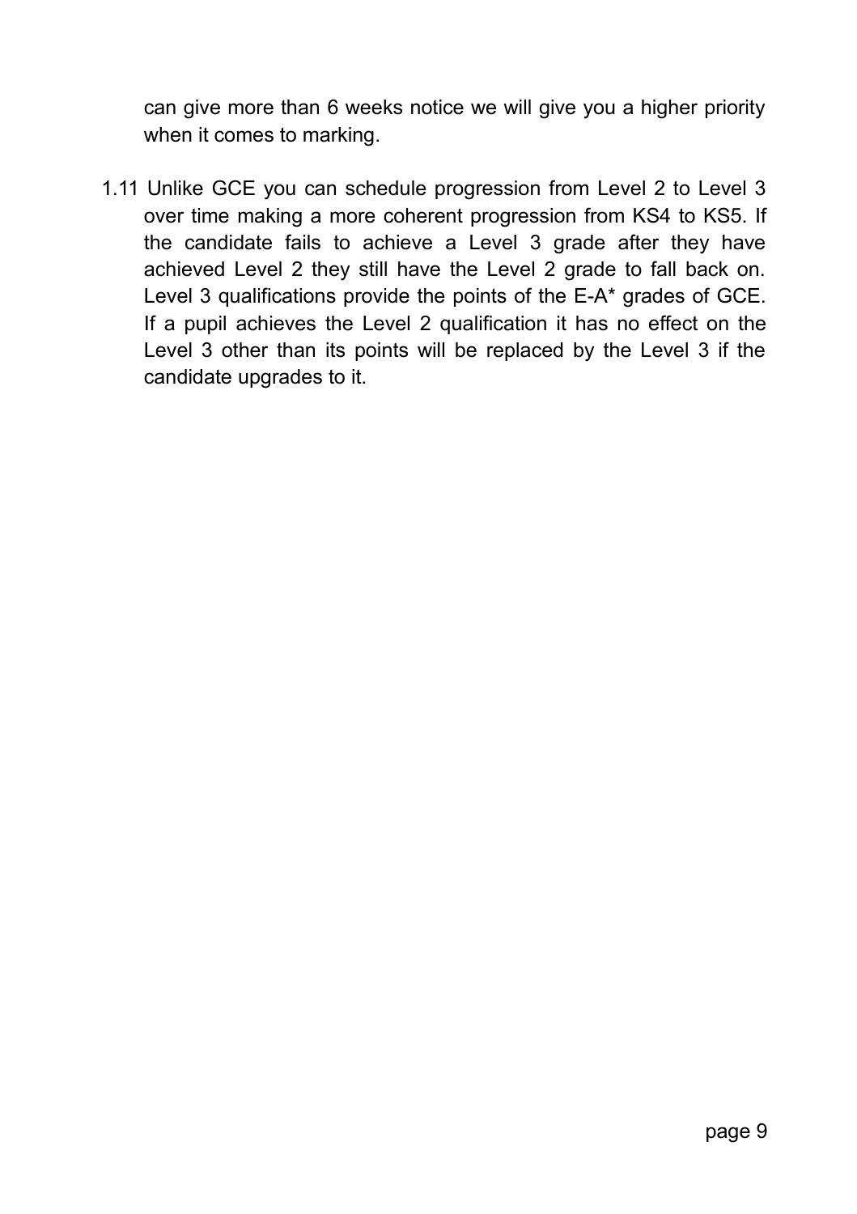can give more than 6 weeks notice we will give you a higher priority when it comes to marking.

1.11 Unlike GCE you can schedule progression from Level 2 to Level 3 over time making a more coherent progression from KS4 to KS5. If the candidate fails to achieve a Level 3 grade after they have achieved Level 2 they still have the Level 2 grade to fall back on. Level 3 qualifications provide the points of the E-A* grades of GCE. If a pupil achieves the Level 2 qualification it has no effect on the Level 3 other than its points will be replaced by the Level 3 if the candidate upgrades to it.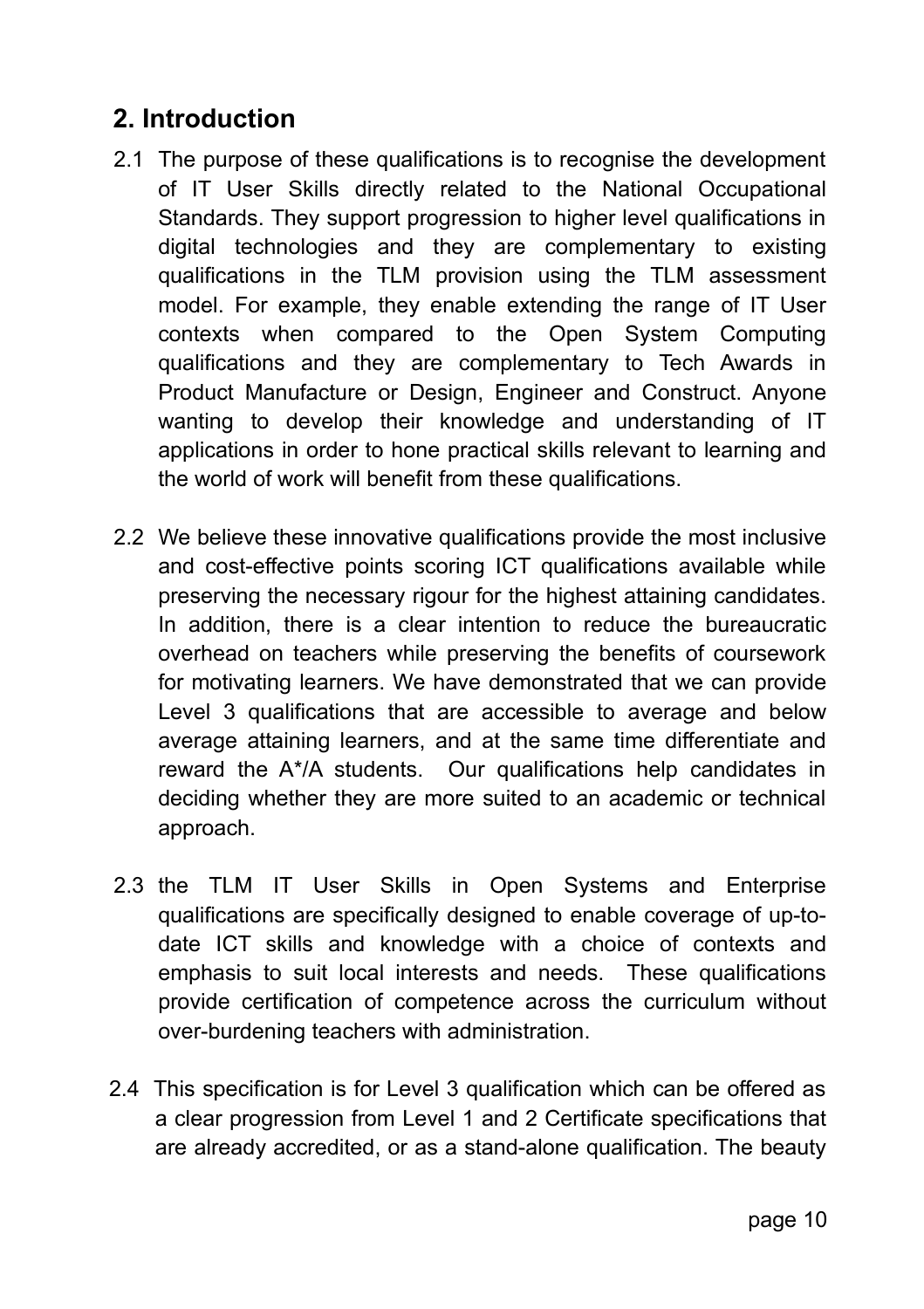## 2. Introduction

2.1 The purpose of these qualifications is to recognise the development of IT User Skills directly related to the National Occupational Standards. They support progression to higher level qualifications in digital technologies and they are complementary to existing qualifications in the TLM provision using the TLM assessment model. For example, they enable extending the range of IT User contexts when compared to the Open System Computing qualifications and they are complementary to Tech Awards in Product Manufacture or Design, Engineer and Construct. Anyone wanting to develop their knowledge and understanding of IT applications in order to hone practical skills relevant to learning and the world of work will benefit from these qualifications.

2.2 We believe these innovative qualifications provide the most inclusive and cost-effective points scoring ICT qualifications available while preserving the necessary rigour for the highest attaining candidates. In addition, there is a clear intention to reduce the bureaucratic overhead on teachers while preserving the benefits of coursework for motivating learners. We have demonstrated that we can provide Level 3 qualifications that are accessible to average and below average attaining learners, and at the same time differentiate and reward the A*/A students. Our qualifications help candidates in deciding whether they are more suited to an academic or technical approach.

2.3 the TLM IT User Skills in Open Systems and Enterprise qualifications are specifically designed to enable coverage of up-to-date ICT skills and knowledge with a choice of contexts and emphasis to suit local interests and needs. These qualifications provide certification of competence across the curriculum without over-burdening teachers with administration.

2.4 This specification is for Level 3 qualification which can be offered as a clear progression from Level 1 and 2 Certificate specifications that are already accredited, or as a stand-alone qualification. The beauty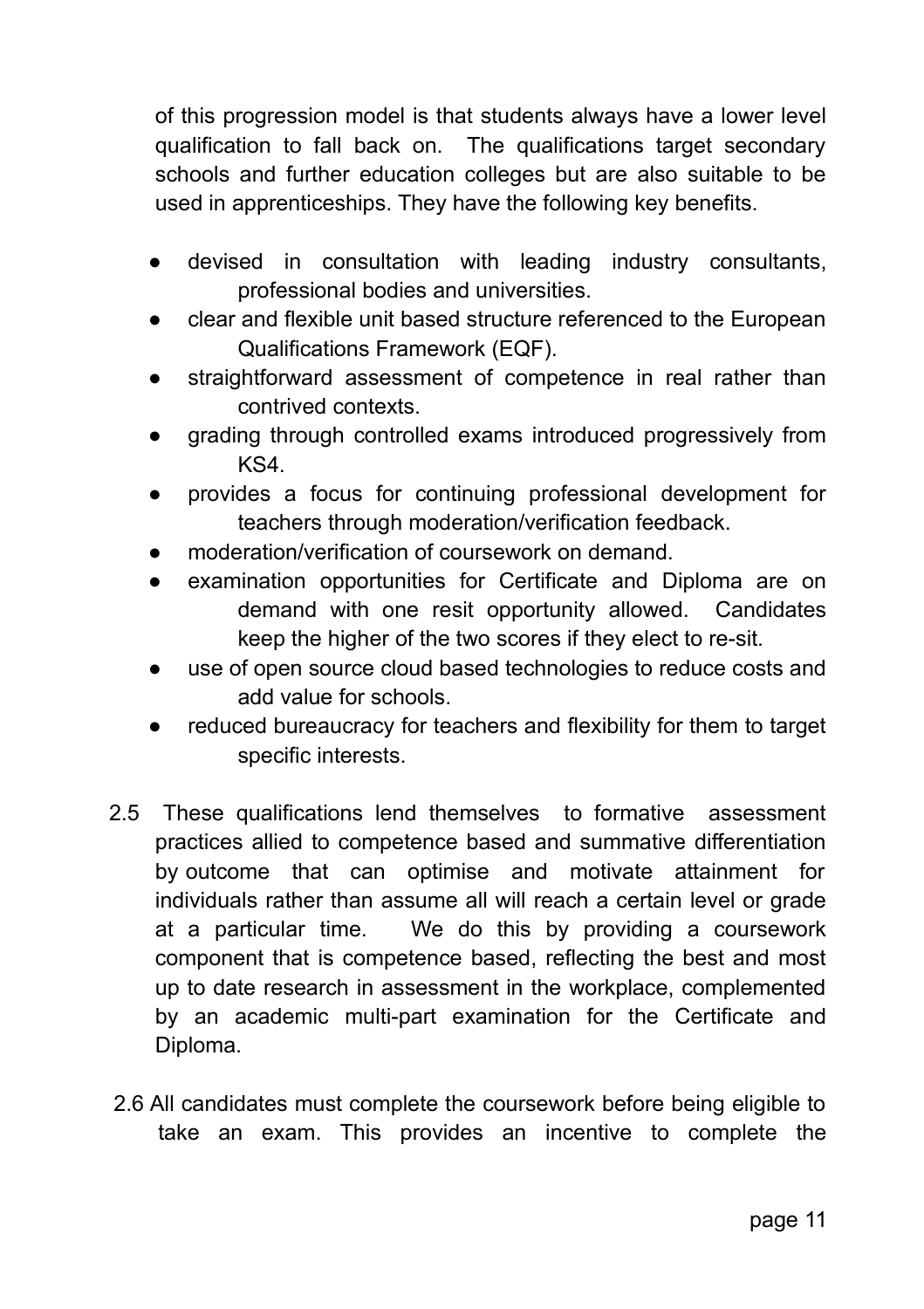of this progression model is that students always have a lower level qualification to fall back on. The qualifications target secondary schools and further education colleges but are also suitable to be used in apprenticeships. They have the following key benefits.

- devised in consultation with leading industry consultants, professional bodies and universities.
- clear and flexible unit based structure referenced to the European Qualifications Framework (EQF).
- straightforward assessment of competence in real rather than contrived contexts.
- grading through controlled exams introduced progressively from KS4.
- provides a focus for continuing professional development for teachers through moderation/verification feedback.
- moderation/verification of coursework on demand.
- examination opportunities for Certificate and Diploma are on demand with one resit opportunity allowed. Candidates keep the higher of the two scores if they elect to re-sit.
- use of open source cloud based technologies to reduce costs and add value for schools.
- reduced bureaucracy for teachers and flexibility for them to target specific interests.

2.5 These qualifications lend themselves to formative assessment practices allied to competence based and summative differentiation by outcome that can optimise and motivate attainment for individuals rather than assume all will reach a certain level or grade at a particular time. We do this by providing a coursework component that is competence based, reflecting the best and most up to date research in assessment in the workplace, complemented by an academic multi-part examination for the Certificate and Diploma.

2.6 All candidates must complete the coursework before being eligible to take an exam. This provides an incentive to complete the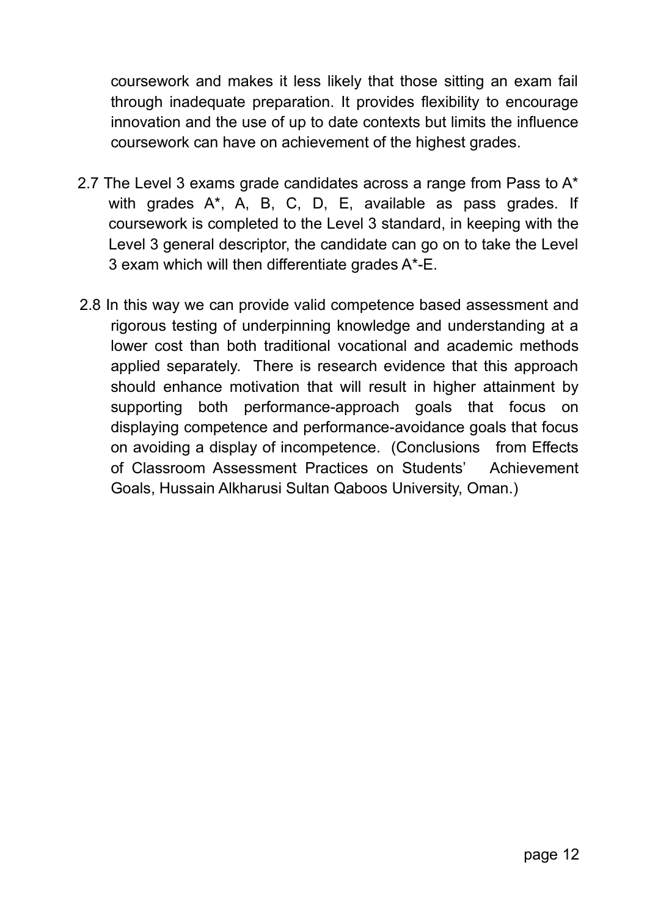coursework and makes it less likely that those sitting an exam fail through inadequate preparation. It provides flexibility to encourage innovation and the use of up to date contexts but limits the influence coursework can have on achievement of the highest grades.

2.7 The Level 3 exams grade candidates across a range from Pass to A* with grades A*, A, B, C, D, E, available as pass grades. If coursework is completed to the Level 3 standard, in keeping with the Level 3 general descriptor, the candidate can go on to take the Level 3 exam which will then differentiate grades A*-E.

2.8 In this way we can provide valid competence based assessment and rigorous testing of underpinning knowledge and understanding at a lower cost than both traditional vocational and academic methods applied separately. There is research evidence that this approach should enhance motivation that will result in higher attainment by supporting both performance-approach goals that focus on displaying competence and performance-avoidance goals that focus on avoiding a display of incompetence. (Conclusions from Effects of Classroom Assessment Practices on Students' Achievement Goals, Hussain Alkharusi Sultan Qaboos University, Oman.)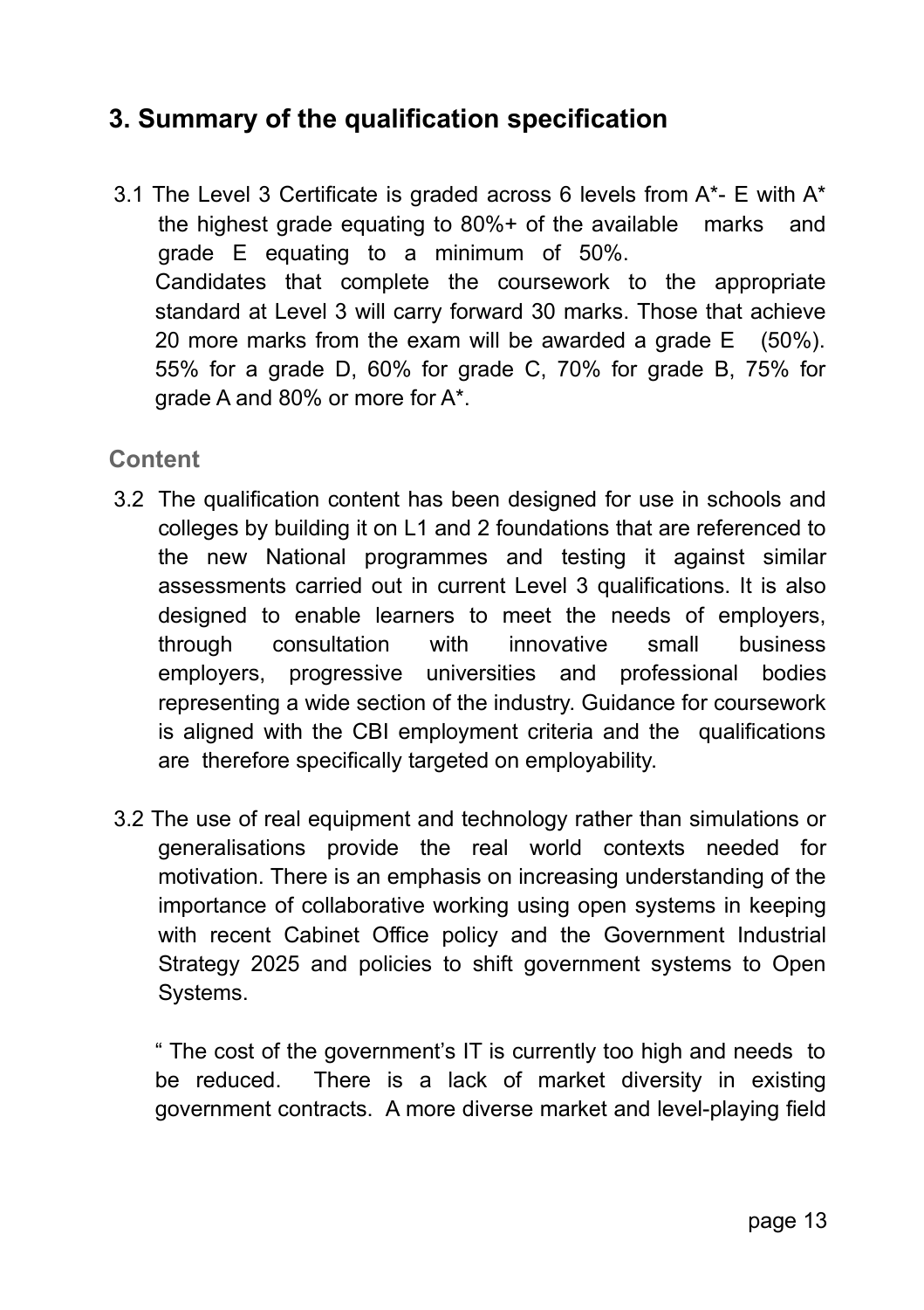## 3. Summary of the qualification specification

3.1 The Level 3 Certificate is graded across 6 levels from A*- E with A* the highest grade equating to 80%+ of the available marks and grade E equating to a minimum of 50%. Candidates that complete the coursework to the appropriate standard at Level 3 will carry forward 30 marks. Those that achieve 20 more marks from the exam will be awarded a grade E (50%). 55% for a grade D, 60% for grade C, 70% for grade B, 75% for grade A and 80% or more for A*.

### Content

3.2 The qualification content has been designed for use in schools and colleges by building it on L1 and 2 foundations that are referenced to the new National programmes and testing it against similar assessments carried out in current Level 3 qualifications. It is also designed to enable learners to meet the needs of employers, through consultation with innovative small business employers, progressive universities and professional bodies representing a wide section of the industry. Guidance for coursework is aligned with the CBI employment criteria and the qualifications are therefore specifically targeted on employability.

3.2 The use of real equipment and technology rather than simulations or generalisations provide the real world contexts needed for motivation. There is an emphasis on increasing understanding of the importance of collaborative working using open systems in keeping with recent Cabinet Office policy and the Government Industrial Strategy 2025 and policies to shift government systems to Open Systems.

" The cost of the government's IT is currently too high and needs to be reduced. There is a lack of market diversity in existing government contracts. A more diverse market and level-playing field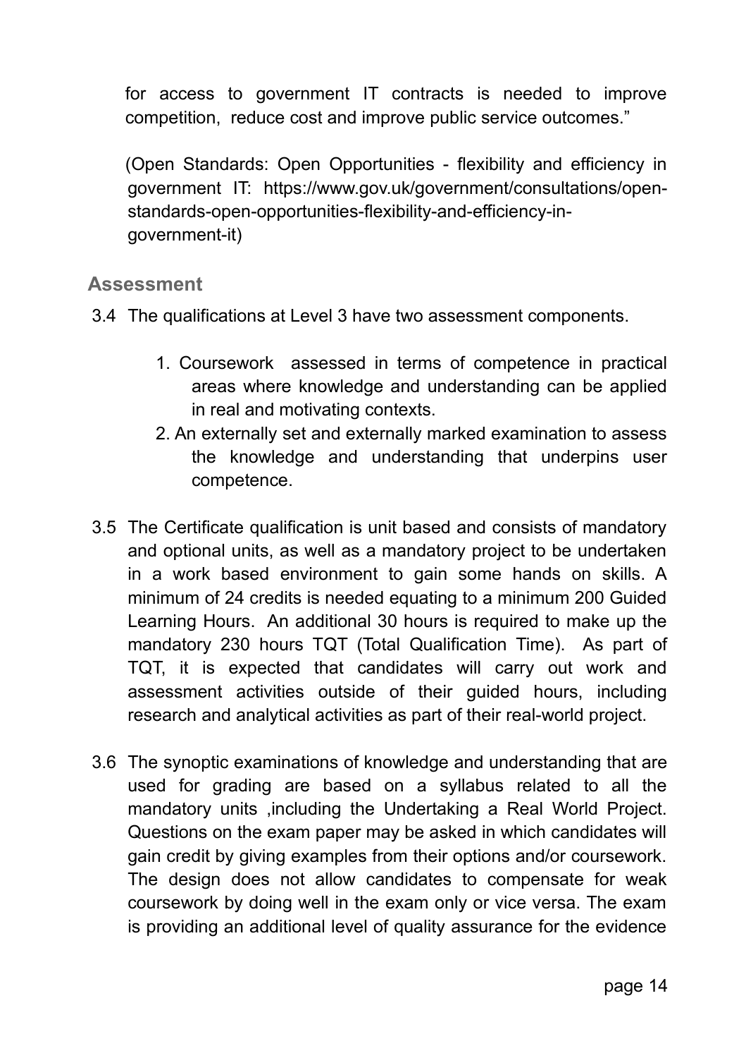for access to government IT contracts is needed to improve competition, reduce cost and improve public service outcomes."

(Open Standards: Open Opportunities - flexibility and efficiency in government IT: https://www.gov.uk/government/consultations/open-standards-open-opportunities-flexibility-and-efficiency-in-government-it)

## Assessment

3.4 The qualifications at Level 3 have two assessment components.

1. Coursework assessed in terms of competence in practical areas where knowledge and understanding can be applied in real and motivating contexts.
2. An externally set and externally marked examination to assess the knowledge and understanding that underpins user competence.

3.5 The Certificate qualification is unit based and consists of mandatory and optional units, as well as a mandatory project to be undertaken in a work based environment to gain some hands on skills. A minimum of 24 credits is needed equating to a minimum 200 Guided Learning Hours. An additional 30 hours is required to make up the mandatory 230 hours TQT (Total Qualification Time). As part of TQT, it is expected that candidates will carry out work and assessment activities outside of their guided hours, including research and analytical activities as part of their real-world project.

3.6 The synoptic examinations of knowledge and understanding that are used for grading are based on a syllabus related to all the mandatory units ,including the Undertaking a Real World Project. Questions on the exam paper may be asked in which candidates will gain credit by giving examples from their options and/or coursework. The design does not allow candidates to compensate for weak coursework by doing well in the exam only or vice versa. The exam is providing an additional level of quality assurance for the evidence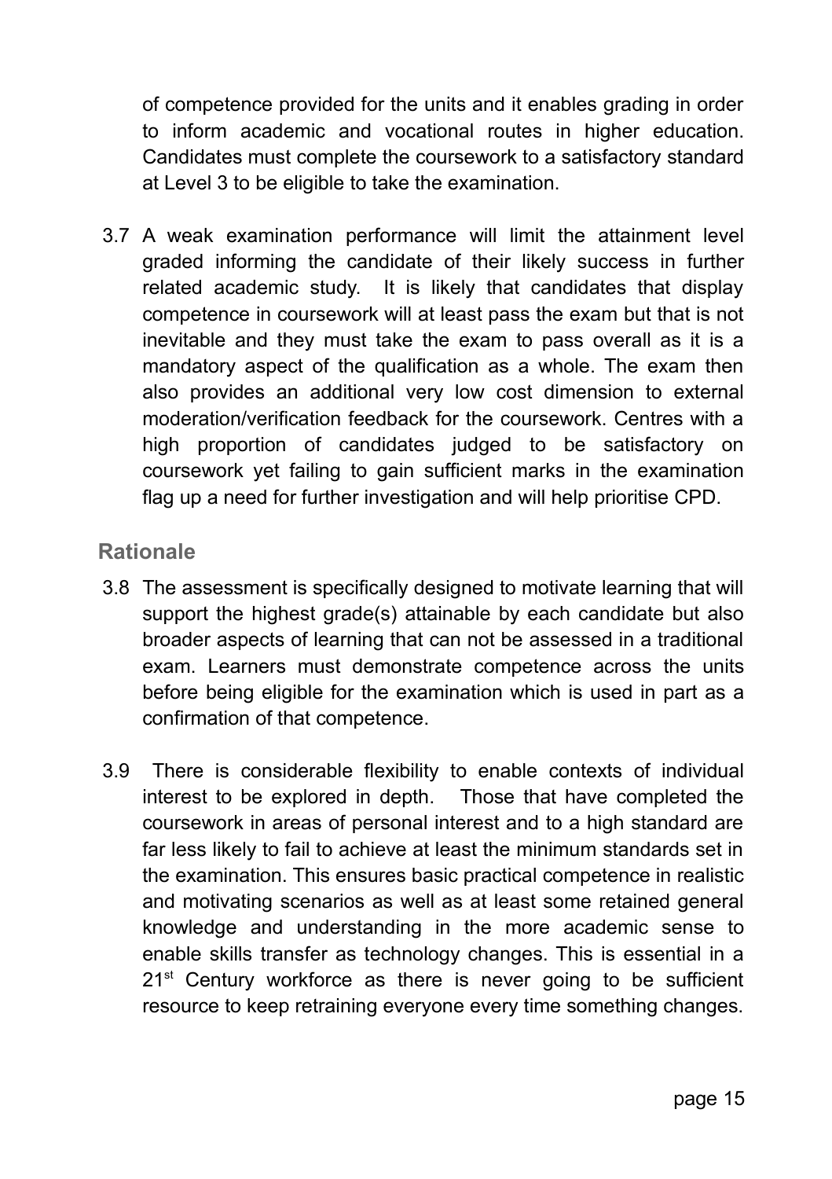of competence provided for the units and it enables grading in order to inform academic and vocational routes in higher education. Candidates must complete the coursework to a satisfactory standard at Level 3 to be eligible to take the examination.

3.7 A weak examination performance will limit the attainment level graded informing the candidate of their likely success in further related academic study. It is likely that candidates that display competence in coursework will at least pass the exam but that is not inevitable and they must take the exam to pass overall as it is a mandatory aspect of the qualification as a whole. The exam then also provides an additional very low cost dimension to external moderation/verification feedback for the coursework. Centres with a high proportion of candidates judged to be satisfactory on coursework yet failing to gain sufficient marks in the examination flag up a need for further investigation and will help prioritise CPD.

## Rationale

3.8 The assessment is specifically designed to motivate learning that will support the highest grade(s) attainable by each candidate but also broader aspects of learning that can not be assessed in a traditional exam. Learners must demonstrate competence across the units before being eligible for the examination which is used in part as a confirmation of that competence.

3.9 There is considerable flexibility to enable contexts of individual interest to be explored in depth. Those that have completed the coursework in areas of personal interest and to a high standard are far less likely to fail to achieve at least the minimum standards set in the examination. This ensures basic practical competence in realistic and motivating scenarios as well as at least some retained general knowledge and understanding in the more academic sense to enable skills transfer as technology changes. This is essential in a 21st Century workforce as there is never going to be sufficient resource to keep retraining everyone every time something changes.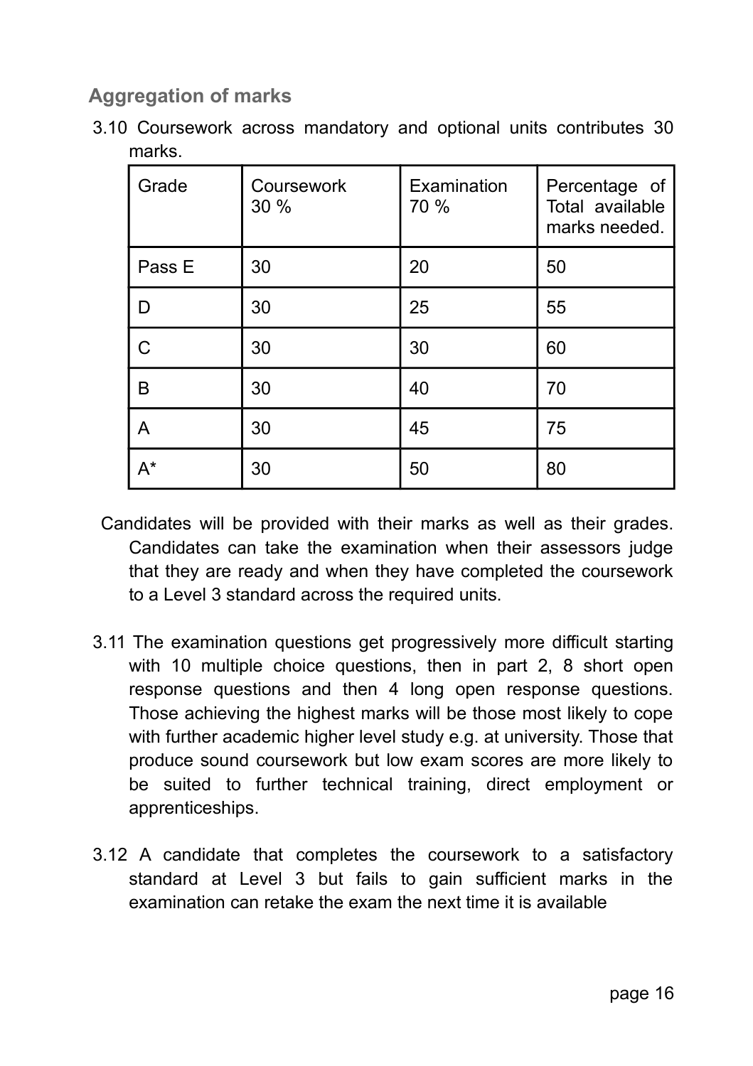## Aggregation of marks

3.10 Coursework across mandatory and optional units contributes 30 marks.

| Grade | Coursework 30 % | Examination 70 % | Percentage of Total available marks needed. |
|---|---|---|---|
| Pass E | 30 | 20 | 50 |
| D | 30 | 25 | 55 |
| C | 30 | 30 | 60 |
| B | 30 | 40 | 70 |
| A | 30 | 45 | 75 |
| A* | 30 | 50 | 80 |

Candidates will be provided with their marks as well as their grades. Candidates can take the examination when their assessors judge that they are ready and when they have completed the coursework to a Level 3 standard across the required units.

3.11 The examination questions get progressively more difficult starting with 10 multiple choice questions, then in part 2, 8 short open response questions and then 4 long open response questions. Those achieving the highest marks will be those most likely to cope with further academic higher level study e.g. at university. Those that produce sound coursework but low exam scores are more likely to be suited to further technical training, direct employment or apprenticeships.

3.12 A candidate that completes the coursework to a satisfactory standard at Level 3 but fails to gain sufficient marks in the examination can retake the exam the next time it is available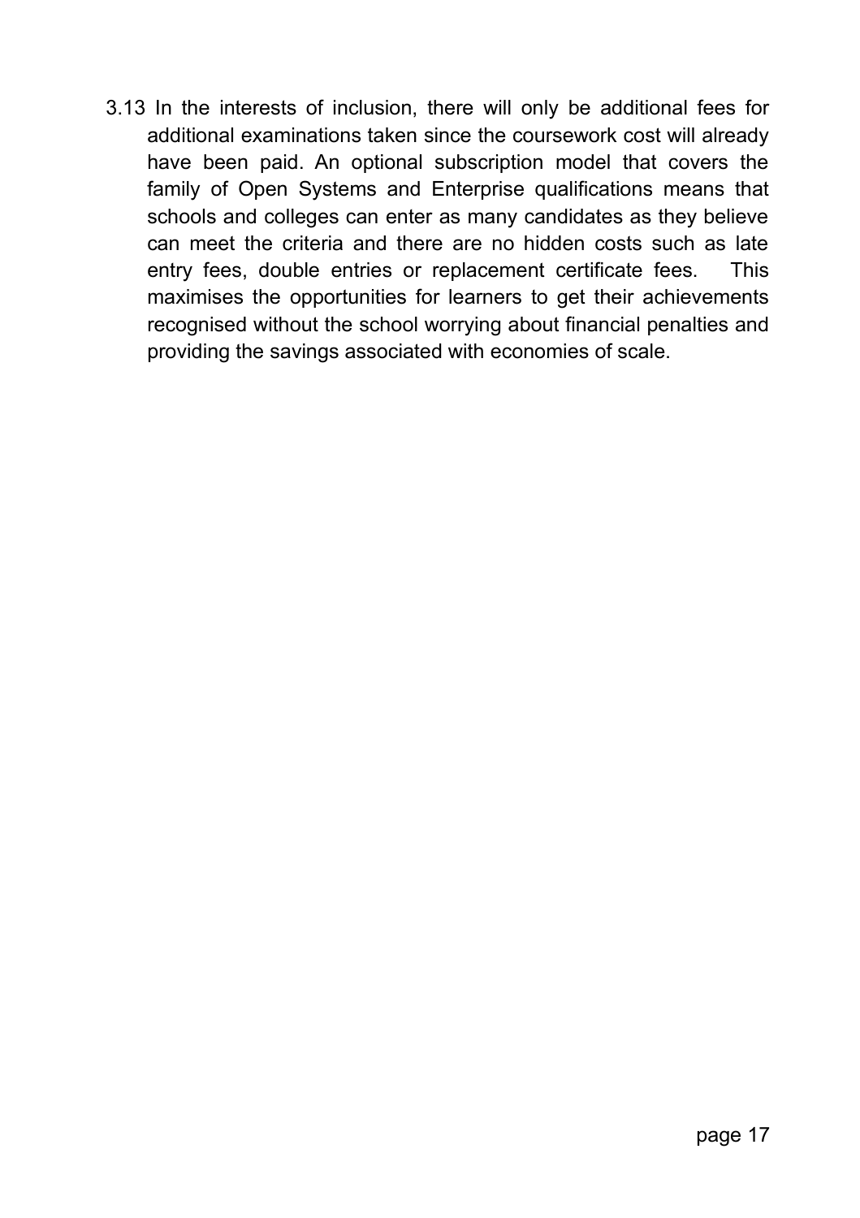3.13 In the interests of inclusion, there will only be additional fees for additional examinations taken since the coursework cost will already have been paid. An optional subscription model that covers the family of Open Systems and Enterprise qualifications means that schools and colleges can enter as many candidates as they believe can meet the criteria and there are no hidden costs such as late entry fees, double entries or replacement certificate fees. This maximises the opportunities for learners to get their achievements recognised without the school worrying about financial penalties and providing the savings associated with economies of scale.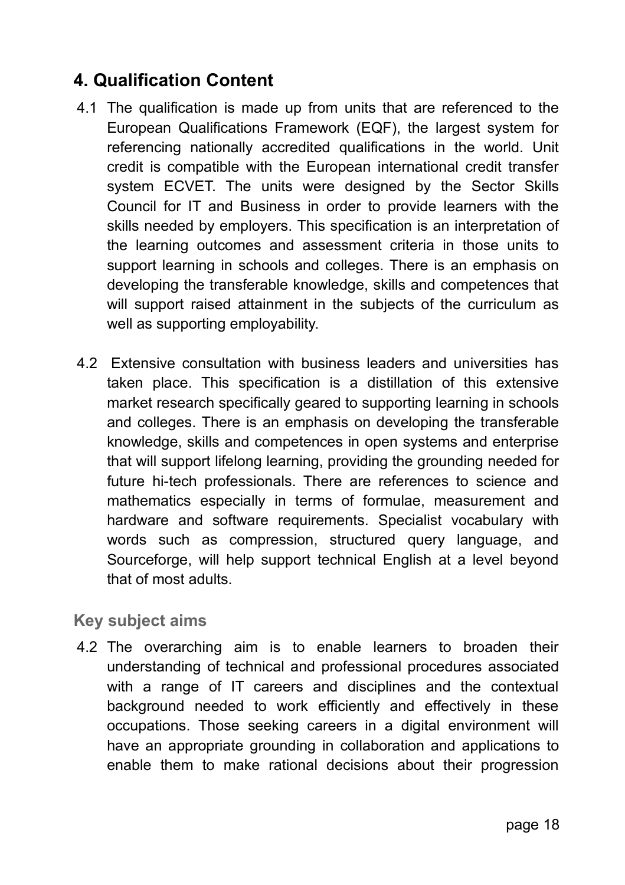# 4. Qualification Content

4.1 The qualification is made up from units that are referenced to the European Qualifications Framework (EQF), the largest system for referencing nationally accredited qualifications in the world. Unit credit is compatible with the European international credit transfer system ECVET. The units were designed by the Sector Skills Council for IT and Business in order to provide learners with the skills needed by employers. This specification is an interpretation of the learning outcomes and assessment criteria in those units to support learning in schools and colleges. There is an emphasis on developing the transferable knowledge, skills and competences that will support raised attainment in the subjects of the curriculum as well as supporting employability.

4.2 Extensive consultation with business leaders and universities has taken place. This specification is a distillation of this extensive market research specifically geared to supporting learning in schools and colleges. There is an emphasis on developing the transferable knowledge, skills and competences in open systems and enterprise that will support lifelong learning, providing the grounding needed for future hi-tech professionals. There are references to science and mathematics especially in terms of formulae, measurement and hardware and software requirements. Specialist vocabulary with words such as compression, structured query language, and Sourceforge, will help support technical English at a level beyond that of most adults.

## Key subject aims

4.2 The overarching aim is to enable learners to broaden their understanding of technical and professional procedures associated with a range of IT careers and disciplines and the contextual background needed to work efficiently and effectively in these occupations. Those seeking careers in a digital environment will have an appropriate grounding in collaboration and applications to enable them to make rational decisions about their progression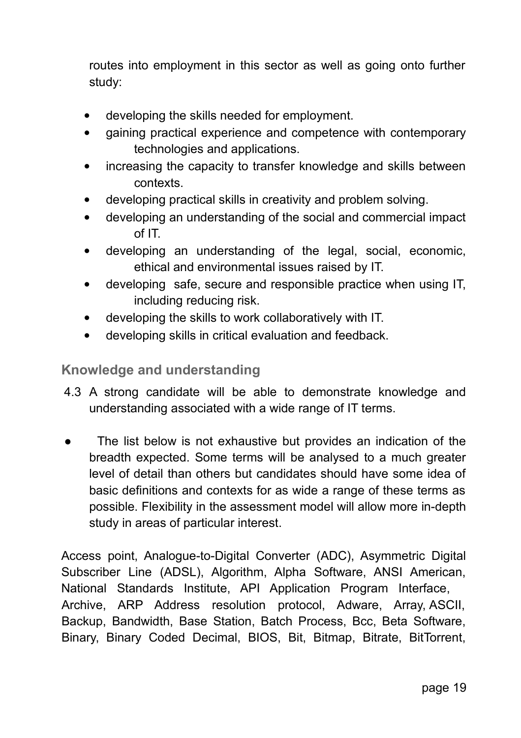routes into employment in this sector as well as going onto further study:

- developing the skills needed for employment.
- gaining practical experience and competence with contemporary technologies and applications.
- increasing the capacity to transfer knowledge and skills between contexts.
- developing practical skills in creativity and problem solving.
- developing an understanding of the social and commercial impact of IT.
- developing an understanding of the legal, social, economic, ethical and environmental issues raised by IT.
- developing safe, secure and responsible practice when using IT, including reducing risk.
- developing the skills to work collaboratively with IT.
- developing skills in critical evaluation and feedback.

## Knowledge and understanding

4.3 A strong candidate will be able to demonstrate knowledge and understanding associated with a wide range of IT terms.

- The list below is not exhaustive but provides an indication of the breadth expected. Some terms will be analysed to a much greater level of detail than others but candidates should have some idea of basic definitions and contexts for as wide a range of these terms as possible. Flexibility in the assessment model will allow more in-depth study in areas of particular interest.

Access point, Analogue-to-Digital Converter (ADC), Asymmetric Digital Subscriber Line (ADSL), Algorithm, Alpha Software, ANSI American, National Standards Institute, API Application Program Interface, Archive, ARP Address resolution protocol, Adware, Array, ASCII, Backup, Bandwidth, Base Station, Batch Process, Bcc, Beta Software, Binary, Binary Coded Decimal, BIOS, Bit, Bitmap, Bitrate, BitTorrent,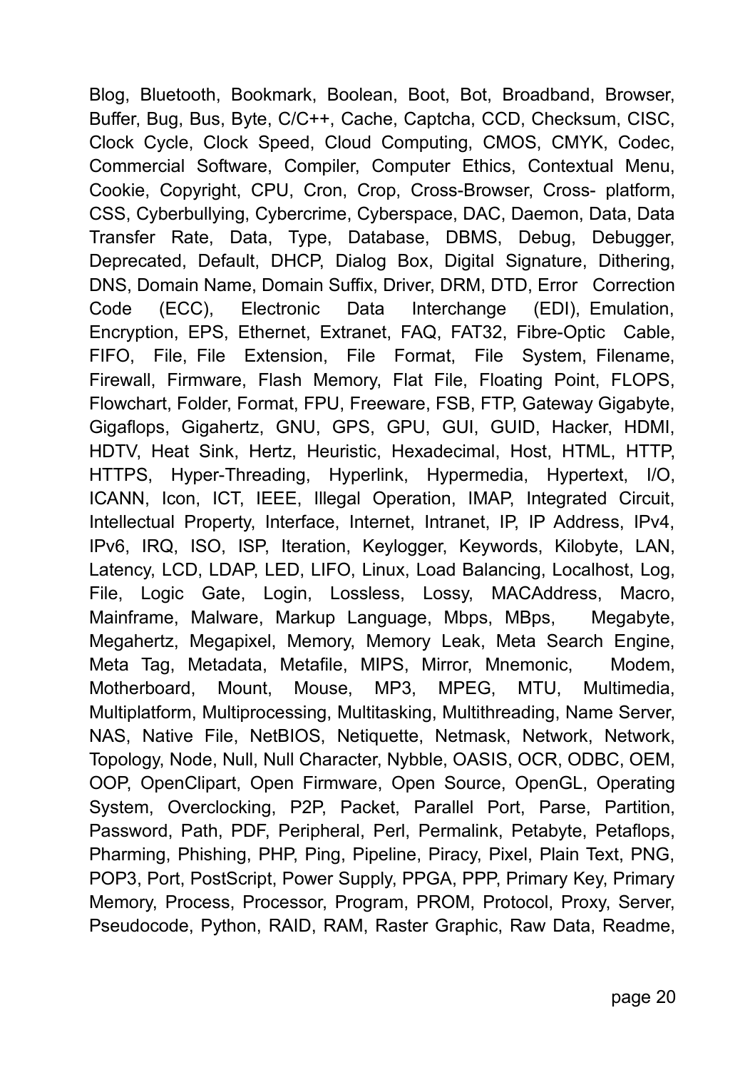Blog, Bluetooth, Bookmark, Boolean, Boot, Bot, Broadband, Browser, Buffer, Bug, Bus, Byte, C/C++, Cache, Captcha, CCD, Checksum, CISC, Clock Cycle, Clock Speed, Cloud Computing, CMOS, CMYK, Codec, Commercial Software, Compiler, Computer Ethics, Contextual Menu, Cookie, Copyright, CPU, Cron, Crop, Cross-Browser, Cross- platform, CSS, Cyberbullying, Cybercrime, Cyberspace, DAC, Daemon, Data, Data Transfer Rate, Data, Type, Database, DBMS, Debug, Debugger, Deprecated, Default, DHCP, Dialog Box, Digital Signature, Dithering, DNS, Domain Name, Domain Suffix, Driver, DRM, DTD, Error Correction Code (ECC), Electronic Data Interchange (EDI), Emulation, Encryption, EPS, Ethernet, Extranet, FAQ, FAT32, Fibre-Optic Cable, FIFO, File, File Extension, File Format, File System, Filename, Firewall, Firmware, Flash Memory, Flat File, Floating Point, FLOPS, Flowchart, Folder, Format, FPU, Freeware, FSB, FTP, Gateway Gigabyte, Gigaflops, Gigahertz, GNU, GPS, GPU, GUI, GUID, Hacker, HDMI, HDTV, Heat Sink, Hertz, Heuristic, Hexadecimal, Host, HTML, HTTP, HTTPS, Hyper-Threading, Hyperlink, Hypermedia, Hypertext, I/O, ICANN, Icon, ICT, IEEE, Illegal Operation, IMAP, Integrated Circuit, Intellectual Property, Interface, Internet, Intranet, IP, IP Address, IPv4, IPv6, IRQ, ISO, ISP, Iteration, Keylogger, Keywords, Kilobyte, LAN, Latency, LCD, LDAP, LED, LIFO, Linux, Load Balancing, Localhost, Log, File, Logic Gate, Login, Lossless, Lossy, MACAddress, Macro, Mainframe, Malware, Markup Language, Mbps, MBps, Megabyte, Megahertz, Megapixel, Memory, Memory Leak, Meta Search Engine, Meta Tag, Metadata, Metafile, MIPS, Mirror, Mnemonic, Modem, Motherboard, Mount, Mouse, MP3, MPEG, MTU, Multimedia, Multiplatform, Multiprocessing, Multitasking, Multithreading, Name Server, NAS, Native File, NetBIOS, Netiquette, Netmask, Network, Network, Topology, Node, Null, Null Character, Nybble, OASIS, OCR, ODBC, OEM, OOP, OpenClipart, Open Firmware, Open Source, OpenGL, Operating System, Overclocking, P2P, Packet, Parallel Port, Parse, Partition, Password, Path, PDF, Peripheral, Perl, Permalink, Petabyte, Petaflops, Pharming, Phishing, PHP, Ping, Pipeline, Piracy, Pixel, Plain Text, PNG, POP3, Port, PostScript, Power Supply, PPGA, PPP, Primary Key, Primary Memory, Process, Processor, Program, PROM, Protocol, Proxy, Server, Pseudocode, Python, RAID, RAM, Raster Graphic, Raw Data, Readme,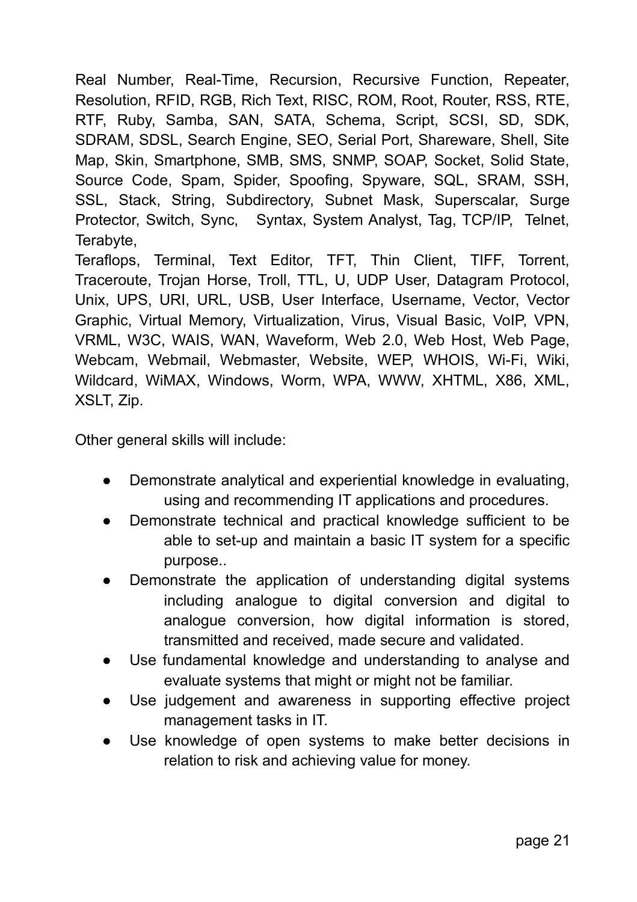Real Number, Real-Time, Recursion, Recursive Function, Repeater, Resolution, RFID, RGB, Rich Text, RISC, ROM, Root, Router, RSS, RTE, RTF, Ruby, Samba, SAN, SATA, Schema, Script, SCSI, SD, SDK, SDRAM, SDSL, Search Engine, SEO, Serial Port, Shareware, Shell, Site Map, Skin, Smartphone, SMB, SMS, SNMP, SOAP, Socket, Solid State, Source Code, Spam, Spider, Spoofing, Spyware, SQL, SRAM, SSH, SSL, Stack, String, Subdirectory, Subnet Mask, Superscalar, Surge Protector, Switch, Sync, Syntax, System Analyst, Tag, TCP/IP, Telnet, Terabyte,
Teraflops, Terminal, Text Editor, TFT, Thin Client, TIFF, Torrent, Traceroute, Trojan Horse, Troll, TTL, U, UDP User, Datagram Protocol, Unix, UPS, URI, URL, USB, User Interface, Username, Vector, Vector Graphic, Virtual Memory, Virtualization, Virus, Visual Basic, VoIP, VPN, VRML, W3C, WAIS, WAN, Waveform, Web 2.0, Web Host, Web Page, Webcam, Webmail, Webmaster, Website, WEP, WHOIS, Wi-Fi, Wiki, Wildcard, WiMAX, Windows, Worm, WPA, WWW, XHTML, X86, XML, XSLT, Zip.

Other general skills will include:

- Demonstrate analytical and experiential knowledge in evaluating, using and recommending IT applications and procedures.
- Demonstrate technical and practical knowledge sufficient to be able to set-up and maintain a basic IT system for a specific purpose..
- Demonstrate the application of understanding digital systems including analogue to digital conversion and digital to analogue conversion, how digital information is stored, transmitted and received, made secure and validated.
- Use fundamental knowledge and understanding to analyse and evaluate systems that might or might not be familiar.
- Use judgement and awareness in supporting effective project management tasks in IT.
- Use knowledge of open systems to make better decisions in relation to risk and achieving value for money.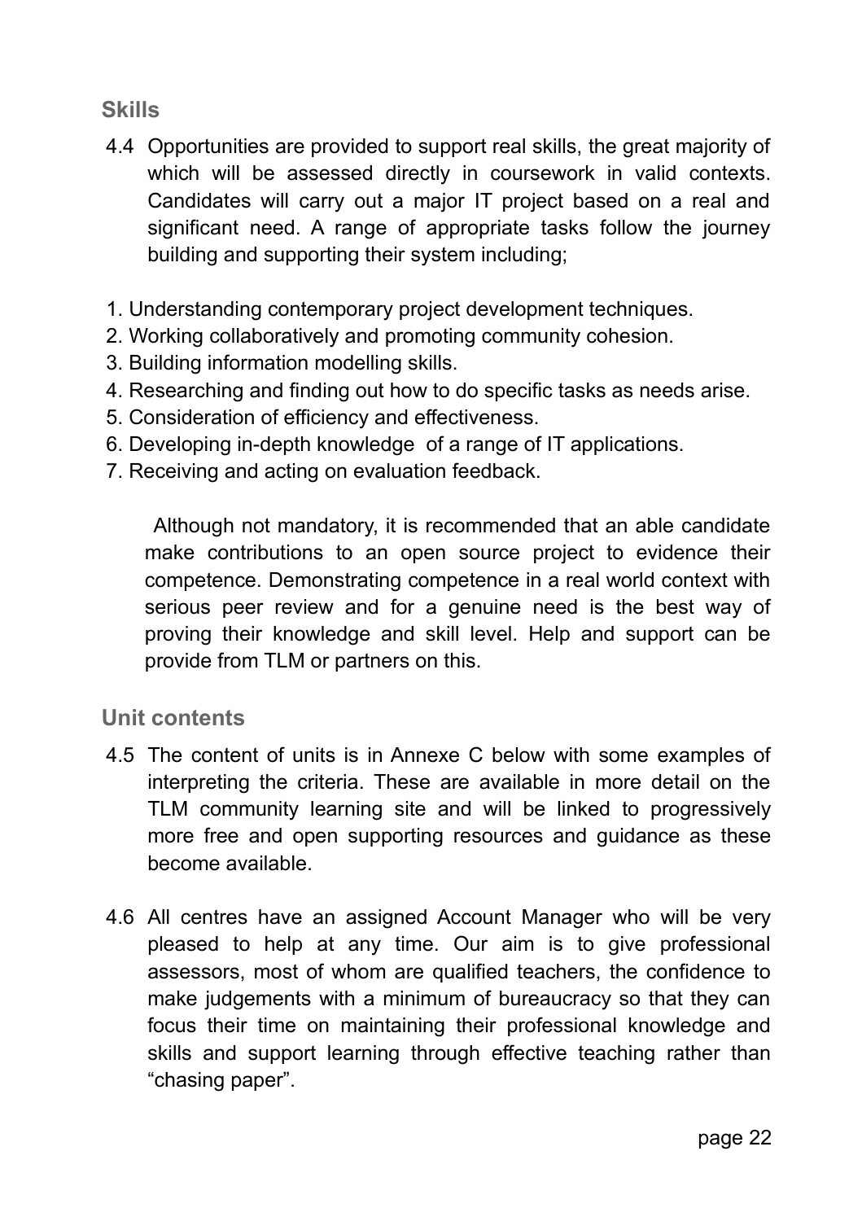## Skills

4.4 Opportunities are provided to support real skills, the great majority of which will be assessed directly in coursework in valid contexts. Candidates will carry out a major IT project based on a real and significant need. A range of appropriate tasks follow the journey building and supporting their system including;

1. Understanding contemporary project development techniques.
2. Working collaboratively and promoting community cohesion.
3. Building information modelling skills.
4. Researching and finding out how to do specific tasks as needs arise.
5. Consideration of efficiency and effectiveness.
6. Developing in-depth knowledge of a range of IT applications.
7. Receiving and acting on evaluation feedback.

Although not mandatory, it is recommended that an able candidate make contributions to an open source project to evidence their competence. Demonstrating competence in a real world context with serious peer review and for a genuine need is the best way of proving their knowledge and skill level. Help and support can be provide from TLM or partners on this.

## Unit contents

4.5 The content of units is in Annexe C below with some examples of interpreting the criteria. These are available in more detail on the TLM community learning site and will be linked to progressively more free and open supporting resources and guidance as these become available.

4.6 All centres have an assigned Account Manager who will be very pleased to help at any time. Our aim is to give professional assessors, most of whom are qualified teachers, the confidence to make judgements with a minimum of bureaucracy so that they can focus their time on maintaining their professional knowledge and skills and support learning through effective teaching rather than "chasing paper".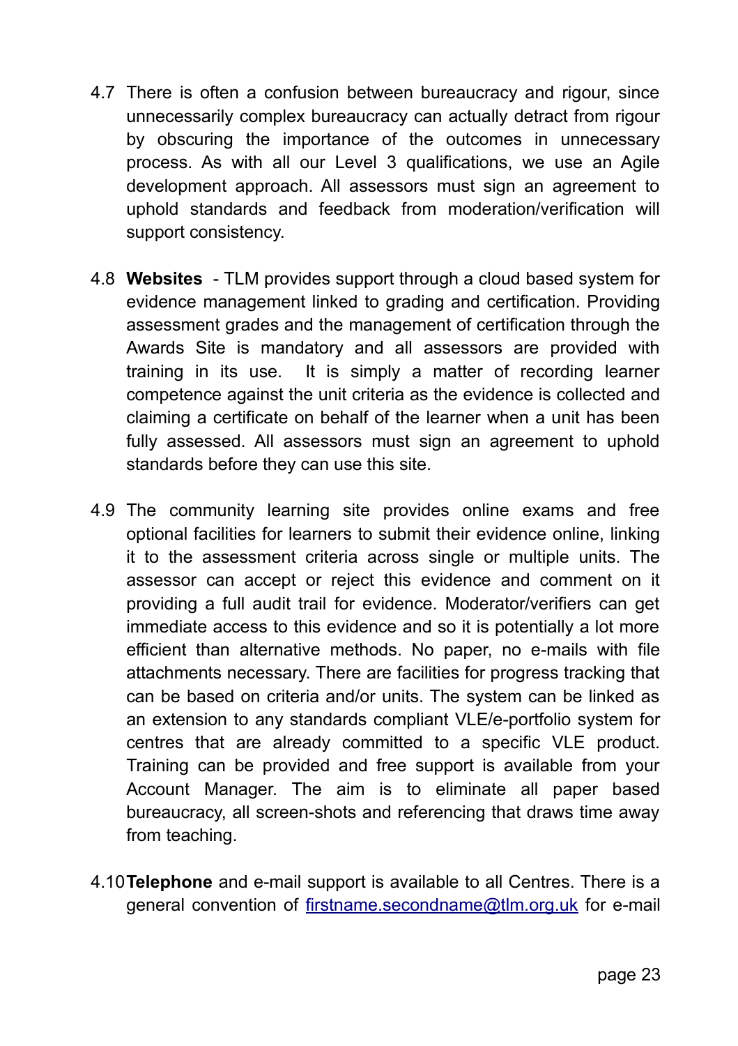4.7 There is often a confusion between bureaucracy and rigour, since unnecessarily complex bureaucracy can actually detract from rigour by obscuring the importance of the outcomes in unnecessary process. As with all our Level 3 qualifications, we use an Agile development approach. All assessors must sign an agreement to uphold standards and feedback from moderation/verification will support consistency.

4.8 **Websites** - TLM provides support through a cloud based system for evidence management linked to grading and certification. Providing assessment grades and the management of certification through the Awards Site is mandatory and all assessors are provided with training in its use. It is simply a matter of recording learner competence against the unit criteria as the evidence is collected and claiming a certificate on behalf of the learner when a unit has been fully assessed. All assessors must sign an agreement to uphold standards before they can use this site.

4.9 The community learning site provides online exams and free optional facilities for learners to submit their evidence online, linking it to the assessment criteria across single or multiple units. The assessor can accept or reject this evidence and comment on it providing a full audit trail for evidence. Moderator/verifiers can get immediate access to this evidence and so it is potentially a lot more efficient than alternative methods. No paper, no e-mails with file attachments necessary. There are facilities for progress tracking that can be based on criteria and/or units. The system can be linked as an extension to any standards compliant VLE/e-portfolio system for centres that are already committed to a specific VLE product. Training can be provided and free support is available from your Account Manager. The aim is to eliminate all paper based bureaucracy, all screen-shots and referencing that draws time away from teaching.

4.10 **Telephone** and e-mail support is available to all Centres. There is a general convention of firstname.secondname@tlm.org.uk for e-mail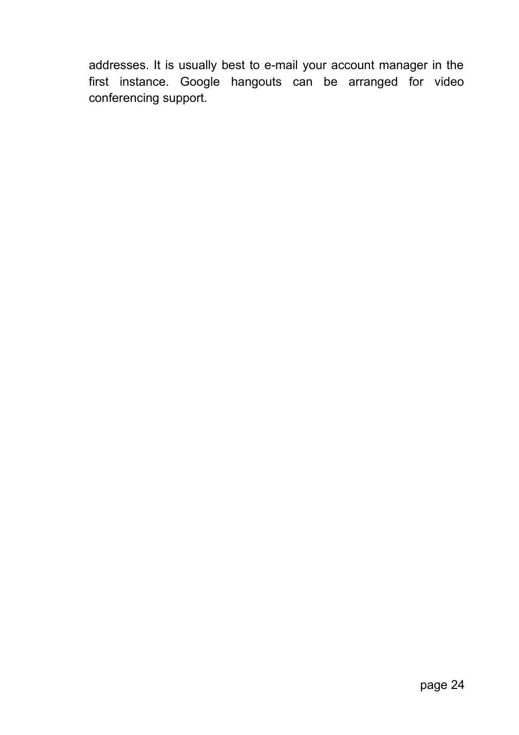addresses. It is usually best to e-mail your account manager in the first instance. Google hangouts can be arranged for video conferencing support.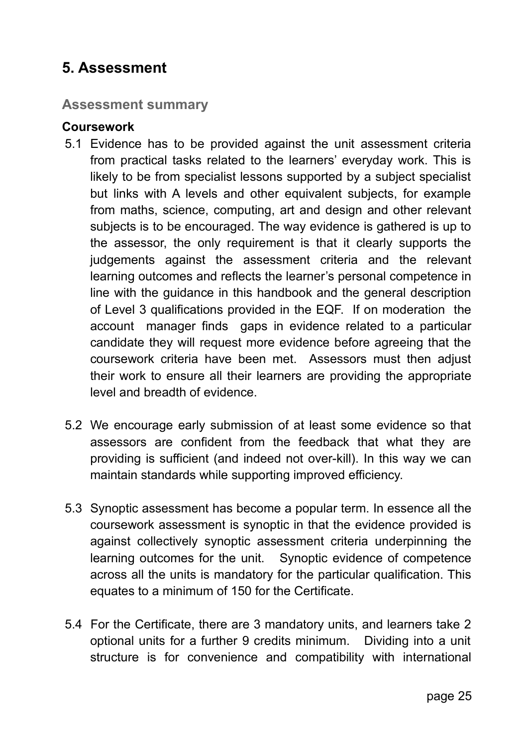## 5. Assessment

### Assessment summary

#### Coursework

5.1 Evidence has to be provided against the unit assessment criteria from practical tasks related to the learners' everyday work. This is likely to be from specialist lessons supported by a subject specialist but links with A levels and other equivalent subjects, for example from maths, science, computing, art and design and other relevant subjects is to be encouraged. The way evidence is gathered is up to the assessor, the only requirement is that it clearly supports the judgements against the assessment criteria and the relevant learning outcomes and reflects the learner's personal competence in line with the guidance in this handbook and the general description of Level 3 qualifications provided in the EQF. If on moderation the account manager finds gaps in evidence related to a particular candidate they will request more evidence before agreeing that the coursework criteria have been met. Assessors must then adjust their work to ensure all their learners are providing the appropriate level and breadth of evidence.

5.2 We encourage early submission of at least some evidence so that assessors are confident from the feedback that what they are providing is sufficient (and indeed not over-kill). In this way we can maintain standards while supporting improved efficiency.

5.3 Synoptic assessment has become a popular term. In essence all the coursework assessment is synoptic in that the evidence provided is against collectively synoptic assessment criteria underpinning the learning outcomes for the unit. Synoptic evidence of competence across all the units is mandatory for the particular qualification. This equates to a minimum of 150 for the Certificate.

5.4 For the Certificate, there are 3 mandatory units, and learners take 2 optional units for a further 9 credits minimum. Dividing into a unit structure is for convenience and compatibility with international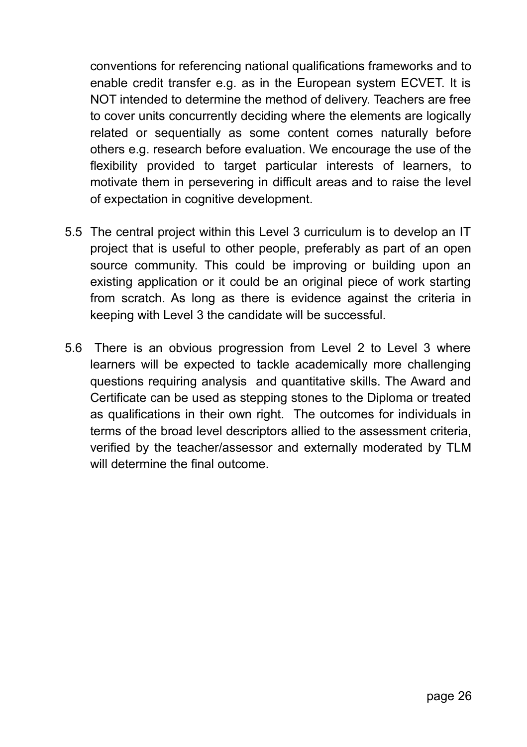conventions for referencing national qualifications frameworks and to enable credit transfer e.g. as in the European system ECVET. It is NOT intended to determine the method of delivery. Teachers are free to cover units concurrently deciding where the elements are logically related or sequentially as some content comes naturally before others e.g. research before evaluation. We encourage the use of the flexibility provided to target particular interests of learners, to motivate them in persevering in difficult areas and to raise the level of expectation in cognitive development.

5.5 The central project within this Level 3 curriculum is to develop an IT project that is useful to other people, preferably as part of an open source community. This could be improving or building upon an existing application or it could be an original piece of work starting from scratch. As long as there is evidence against the criteria in keeping with Level 3 the candidate will be successful.

5.6 There is an obvious progression from Level 2 to Level 3 where learners will be expected to tackle academically more challenging questions requiring analysis and quantitative skills. The Award and Certificate can be used as stepping stones to the Diploma or treated as qualifications in their own right. The outcomes for individuals in terms of the broad level descriptors allied to the assessment criteria, verified by the teacher/assessor and externally moderated by TLM will determine the final outcome.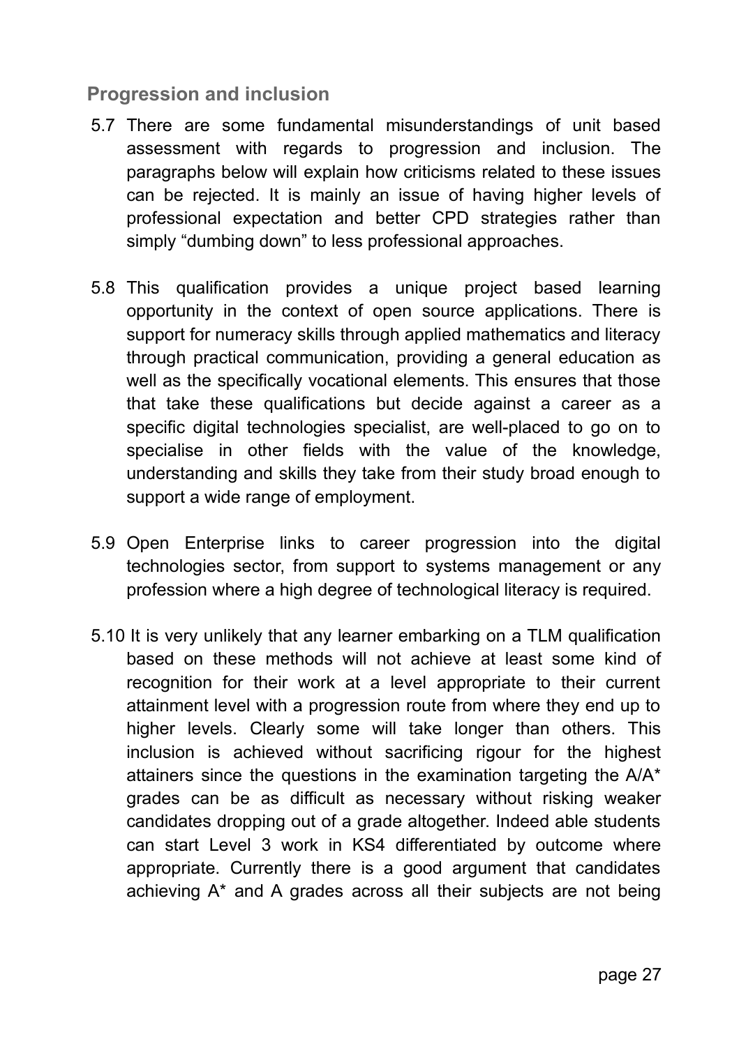## Progression and inclusion

5.7 There are some fundamental misunderstandings of unit based assessment with regards to progression and inclusion. The paragraphs below will explain how criticisms related to these issues can be rejected. It is mainly an issue of having higher levels of professional expectation and better CPD strategies rather than simply "dumbing down" to less professional approaches.

5.8 This qualification provides a unique project based learning opportunity in the context of open source applications. There is support for numeracy skills through applied mathematics and literacy through practical communication, providing a general education as well as the specifically vocational elements. This ensures that those that take these qualifications but decide against a career as a specific digital technologies specialist, are well-placed to go on to specialise in other fields with the value of the knowledge, understanding and skills they take from their study broad enough to support a wide range of employment.

5.9 Open Enterprise links to career progression into the digital technologies sector, from support to systems management or any profession where a high degree of technological literacy is required.

5.10 It is very unlikely that any learner embarking on a TLM qualification based on these methods will not achieve at least some kind of recognition for their work at a level appropriate to their current attainment level with a progression route from where they end up to higher levels. Clearly some will take longer than others. This inclusion is achieved without sacrificing rigour for the highest attainers since the questions in the examination targeting the A/A* grades can be as difficult as necessary without risking weaker candidates dropping out of a grade altogether. Indeed able students can start Level 3 work in KS4 differentiated by outcome where appropriate. Currently there is a good argument that candidates achieving A* and A grades across all their subjects are not being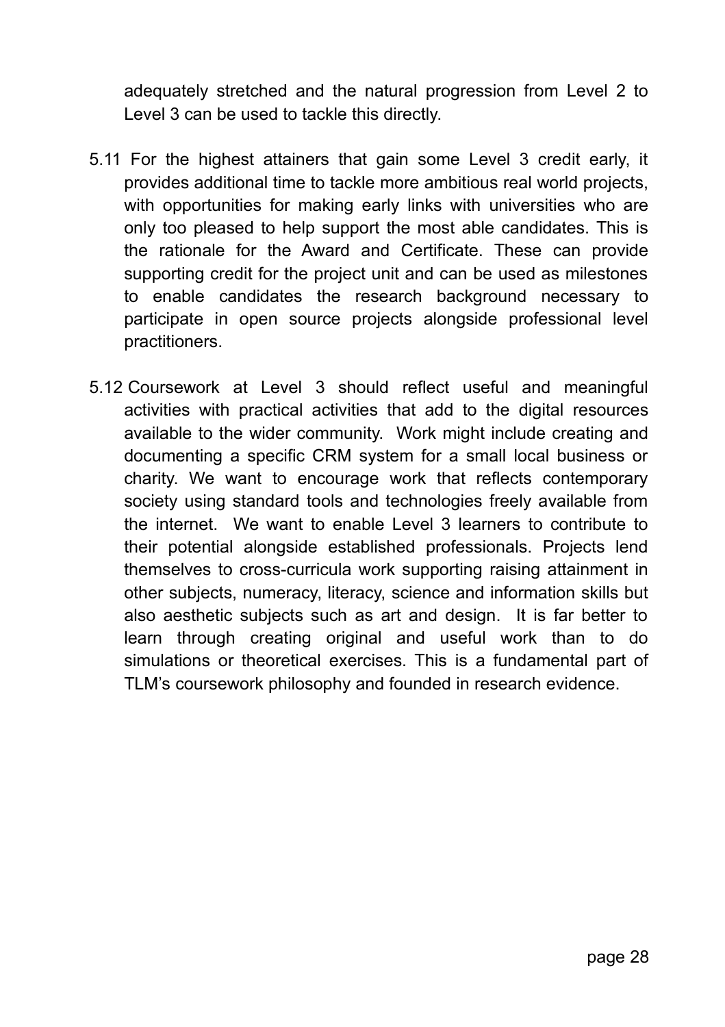adequately stretched and the natural progression from Level 2 to Level 3 can be used to tackle this directly.

5.11 For the highest attainers that gain some Level 3 credit early, it provides additional time to tackle more ambitious real world projects, with opportunities for making early links with universities who are only too pleased to help support the most able candidates. This is the rationale for the Award and Certificate. These can provide supporting credit for the project unit and can be used as milestones to enable candidates the research background necessary to participate in open source projects alongside professional level practitioners.

5.12 Coursework at Level 3 should reflect useful and meaningful activities with practical activities that add to the digital resources available to the wider community. Work might include creating and documenting a specific CRM system for a small local business or charity. We want to encourage work that reflects contemporary society using standard tools and technologies freely available from the internet. We want to enable Level 3 learners to contribute to their potential alongside established professionals. Projects lend themselves to cross-curricula work supporting raising attainment in other subjects, numeracy, literacy, science and information skills but also aesthetic subjects such as art and design. It is far better to learn through creating original and useful work than to do simulations or theoretical exercises. This is a fundamental part of TLM's coursework philosophy and founded in research evidence.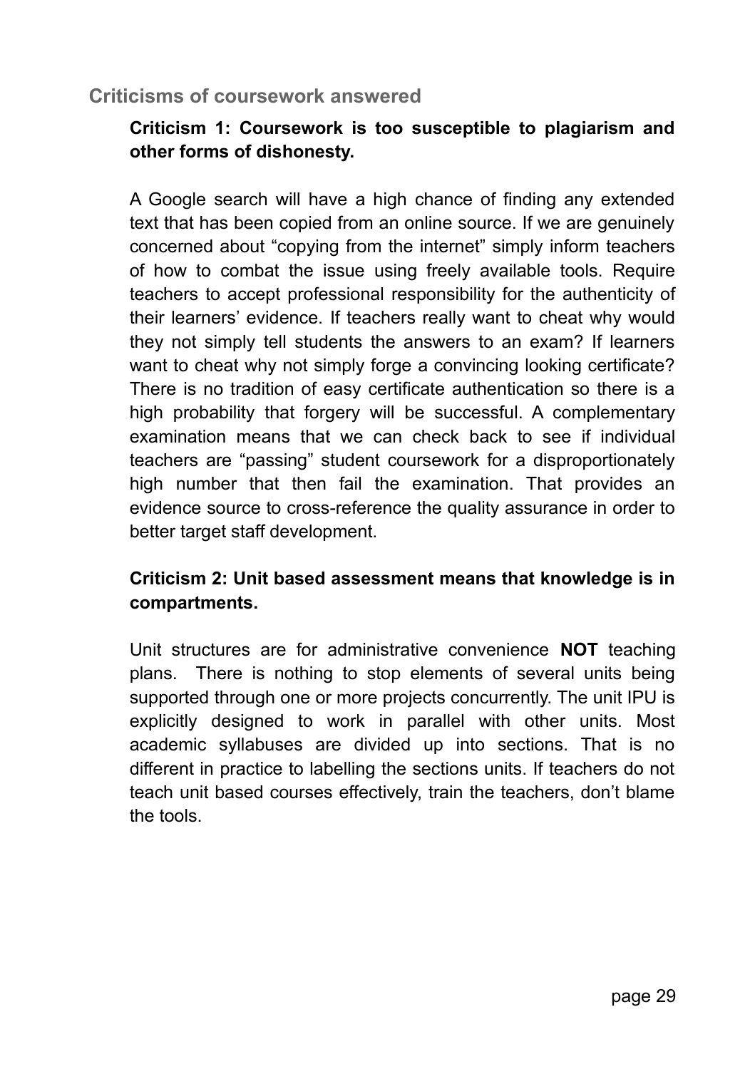## Criticisms of coursework answered

### Criticism 1: Coursework is too susceptible to plagiarism and other forms of dishonesty.

A Google search will have a high chance of finding any extended text that has been copied from an online source. If we are genuinely concerned about “copying from the internet” simply inform teachers of how to combat the issue using freely available tools. Require teachers to accept professional responsibility for the authenticity of their learners’ evidence. If teachers really want to cheat why would they not simply tell students the answers to an exam? If learners want to cheat why not simply forge a convincing looking certificate? There is no tradition of easy certificate authentication so there is a high probability that forgery will be successful. A complementary examination means that we can check back to see if individual teachers are “passing” student coursework for a disproportionately high number that then fail the examination. That provides an evidence source to cross-reference the quality assurance in order to better target staff development.

### Criticism 2: Unit based assessment means that knowledge is in compartments.

Unit structures are for administrative convenience **NOT** teaching plans. There is nothing to stop elements of several units being supported through one or more projects concurrently. The unit IPU is explicitly designed to work in parallel with other units. Most academic syllabuses are divided up into sections. That is no different in practice to labelling the sections units. If teachers do not teach unit based courses effectively, train the teachers, don’t blame the tools.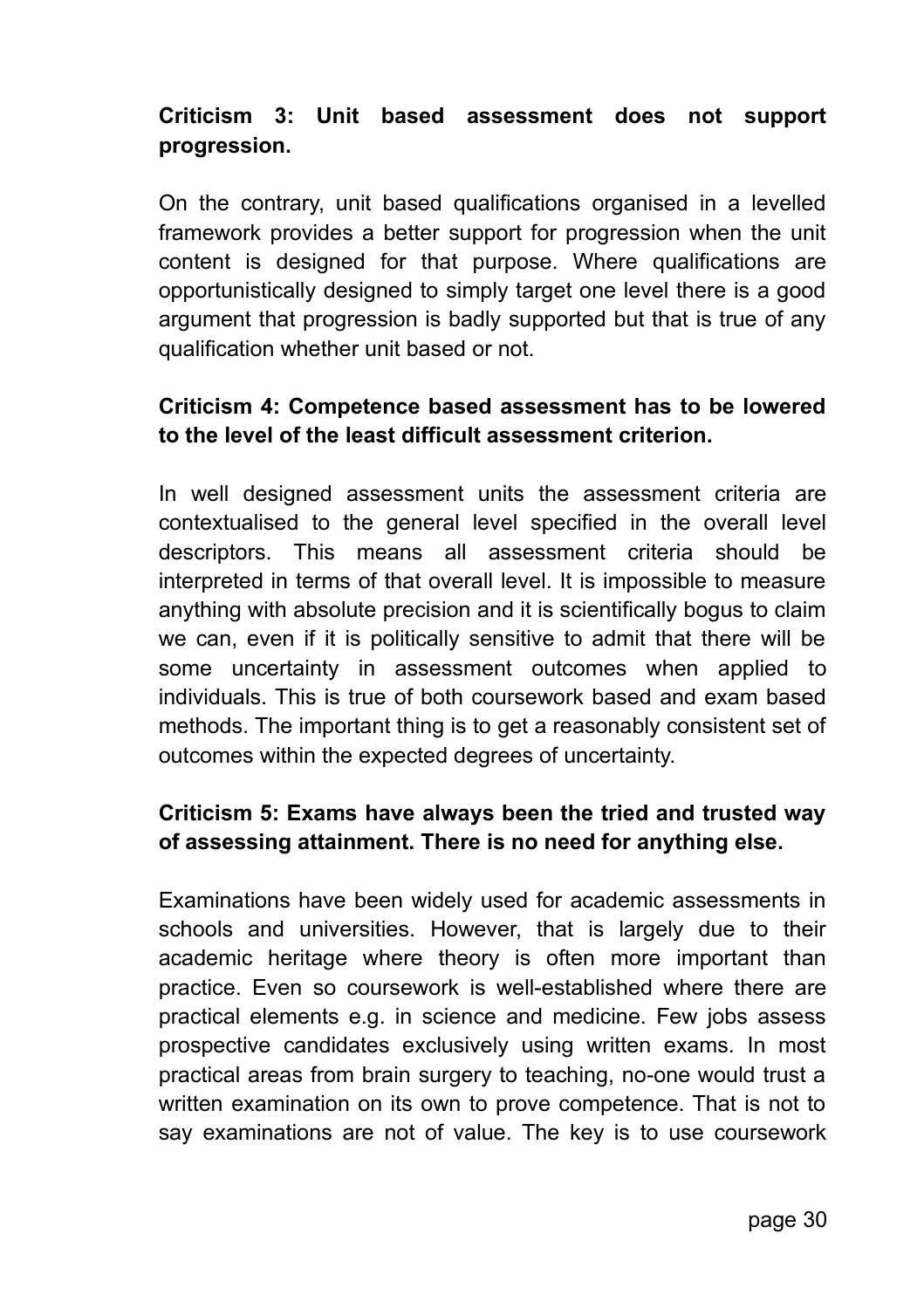**Criticism 3: Unit based assessment does not support progression.**

On the contrary, unit based qualifications organised in a levelled framework provides a better support for progression when the unit content is designed for that purpose. Where qualifications are opportunistically designed to simply target one level there is a good argument that progression is badly supported but that is true of any qualification whether unit based or not.

**Criticism 4: Competence based assessment has to be lowered to the level of the least difficult assessment criterion.**

In well designed assessment units the assessment criteria are contextualised to the general level specified in the overall level descriptors. This means all assessment criteria should be interpreted in terms of that overall level. It is impossible to measure anything with absolute precision and it is scientifically bogus to claim we can, even if it is politically sensitive to admit that there will be some uncertainty in assessment outcomes when applied to individuals. This is true of both coursework based and exam based methods. The important thing is to get a reasonably consistent set of outcomes within the expected degrees of uncertainty.

**Criticism 5: Exams have always been the tried and trusted way of assessing attainment. There is no need for anything else.**

Examinations have been widely used for academic assessments in schools and universities. However, that is largely due to their academic heritage where theory is often more important than practice. Even so coursework is well-established where there are practical elements e.g. in science and medicine. Few jobs assess prospective candidates exclusively using written exams. In most practical areas from brain surgery to teaching, no-one would trust a written examination on its own to prove competence. That is not to say examinations are not of value. The key is to use coursework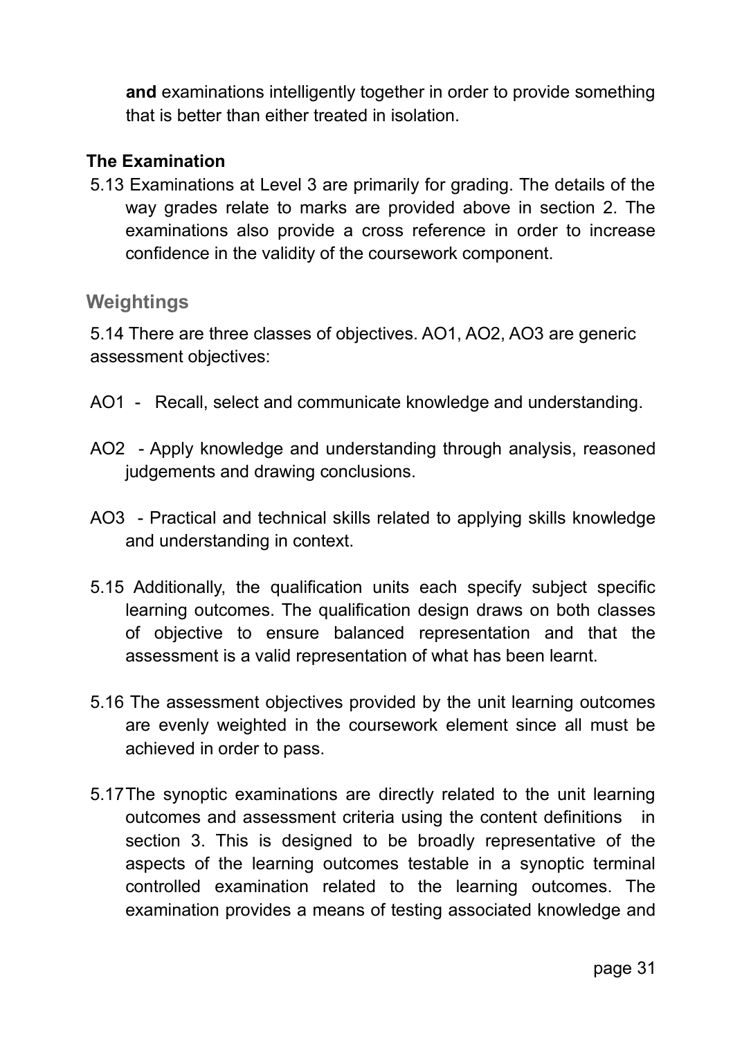**and** examinations intelligently together in order to provide something that is better than either treated in isolation.

**The Examination**

5.13 Examinations at Level 3 are primarily for grading. The details of the way grades relate to marks are provided above in section 2. The examinations also provide a cross reference in order to increase confidence in the validity of the coursework component.

## Weightings

5.14 There are three classes of objectives. AO1, AO2, AO3 are generic assessment objectives:

AO1 - Recall, select and communicate knowledge and understanding.

AO2 - Apply knowledge and understanding through analysis, reasoned judgements and drawing conclusions.

AO3 - Practical and technical skills related to applying skills knowledge and understanding in context.

5.15 Additionally, the qualification units each specify subject specific learning outcomes. The qualification design draws on both classes of objective to ensure balanced representation and that the assessment is a valid representation of what has been learnt.

5.16 The assessment objectives provided by the unit learning outcomes are evenly weighted in the coursework element since all must be achieved in order to pass.

5.17 The synoptic examinations are directly related to the unit learning outcomes and assessment criteria using the content definitions in section 3. This is designed to be broadly representative of the aspects of the learning outcomes testable in a synoptic terminal controlled examination related to the learning outcomes. The examination provides a means of testing associated knowledge and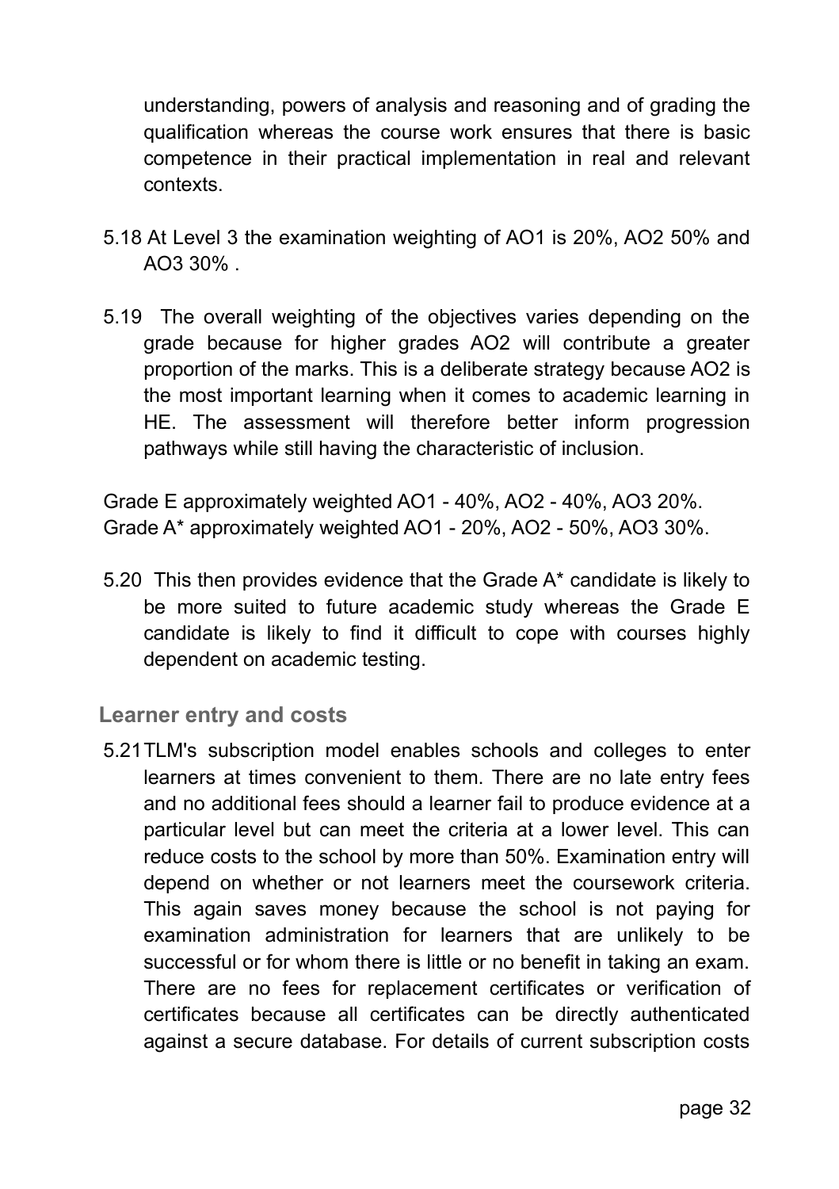understanding, powers of analysis and reasoning and of grading the qualification whereas the course work ensures that there is basic competence in their practical implementation in real and relevant contexts.

5.18 At Level 3 the examination weighting of AO1 is 20%, AO2 50% and AO3 30% .

5.19 The overall weighting of the objectives varies depending on the grade because for higher grades AO2 will contribute a greater proportion of the marks. This is a deliberate strategy because AO2 is the most important learning when it comes to academic learning in HE. The assessment will therefore better inform progression pathways while still having the characteristic of inclusion.

Grade E approximately weighted AO1 - 40%, AO2 - 40%, AO3 20%.
Grade A* approximately weighted AO1 - 20%, AO2 - 50%, AO3 30%.

5.20 This then provides evidence that the Grade A* candidate is likely to be more suited to future academic study whereas the Grade E candidate is likely to find it difficult to cope with courses highly dependent on academic testing.

### Learner entry and costs

5.21 TLM's subscription model enables schools and colleges to enter learners at times convenient to them. There are no late entry fees and no additional fees should a learner fail to produce evidence at a particular level but can meet the criteria at a lower level. This can reduce costs to the school by more than 50%. Examination entry will depend on whether or not learners meet the coursework criteria. This again saves money because the school is not paying for examination administration for learners that are unlikely to be successful or for whom there is little or no benefit in taking an exam. There are no fees for replacement certificates or verification of certificates because all certificates can be directly authenticated against a secure database. For details of current subscription costs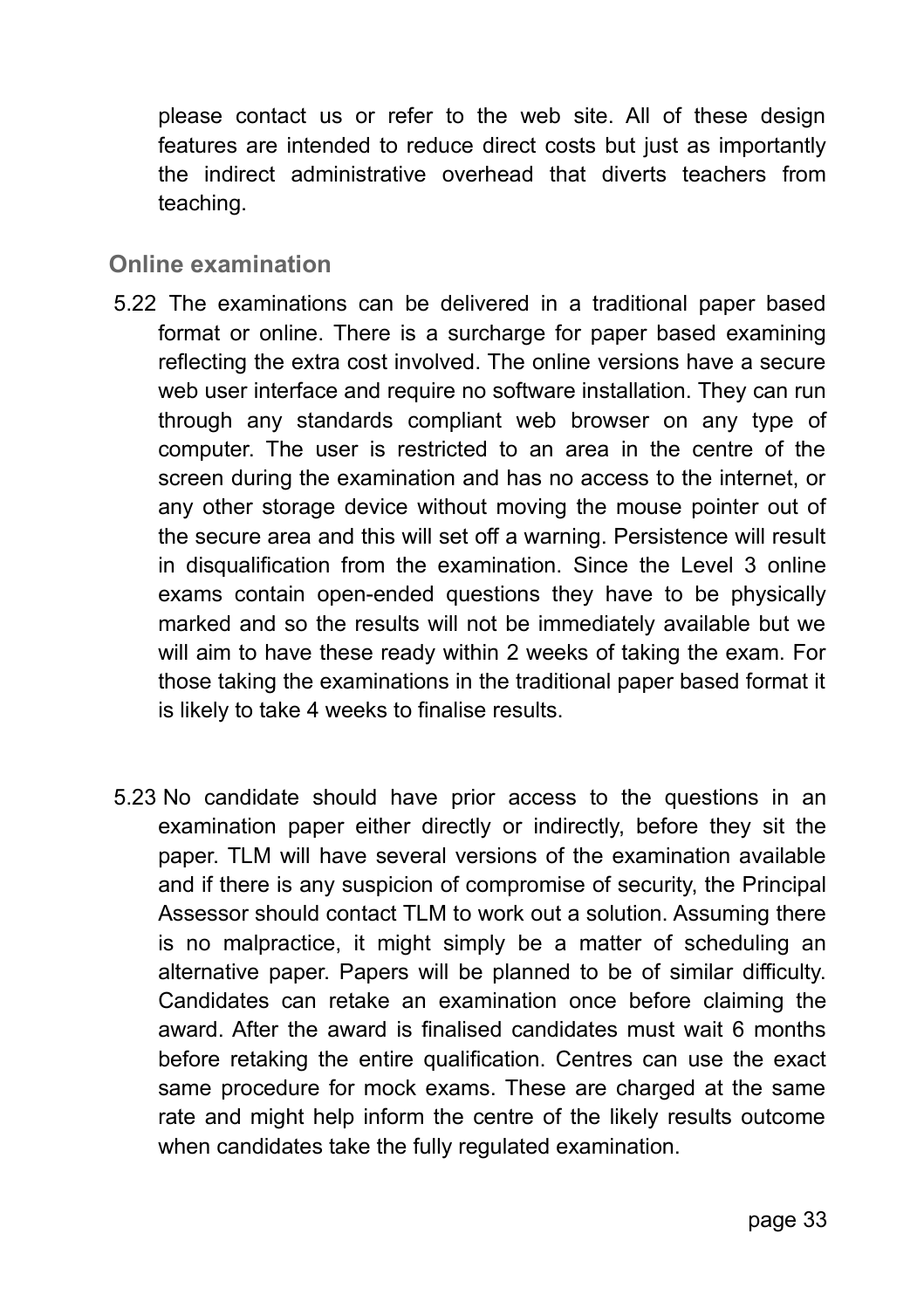please contact us or refer to the web site. All of these design features are intended to reduce direct costs but just as importantly the indirect administrative overhead that diverts teachers from teaching.

### Online examination

5.22 The examinations can be delivered in a traditional paper based format or online. There is a surcharge for paper based examining reflecting the extra cost involved. The online versions have a secure web user interface and require no software installation. They can run through any standards compliant web browser on any type of computer. The user is restricted to an area in the centre of the screen during the examination and has no access to the internet, or any other storage device without moving the mouse pointer out of the secure area and this will set off a warning. Persistence will result in disqualification from the examination. Since the Level 3 online exams contain open-ended questions they have to be physically marked and so the results will not be immediately available but we will aim to have these ready within 2 weeks of taking the exam. For those taking the examinations in the traditional paper based format it is likely to take 4 weeks to finalise results.

5.23 No candidate should have prior access to the questions in an examination paper either directly or indirectly, before they sit the paper. TLM will have several versions of the examination available and if there is any suspicion of compromise of security, the Principal Assessor should contact TLM to work out a solution. Assuming there is no malpractice, it might simply be a matter of scheduling an alternative paper. Papers will be planned to be of similar difficulty. Candidates can retake an examination once before claiming the award. After the award is finalised candidates must wait 6 months before retaking the entire qualification. Centres can use the exact same procedure for mock exams. These are charged at the same rate and might help inform the centre of the likely results outcome when candidates take the fully regulated examination.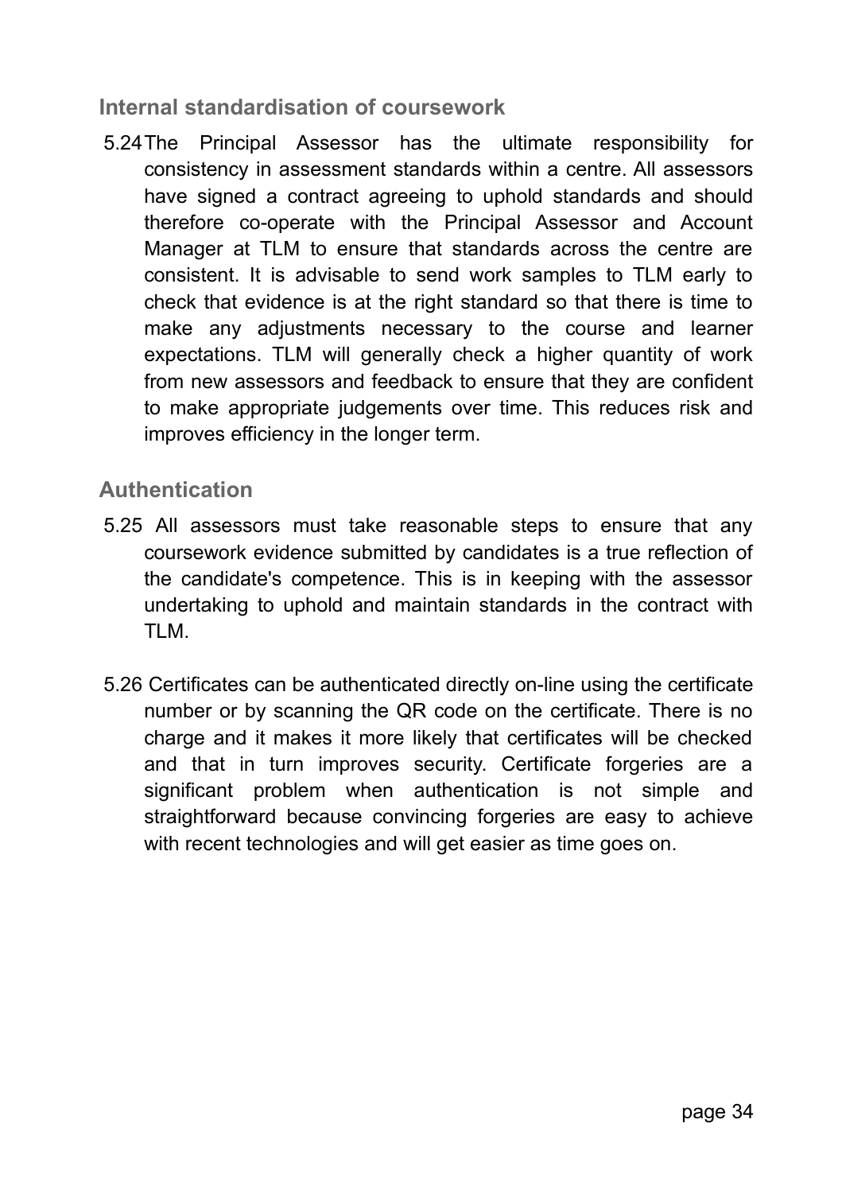## Internal standardisation of coursework

5.24 The Principal Assessor has the ultimate responsibility for consistency in assessment standards within a centre. All assessors have signed a contract agreeing to uphold standards and should therefore co-operate with the Principal Assessor and Account Manager at TLM to ensure that standards across the centre are consistent. It is advisable to send work samples to TLM early to check that evidence is at the right standard so that there is time to make any adjustments necessary to the course and learner expectations. TLM will generally check a higher quantity of work from new assessors and feedback to ensure that they are confident to make appropriate judgements over time. This reduces risk and improves efficiency in the longer term.

## Authentication

5.25 All assessors must take reasonable steps to ensure that any coursework evidence submitted by candidates is a true reflection of the candidate's competence. This is in keeping with the assessor undertaking to uphold and maintain standards in the contract with TLM.

5.26 Certificates can be authenticated directly on-line using the certificate number or by scanning the QR code on the certificate. There is no charge and it makes it more likely that certificates will be checked and that in turn improves security. Certificate forgeries are a significant problem when authentication is not simple and straightforward because convincing forgeries are easy to achieve with recent technologies and will get easier as time goes on.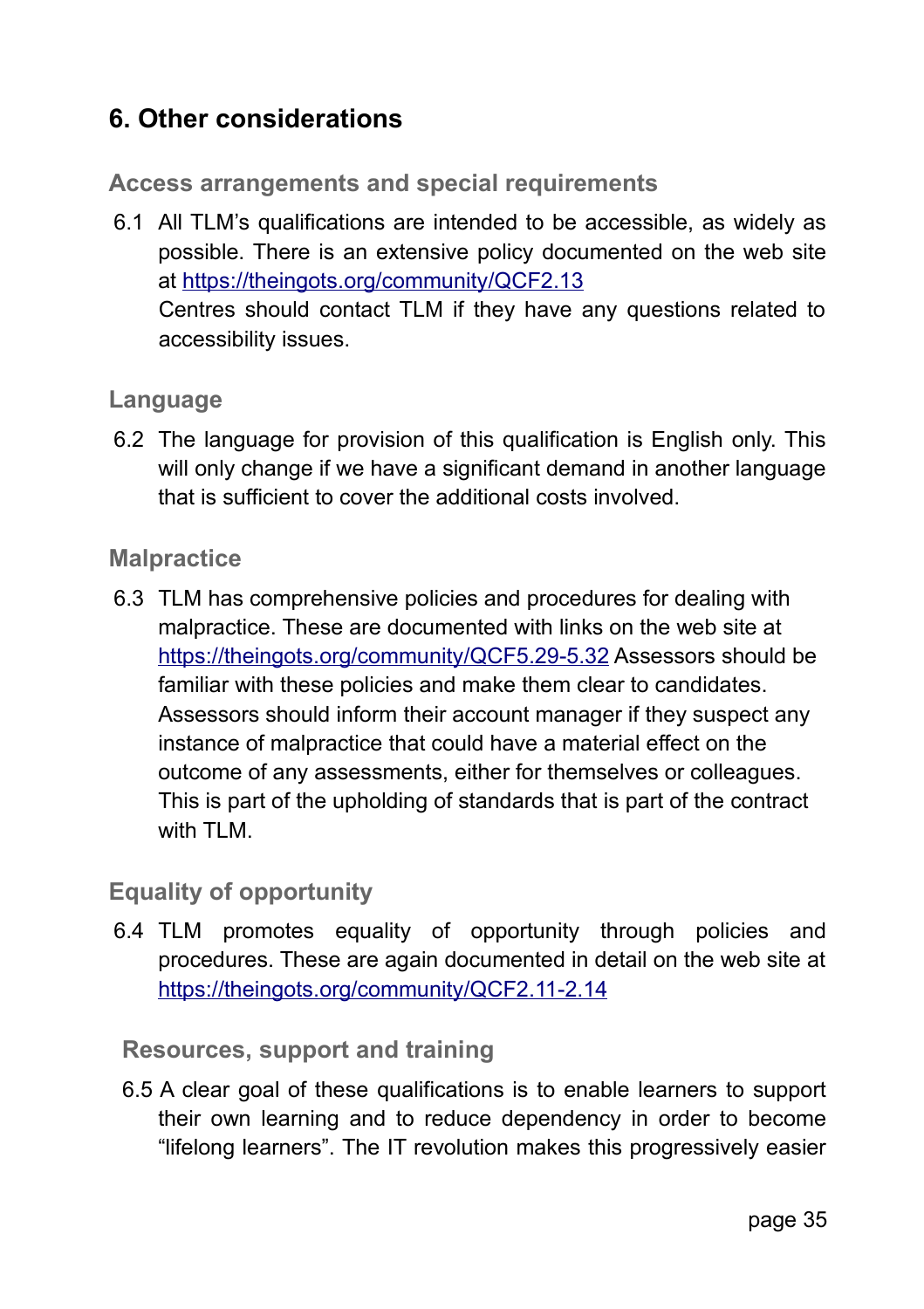## 6. Other considerations

### Access arrangements and special requirements

6.1 All TLM's qualifications are intended to be accessible, as widely as possible. There is an extensive policy documented on the web site at https://theingots.org/community/QCF2.13
Centres should contact TLM if they have any questions related to accessibility issues.

### Language

6.2 The language for provision of this qualification is English only. This will only change if we have a significant demand in another language that is sufficient to cover the additional costs involved.

### Malpractice

6.3 TLM has comprehensive policies and procedures for dealing with malpractice. These are documented with links on the web site at https://theingots.org/community/QCF5.29-5.32 Assessors should be familiar with these policies and make them clear to candidates. Assessors should inform their account manager if they suspect any instance of malpractice that could have a material effect on the outcome of any assessments, either for themselves or colleagues. This is part of the upholding of standards that is part of the contract with TLM.

### Equality of opportunity

6.4 TLM promotes equality of opportunity through policies and procedures. These are again documented in detail on the web site at https://theingots.org/community/QCF2.11-2.14

### Resources, support and training

6.5 A clear goal of these qualifications is to enable learners to support their own learning and to reduce dependency in order to become "lifelong learners". The IT revolution makes this progressively easier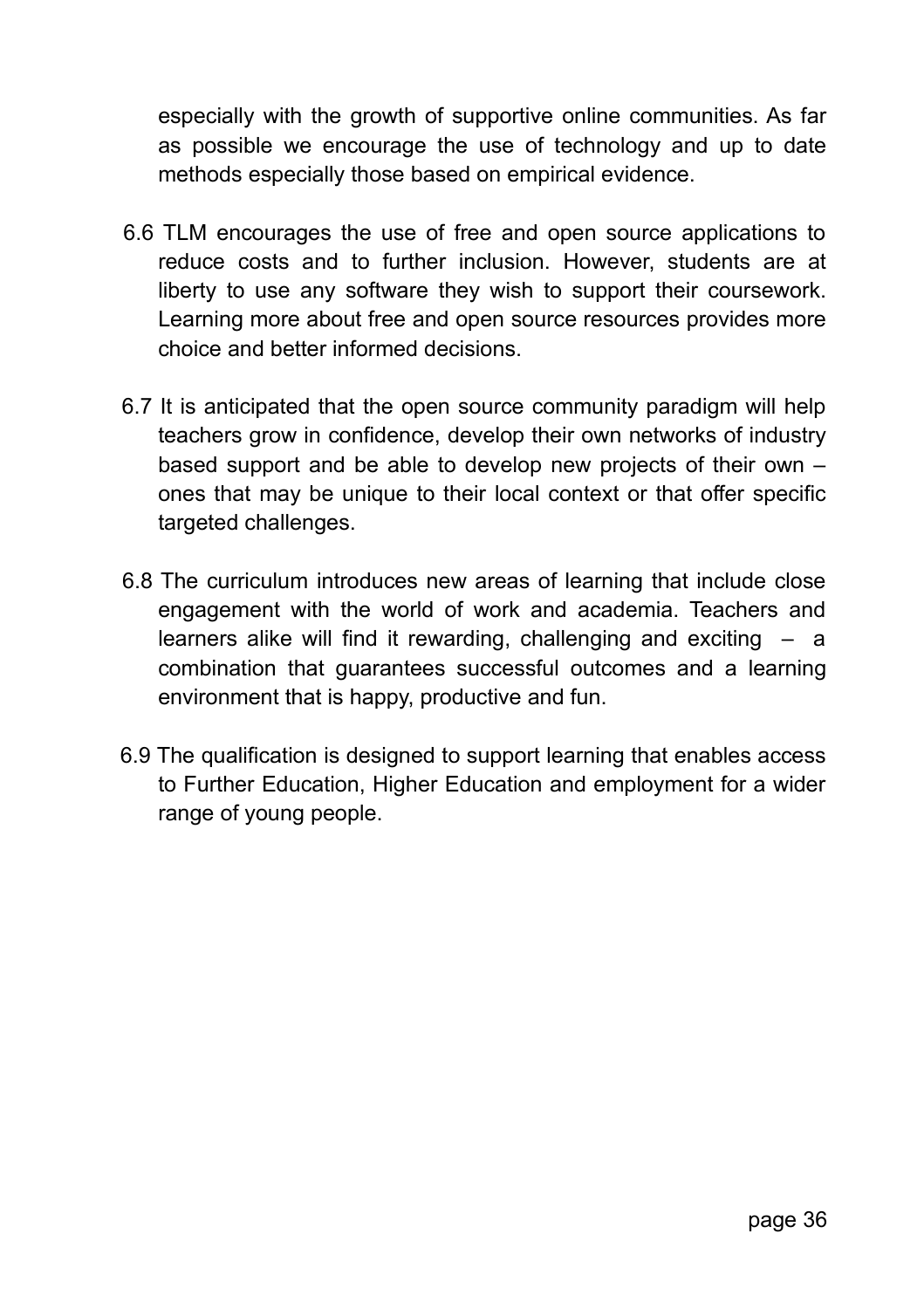especially with the growth of supportive online communities. As far as possible we encourage the use of technology and up to date methods especially those based on empirical evidence.

6.6 TLM encourages the use of free and open source applications to reduce costs and to further inclusion. However, students are at liberty to use any software they wish to support their coursework. Learning more about free and open source resources provides more choice and better informed decisions.

6.7 It is anticipated that the open source community paradigm will help teachers grow in confidence, develop their own networks of industry based support and be able to develop new projects of their own – ones that may be unique to their local context or that offer specific targeted challenges.

6.8 The curriculum introduces new areas of learning that include close engagement with the world of work and academia. Teachers and learners alike will find it rewarding, challenging and exciting – a combination that guarantees successful outcomes and a learning environment that is happy, productive and fun.

6.9 The qualification is designed to support learning that enables access to Further Education, Higher Education and employment for a wider range of young people.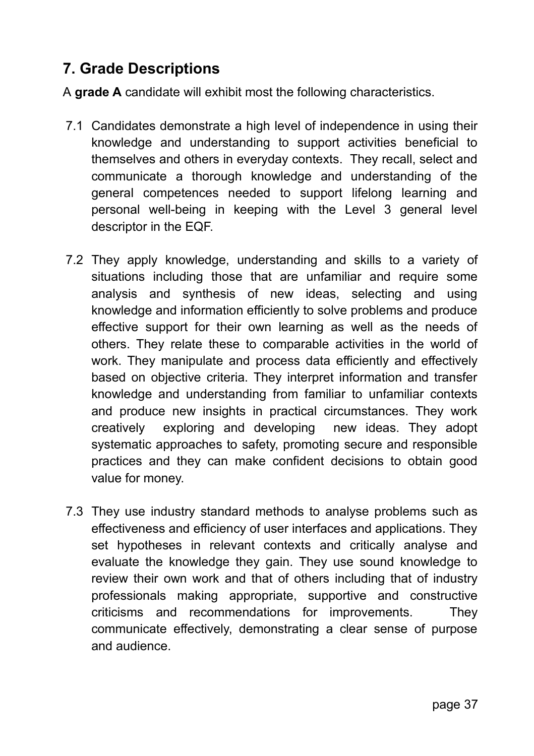## 7. Grade Descriptions

A **grade A** candidate will exhibit most the following characteristics.

7.1 Candidates demonstrate a high level of independence in using their knowledge and understanding to support activities beneficial to themselves and others in everyday contexts. They recall, select and communicate a thorough knowledge and understanding of the general competences needed to support lifelong learning and personal well-being in keeping with the Level 3 general level descriptor in the EQF.

7.2 They apply knowledge, understanding and skills to a variety of situations including those that are unfamiliar and require some analysis and synthesis of new ideas, selecting and using knowledge and information efficiently to solve problems and produce effective support for their own learning as well as the needs of others. They relate these to comparable activities in the world of work. They manipulate and process data efficiently and effectively based on objective criteria. They interpret information and transfer knowledge and understanding from familiar to unfamiliar contexts and produce new insights in practical circumstances. They work creatively exploring and developing new ideas. They adopt systematic approaches to safety, promoting secure and responsible practices and they can make confident decisions to obtain good value for money.

7.3 They use industry standard methods to analyse problems such as effectiveness and efficiency of user interfaces and applications. They set hypotheses in relevant contexts and critically analyse and evaluate the knowledge they gain. They use sound knowledge to review their own work and that of others including that of industry professionals making appropriate, supportive and constructive criticisms and recommendations for improvements. They communicate effectively, demonstrating a clear sense of purpose and audience.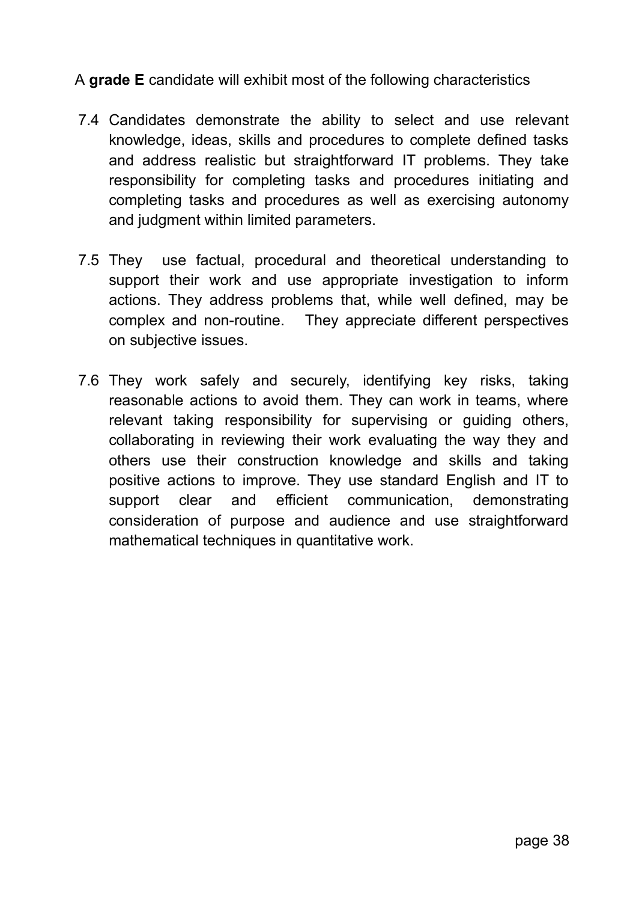A **grade E** candidate will exhibit most of the following characteristics

7.4 Candidates demonstrate the ability to select and use relevant knowledge, ideas, skills and procedures to complete defined tasks and address realistic but straightforward IT problems. They take responsibility for completing tasks and procedures initiating and completing tasks and procedures as well as exercising autonomy and judgment within limited parameters.

7.5 They use factual, procedural and theoretical understanding to support their work and use appropriate investigation to inform actions. They address problems that, while well defined, may be complex and non-routine. They appreciate different perspectives on subjective issues.

7.6 They work safely and securely, identifying key risks, taking reasonable actions to avoid them. They can work in teams, where relevant taking responsibility for supervising or guiding others, collaborating in reviewing their work evaluating the way they and others use their construction knowledge and skills and taking positive actions to improve. They use standard English and IT to support clear and efficient communication, demonstrating consideration of purpose and audience and use straightforward mathematical techniques in quantitative work.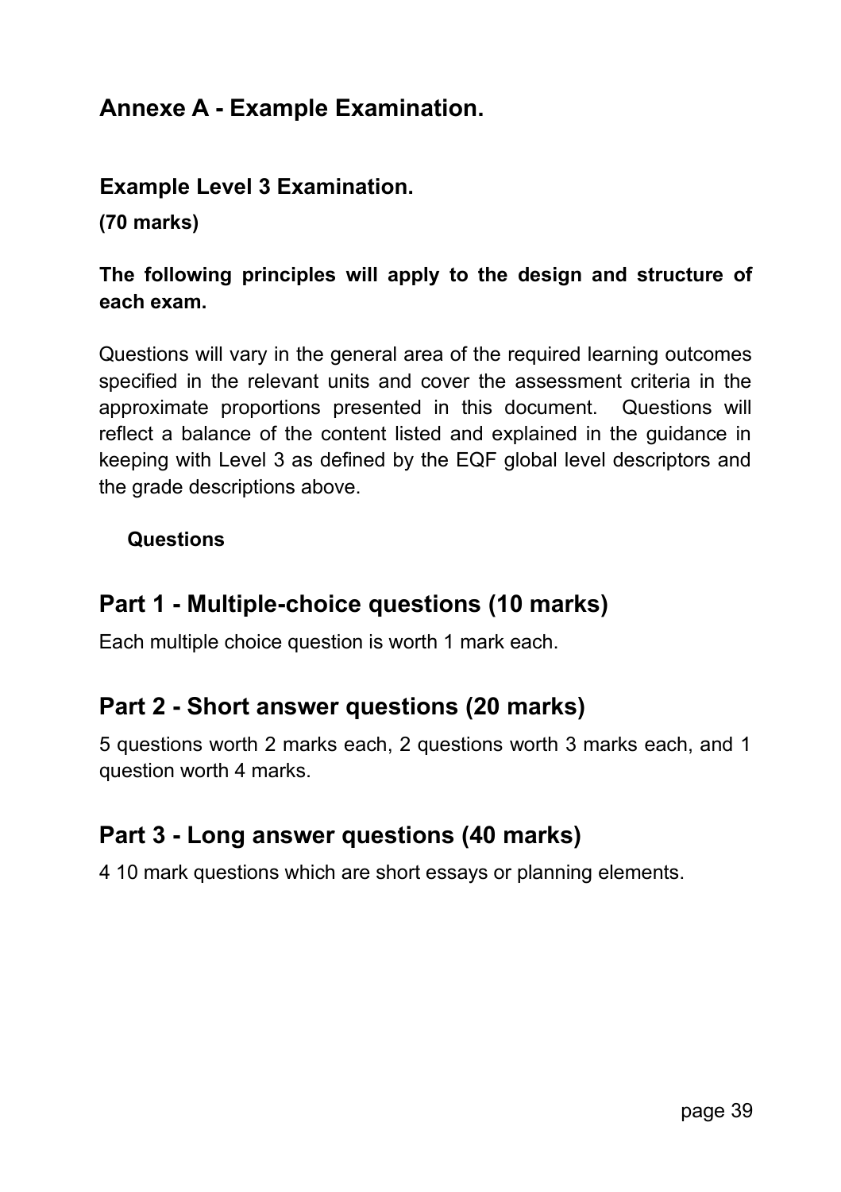## Annexe A - Example Examination.

### Example Level 3 Examination.

**(70 marks)**

**The following principles will apply to the design and structure of each exam.**

Questions will vary in the general area of the required learning outcomes specified in the relevant units and cover the assessment criteria in the approximate proportions presented in this document. Questions will reflect a balance of the content listed and explained in the guidance in keeping with Level 3 as defined by the EQF global level descriptors and the grade descriptions above.

**Questions**

## Part 1 - Multiple-choice questions (10 marks)

Each multiple choice question is worth 1 mark each.

## Part 2 - Short answer questions (20 marks)

5 questions worth 2 marks each, 2 questions worth 3 marks each, and 1 question worth 4 marks.

## Part 3 - Long answer questions (40 marks)

4 10 mark questions which are short essays or planning elements.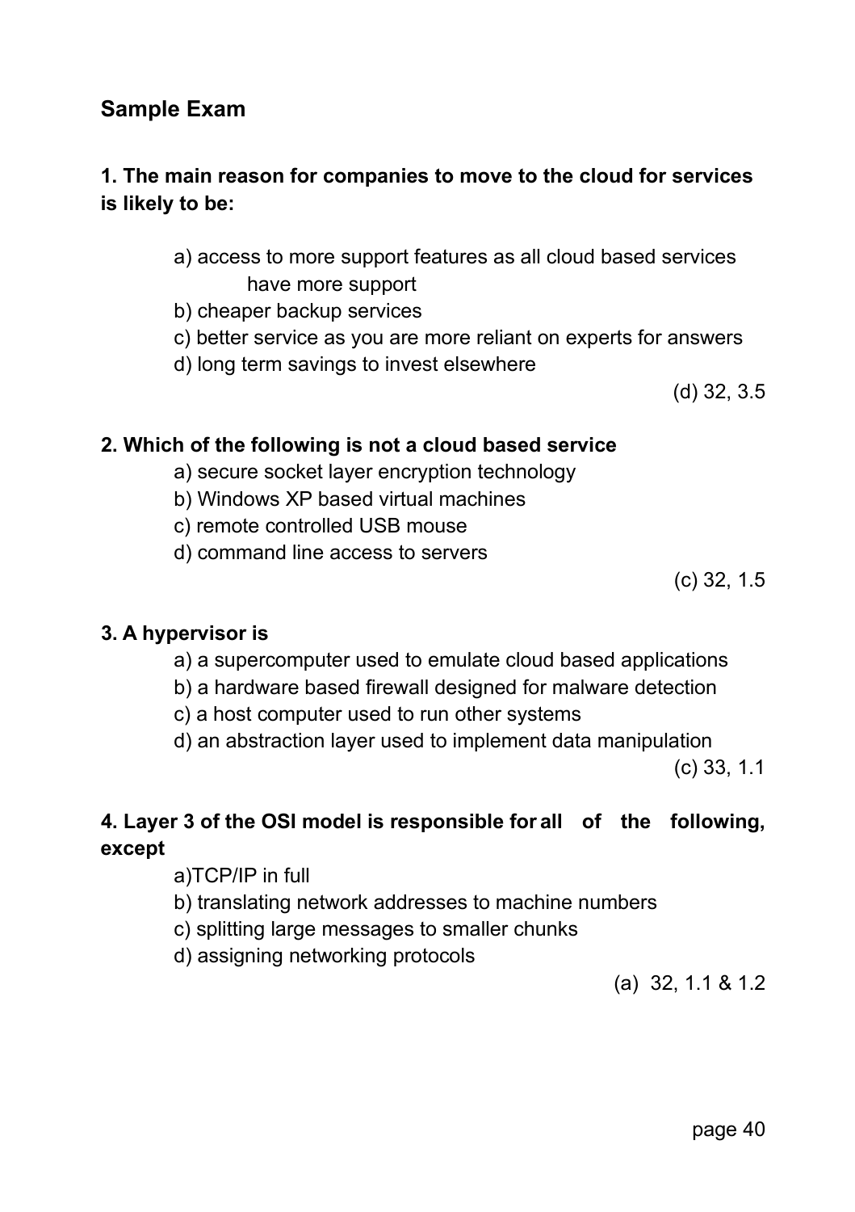## Sample Exam

**1. The main reason for companies to move to the cloud for services is likely to be:**

a) access to more support features as all cloud based services have more support
b) cheaper backup services
c) better service as you are more reliant on experts for answers
d) long term savings to invest elsewhere

(d) 32, 3.5

**2. Which of the following is not a cloud based service**

a) secure socket layer encryption technology
b) Windows XP based virtual machines
c) remote controlled USB mouse
d) command line access to servers

(c) 32, 1.5

**3. A hypervisor is**

a) a supercomputer used to emulate cloud based applications
b) a hardware based firewall designed for malware detection
c) a host computer used to run other systems
d) an abstraction layer used to implement data manipulation

(c) 33, 1.1

**4. Layer 3 of the OSI model is responsible for all of the following, except**

a)TCP/IP in full
b) translating network addresses to machine numbers
c) splitting large messages to smaller chunks
d) assigning networking protocols

(a) 32, 1.1 & 1.2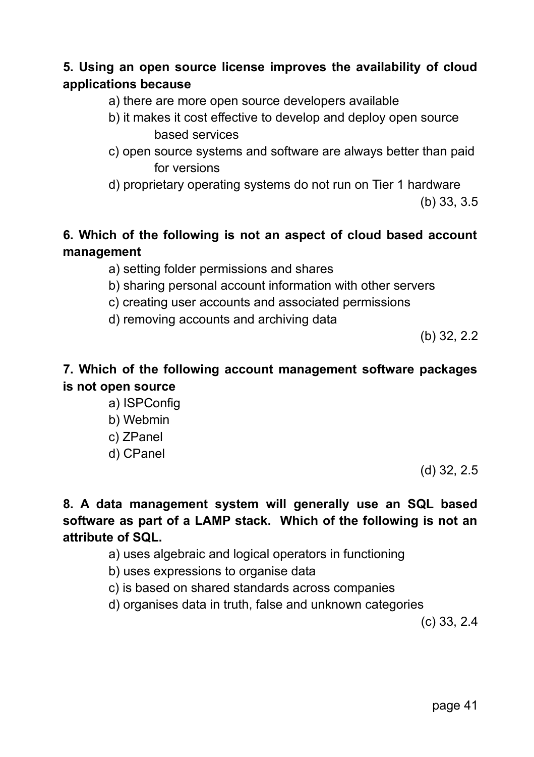**5. Using an open source license improves the availability of cloud applications because**

a) there are more open source developers available
b) it makes it cost effective to develop and deploy open source based services
c) open source systems and software are always better than paid for versions
d) proprietary operating systems do not run on Tier 1 hardware

(b) 33, 3.5

**6. Which of the following is not an aspect of cloud based account management**

a) setting folder permissions and shares
b) sharing personal account information with other servers
c) creating user accounts and associated permissions
d) removing accounts and archiving data

(b) 32, 2.2

**7. Which of the following account management software packages is not open source**

a) ISPConfig
b) Webmin
c) ZPanel
d) CPanel

(d) 32, 2.5

**8. A data management system will generally use an SQL based software as part of a LAMP stack. Which of the following is not an attribute of SQL.**

a) uses algebraic and logical operators in functioning
b) uses expressions to organise data
c) is based on shared standards across companies
d) organises data in truth, false and unknown categories

(c) 33, 2.4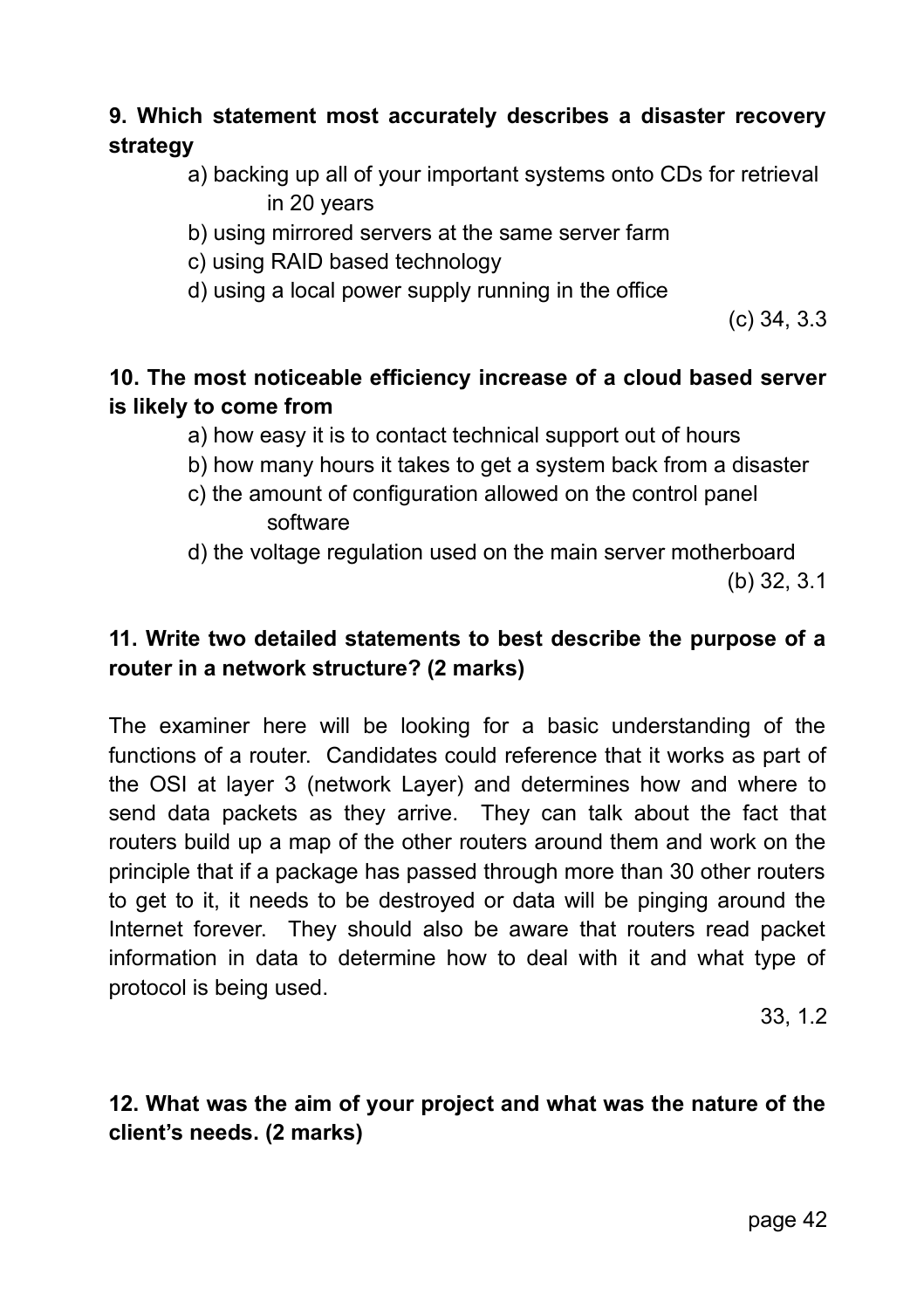**9. Which statement most accurately describes a disaster recovery strategy**

a) backing up all of your important systems onto CDs for retrieval in 20 years
b) using mirrored servers at the same server farm
c) using RAID based technology
d) using a local power supply running in the office

(c) 34, 3.3

**10. The most noticeable efficiency increase of a cloud based server is likely to come from**

a) how easy it is to contact technical support out of hours
b) how many hours it takes to get a system back from a disaster
c) the amount of configuration allowed on the control panel software
d) the voltage regulation used on the main server motherboard

(b) 32, 3.1

**11. Write two detailed statements to best describe the purpose of a router in a network structure? (2 marks)**

The examiner here will be looking for a basic understanding of the functions of a router. Candidates could reference that it works as part of the OSI at layer 3 (network Layer) and determines how and where to send data packets as they arrive. They can talk about the fact that routers build up a map of the other routers around them and work on the principle that if a package has passed through more than 30 other routers to get to it, it needs to be destroyed or data will be pinging around the Internet forever. They should also be aware that routers read packet information in data to determine how to deal with it and what type of protocol is being used.

33, 1.2

**12. What was the aim of your project and what was the nature of the client's needs. (2 marks)**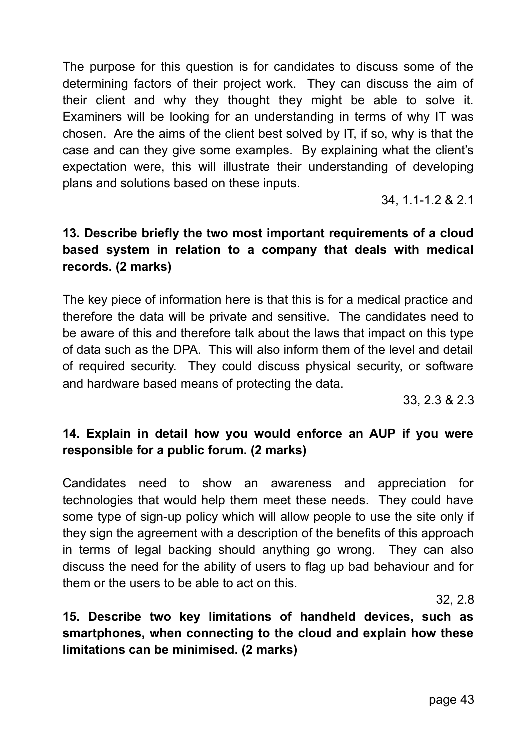The purpose for this question is for candidates to discuss some of the determining factors of their project work. They can discuss the aim of their client and why they thought they might be able to solve it. Examiners will be looking for an understanding in terms of why IT was chosen. Are the aims of the client best solved by IT, if so, why is that the case and can they give some examples. By explaining what the client's expectation were, this will illustrate their understanding of developing plans and solutions based on these inputs.

34, 1.1-1.2 & 2.1

**13. Describe briefly the two most important requirements of a cloud based system in relation to a company that deals with medical records. (2 marks)**

The key piece of information here is that this is for a medical practice and therefore the data will be private and sensitive. The candidates need to be aware of this and therefore talk about the laws that impact on this type of data such as the DPA. This will also inform them of the level and detail of required security. They could discuss physical security, or software and hardware based means of protecting the data.

33, 2.3 & 2.3

**14. Explain in detail how you would enforce an AUP if you were responsible for a public forum. (2 marks)**

Candidates need to show an awareness and appreciation for technologies that would help them meet these needs. They could have some type of sign-up policy which will allow people to use the site only if they sign the agreement with a description of the benefits of this approach in terms of legal backing should anything go wrong. They can also discuss the need for the ability of users to flag up bad behaviour and for them or the users to be able to act on this.

32, 2.8

**15. Describe two key limitations of handheld devices, such as smartphones, when connecting to the cloud and explain how these limitations can be minimised. (2 marks)**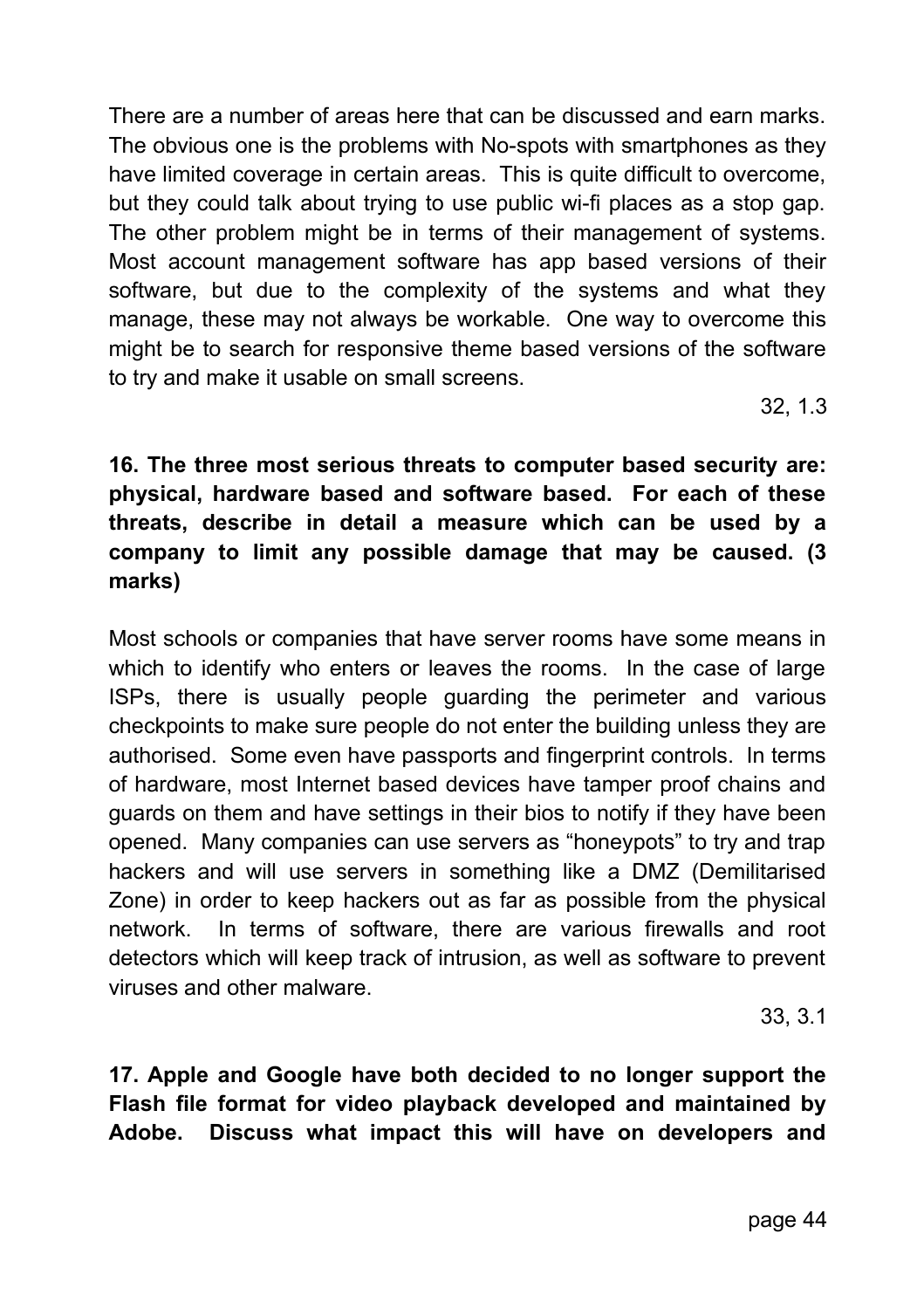There are a number of areas here that can be discussed and earn marks. The obvious one is the problems with No-spots with smartphones as they have limited coverage in certain areas. This is quite difficult to overcome, but they could talk about trying to use public wi-fi places as a stop gap. The other problem might be in terms of their management of systems. Most account management software has app based versions of their software, but due to the complexity of the systems and what they manage, these may not always be workable. One way to overcome this might be to search for responsive theme based versions of the software to try and make it usable on small screens.

32, 1.3

**16. The three most serious threats to computer based security are: physical, hardware based and software based. For each of these threats, describe in detail a measure which can be used by a company to limit any possible damage that may be caused. (3 marks)**

Most schools or companies that have server rooms have some means in which to identify who enters or leaves the rooms. In the case of large ISPs, there is usually people guarding the perimeter and various checkpoints to make sure people do not enter the building unless they are authorised. Some even have passports and fingerprint controls. In terms of hardware, most Internet based devices have tamper proof chains and guards on them and have settings in their bios to notify if they have been opened. Many companies can use servers as “honeypots” to try and trap hackers and will use servers in something like a DMZ (Demilitarised Zone) in order to keep hackers out as far as possible from the physical network. In terms of software, there are various firewalls and root detectors which will keep track of intrusion, as well as software to prevent viruses and other malware.

33, 3.1

**17. Apple and Google have both decided to no longer support the Flash file format for video playback developed and maintained by Adobe. Discuss what impact this will have on developers and**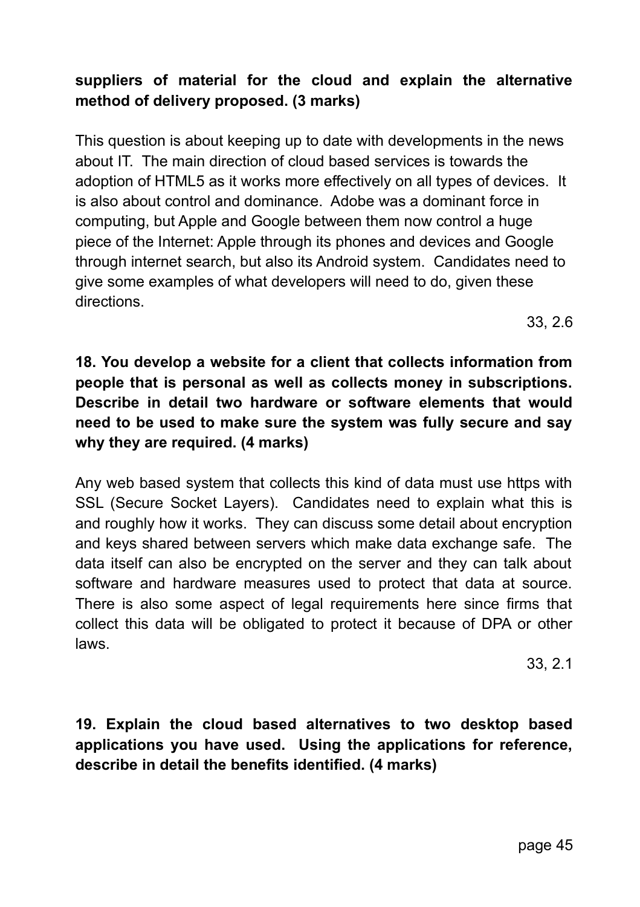**suppliers of material for the cloud and explain the alternative method of delivery proposed. (3 marks)**

This question is about keeping up to date with developments in the news about IT. The main direction of cloud based services is towards the adoption of HTML5 as it works more effectively on all types of devices. It is also about control and dominance. Adobe was a dominant force in computing, but Apple and Google between them now control a huge piece of the Internet: Apple through its phones and devices and Google through internet search, but also its Android system. Candidates need to give some examples of what developers will need to do, given these directions.

33, 2.6

**18. You develop a website for a client that collects information from people that is personal as well as collects money in subscriptions. Describe in detail two hardware or software elements that would need to be used to make sure the system was fully secure and say why they are required. (4 marks)**

Any web based system that collects this kind of data must use https with SSL (Secure Socket Layers). Candidates need to explain what this is and roughly how it works. They can discuss some detail about encryption and keys shared between servers which make data exchange safe. The data itself can also be encrypted on the server and they can talk about software and hardware measures used to protect that data at source. There is also some aspect of legal requirements here since firms that collect this data will be obligated to protect it because of DPA or other laws.

33, 2.1

**19. Explain the cloud based alternatives to two desktop based applications you have used. Using the applications for reference, describe in detail the benefits identified. (4 marks)**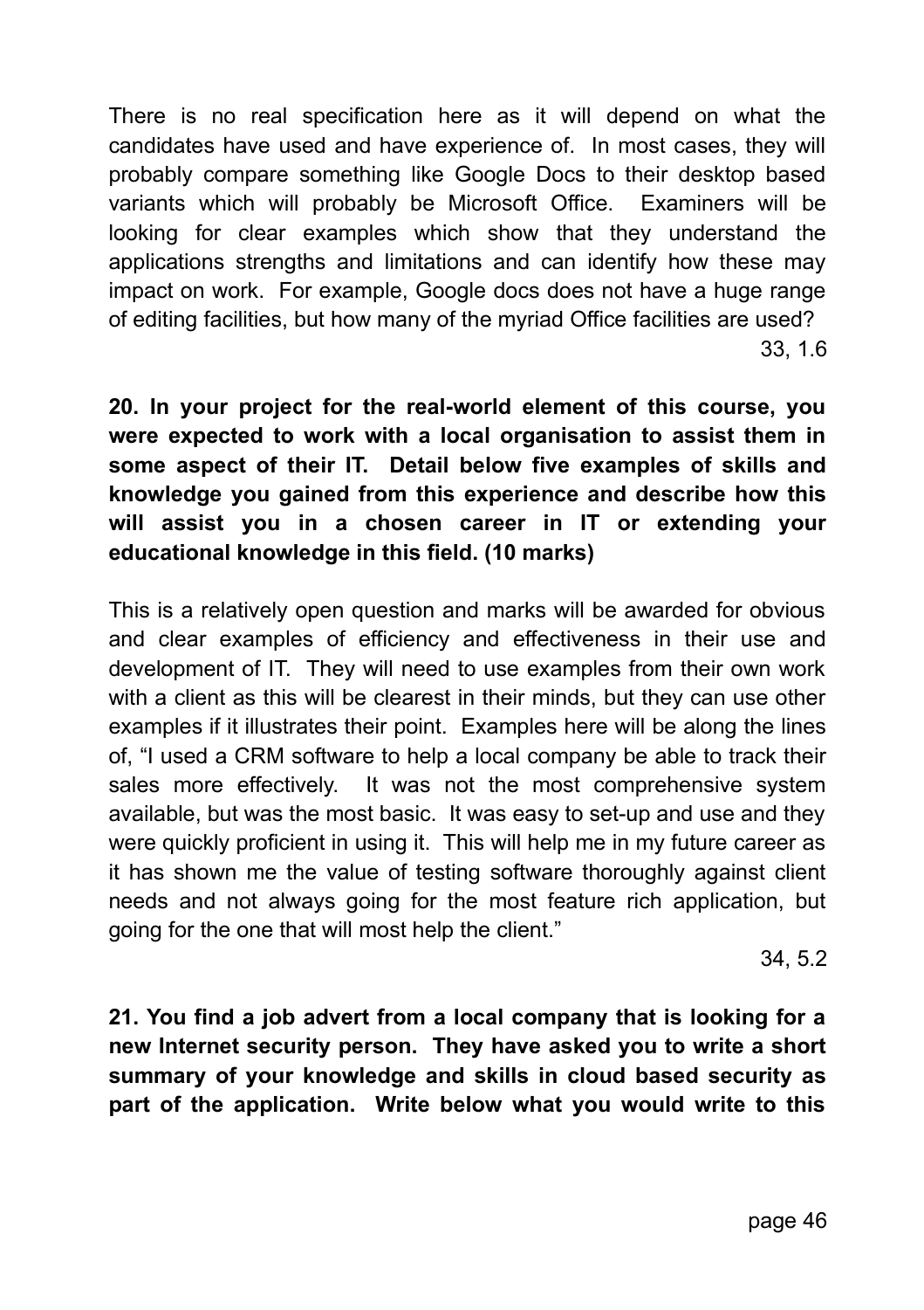There is no real specification here as it will depend on what the candidates have used and have experience of. In most cases, they will probably compare something like Google Docs to their desktop based variants which will probably be Microsoft Office. Examiners will be looking for clear examples which show that they understand the applications strengths and limitations and can identify how these may impact on work. For example, Google docs does not have a huge range of editing facilities, but how many of the myriad Office facilities are used?

33, 1.6

**20. In your project for the real-world element of this course, you were expected to work with a local organisation to assist them in some aspect of their IT. Detail below five examples of skills and knowledge you gained from this experience and describe how this will assist you in a chosen career in IT or extending your educational knowledge in this field. (10 marks)**

This is a relatively open question and marks will be awarded for obvious and clear examples of efficiency and effectiveness in their use and development of IT. They will need to use examples from their own work with a client as this will be clearest in their minds, but they can use other examples if it illustrates their point. Examples here will be along the lines of, "I used a CRM software to help a local company be able to track their sales more effectively. It was not the most comprehensive system available, but was the most basic. It was easy to set-up and use and they were quickly proficient in using it. This will help me in my future career as it has shown me the value of testing software thoroughly against client needs and not always going for the most feature rich application, but going for the one that will most help the client."

34, 5.2

**21. You find a job advert from a local company that is looking for a new Internet security person. They have asked you to write a short summary of your knowledge and skills in cloud based security as part of the application. Write below what you would write to this**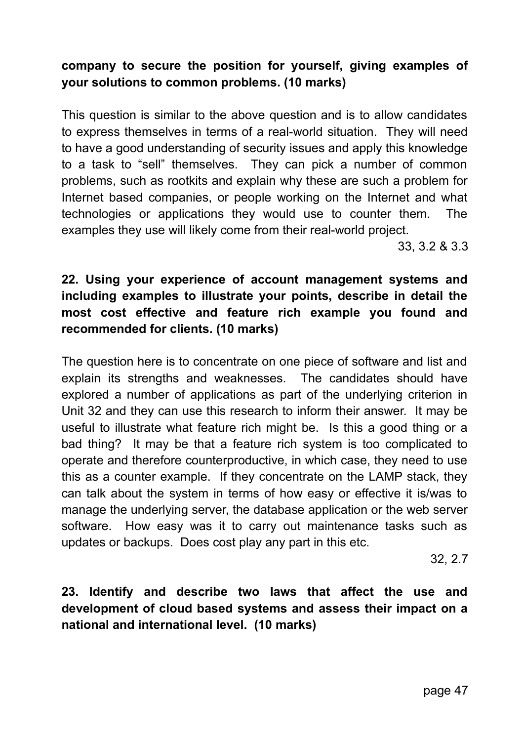**company to secure the position for yourself, giving examples of your solutions to common problems. (10 marks)**

This question is similar to the above question and is to allow candidates to express themselves in terms of a real-world situation. They will need to have a good understanding of security issues and apply this knowledge to a task to "sell" themselves. They can pick a number of common problems, such as rootkits and explain why these are such a problem for Internet based companies, or people working on the Internet and what technologies or applications they would use to counter them. The examples they use will likely come from their real-world project.

33, 3.2 & 3.3

**22. Using your experience of account management systems and including examples to illustrate your points, describe in detail the most cost effective and feature rich example you found and recommended for clients. (10 marks)**

The question here is to concentrate on one piece of software and list and explain its strengths and weaknesses. The candidates should have explored a number of applications as part of the underlying criterion in Unit 32 and they can use this research to inform their answer. It may be useful to illustrate what feature rich might be. Is this a good thing or a bad thing? It may be that a feature rich system is too complicated to operate and therefore counterproductive, in which case, they need to use this as a counter example. If they concentrate on the LAMP stack, they can talk about the system in terms of how easy or effective it is/was to manage the underlying server, the database application or the web server software. How easy was it to carry out maintenance tasks such as updates or backups. Does cost play any part in this etc.

32, 2.7

**23. Identify and describe two laws that affect the use and development of cloud based systems and assess their impact on a national and international level. (10 marks)**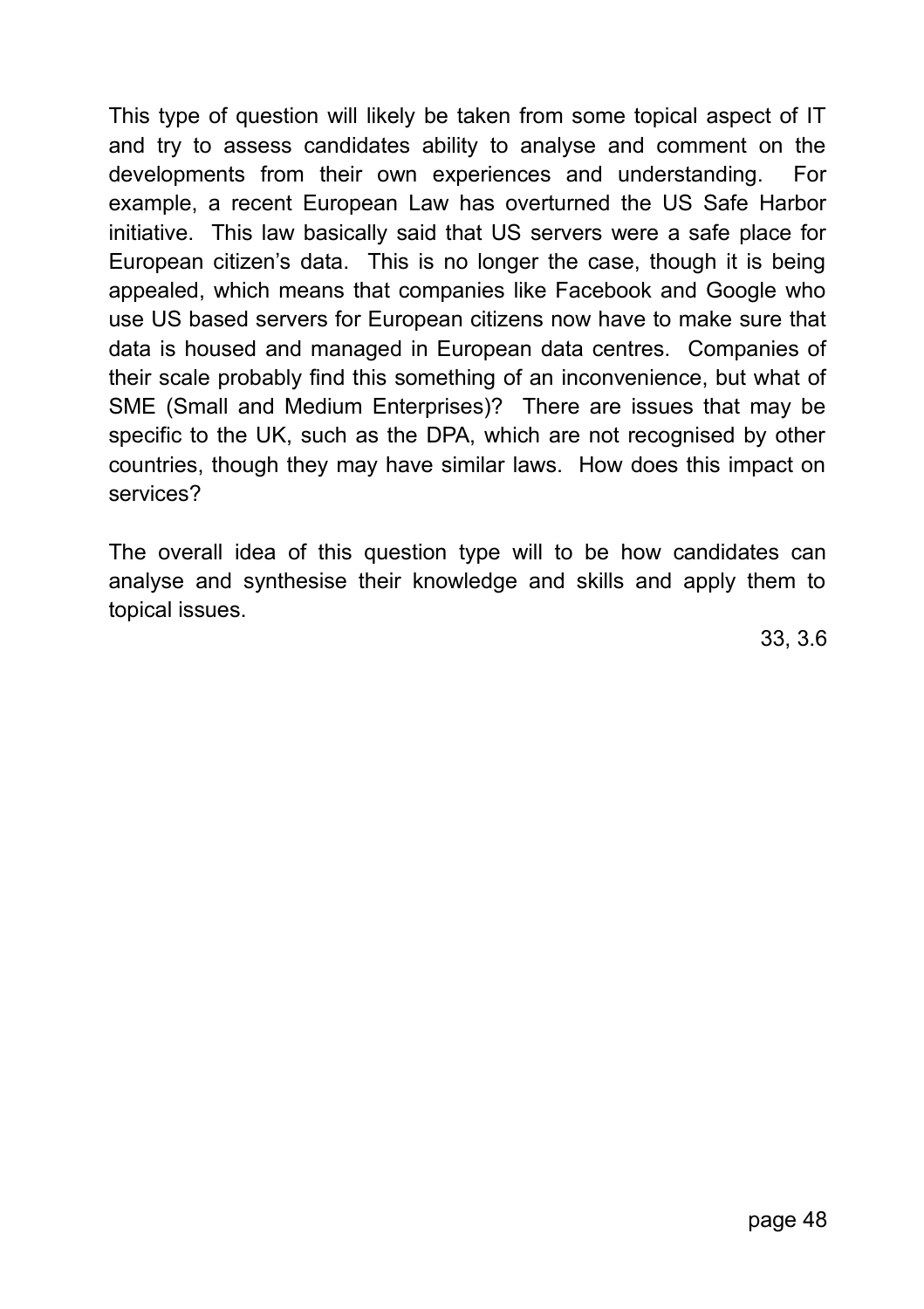This type of question will likely be taken from some topical aspect of IT and try to assess candidates ability to analyse and comment on the developments from their own experiences and understanding. For example, a recent European Law has overturned the US Safe Harbor initiative. This law basically said that US servers were a safe place for European citizen's data. This is no longer the case, though it is being appealed, which means that companies like Facebook and Google who use US based servers for European citizens now have to make sure that data is housed and managed in European data centres. Companies of their scale probably find this something of an inconvenience, but what of SME (Small and Medium Enterprises)? There are issues that may be specific to the UK, such as the DPA, which are not recognised by other countries, though they may have similar laws. How does this impact on services?

The overall idea of this question type will to be how candidates can analyse and synthesise their knowledge and skills and apply them to topical issues.

33, 3.6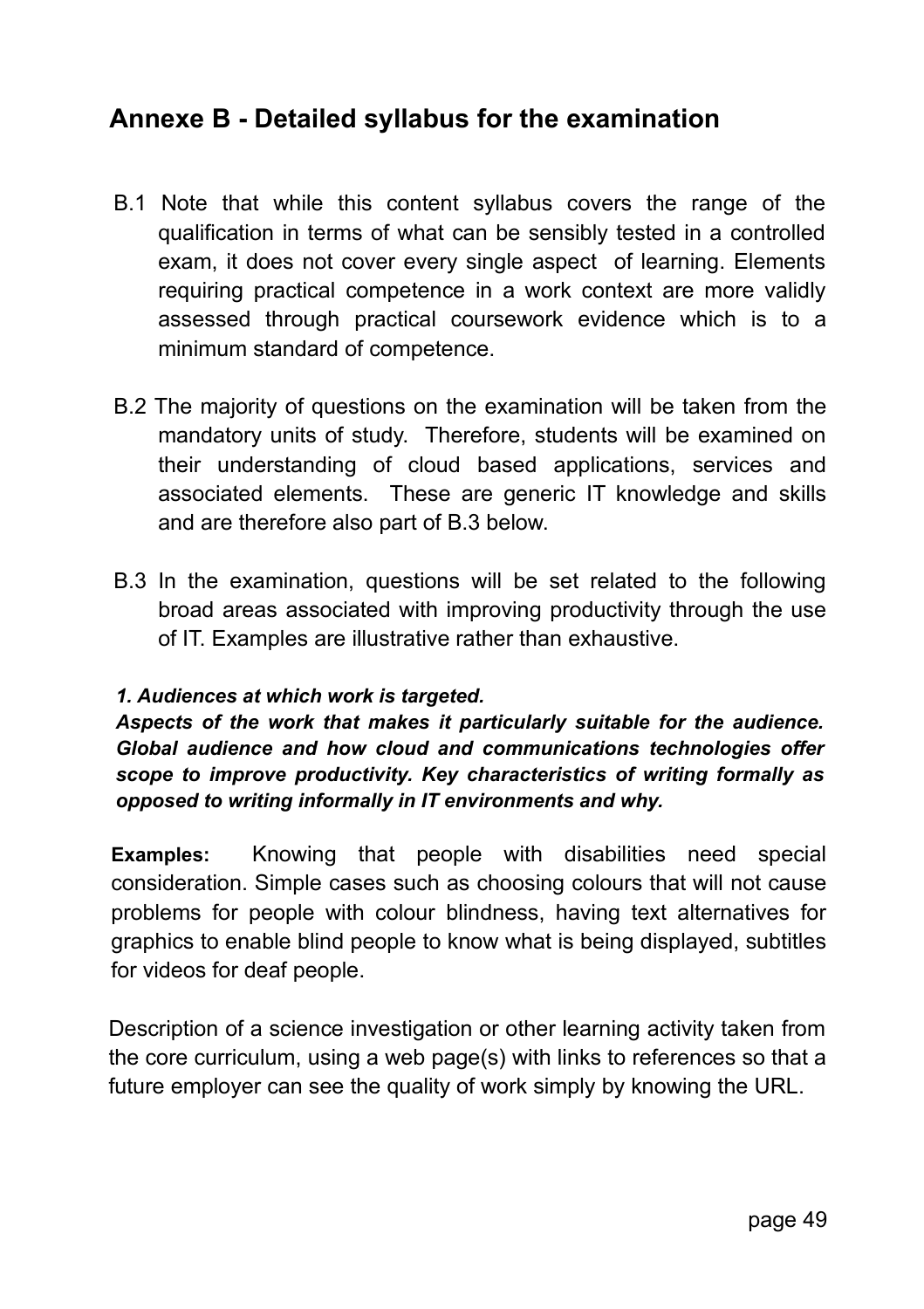## Annexe B - Detailed syllabus for the examination

B.1 Note that while this content syllabus covers the range of the qualification in terms of what can be sensibly tested in a controlled exam, it does not cover every single aspect of learning. Elements requiring practical competence in a work context are more validly assessed through practical coursework evidence which is to a minimum standard of competence.

B.2 The majority of questions on the examination will be taken from the mandatory units of study. Therefore, students will be examined on their understanding of cloud based applications, services and associated elements. These are generic IT knowledge and skills and are therefore also part of B.3 below.

B.3 In the examination, questions will be set related to the following broad areas associated with improving productivity through the use of IT. Examples are illustrative rather than exhaustive.

***1. Audiences at which work is targeted.***
***Aspects of the work that makes it particularly suitable for the audience. Global audience and how cloud and communications technologies offer scope to improve productivity. Key characteristics of writing formally as opposed to writing informally in IT environments and why.***

**Examples:** Knowing that people with disabilities need special consideration. Simple cases such as choosing colours that will not cause problems for people with colour blindness, having text alternatives for graphics to enable blind people to know what is being displayed, subtitles for videos for deaf people.

Description of a science investigation or other learning activity taken from the core curriculum, using a web page(s) with links to references so that a future employer can see the quality of work simply by knowing the URL.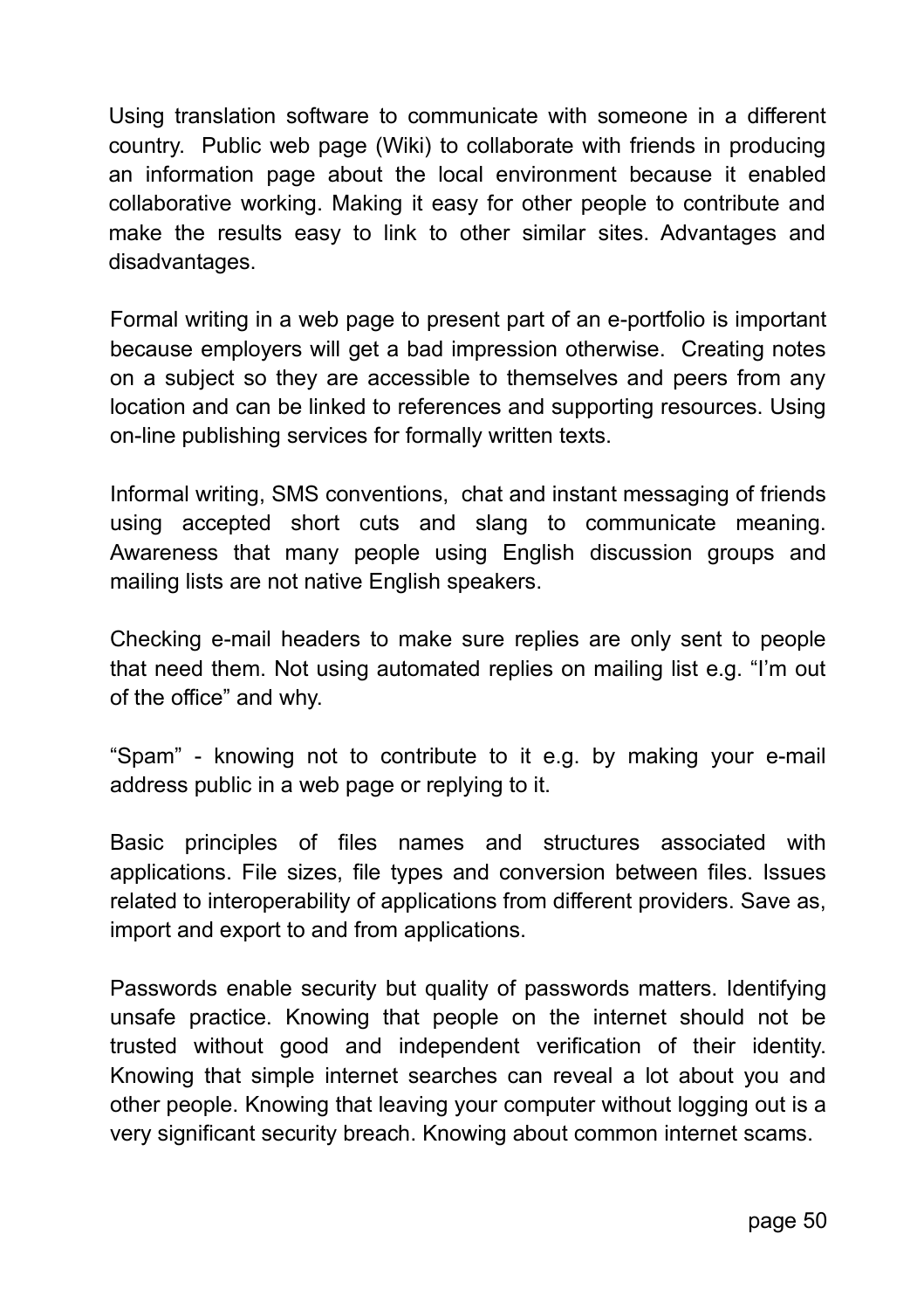Using translation software to communicate with someone in a different country. Public web page (Wiki) to collaborate with friends in producing an information page about the local environment because it enabled collaborative working. Making it easy for other people to contribute and make the results easy to link to other similar sites. Advantages and disadvantages.

Formal writing in a web page to present part of an e-portfolio is important because employers will get a bad impression otherwise. Creating notes on a subject so they are accessible to themselves and peers from any location and can be linked to references and supporting resources. Using on-line publishing services for formally written texts.

Informal writing, SMS conventions, chat and instant messaging of friends using accepted short cuts and slang to communicate meaning. Awareness that many people using English discussion groups and mailing lists are not native English speakers.

Checking e-mail headers to make sure replies are only sent to people that need them. Not using automated replies on mailing list e.g. “I’m out of the office” and why.

“Spam” - knowing not to contribute to it e.g. by making your e-mail address public in a web page or replying to it.

Basic principles of files names and structures associated with applications. File sizes, file types and conversion between files. Issues related to interoperability of applications from different providers. Save as, import and export to and from applications.

Passwords enable security but quality of passwords matters. Identifying unsafe practice. Knowing that people on the internet should not be trusted without good and independent verification of their identity. Knowing that simple internet searches can reveal a lot about you and other people. Knowing that leaving your computer without logging out is a very significant security breach. Knowing about common internet scams.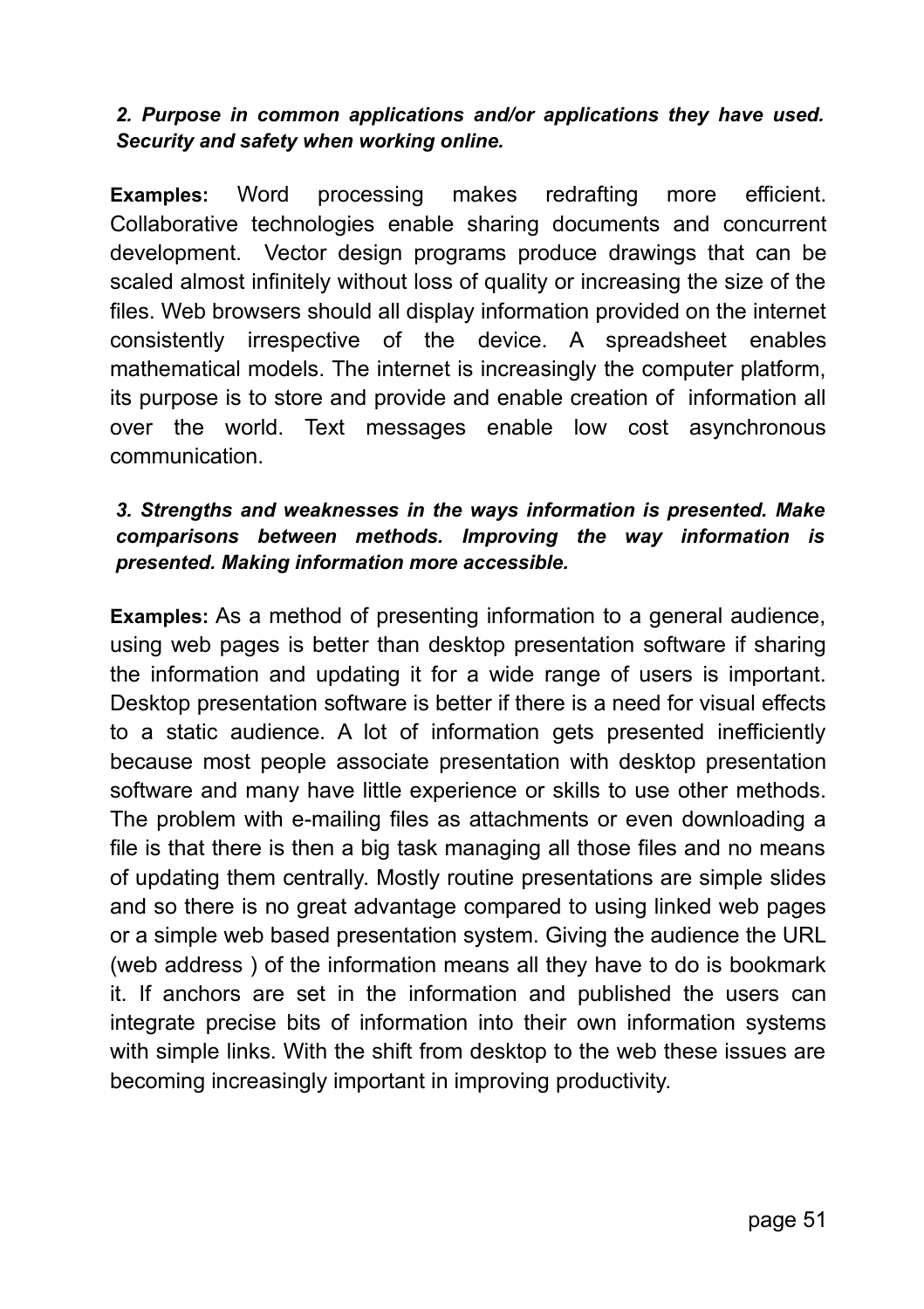***2. Purpose in common applications and/or applications they have used. Security and safety when working online.***

**Examples:** Word processing makes redrafting more efficient. Collaborative technologies enable sharing documents and concurrent development. Vector design programs produce drawings that can be scaled almost infinitely without loss of quality or increasing the size of the files. Web browsers should all display information provided on the internet consistently irrespective of the device. A spreadsheet enables mathematical models. The internet is increasingly the computer platform, its purpose is to store and provide and enable creation of information all over the world. Text messages enable low cost asynchronous communication.

***3. Strengths and weaknesses in the ways information is presented. Make comparisons between methods. Improving the way information is presented. Making information more accessible.***

**Examples:** As a method of presenting information to a general audience, using web pages is better than desktop presentation software if sharing the information and updating it for a wide range of users is important. Desktop presentation software is better if there is a need for visual effects to a static audience. A lot of information gets presented inefficiently because most people associate presentation with desktop presentation software and many have little experience or skills to use other methods. The problem with e-mailing files as attachments or even downloading a file is that there is then a big task managing all those files and no means of updating them centrally. Mostly routine presentations are simple slides and so there is no great advantage compared to using linked web pages or a simple web based presentation system. Giving the audience the URL (web address ) of the information means all they have to do is bookmark it. If anchors are set in the information and published the users can integrate precise bits of information into their own information systems with simple links. With the shift from desktop to the web these issues are becoming increasingly important in improving productivity.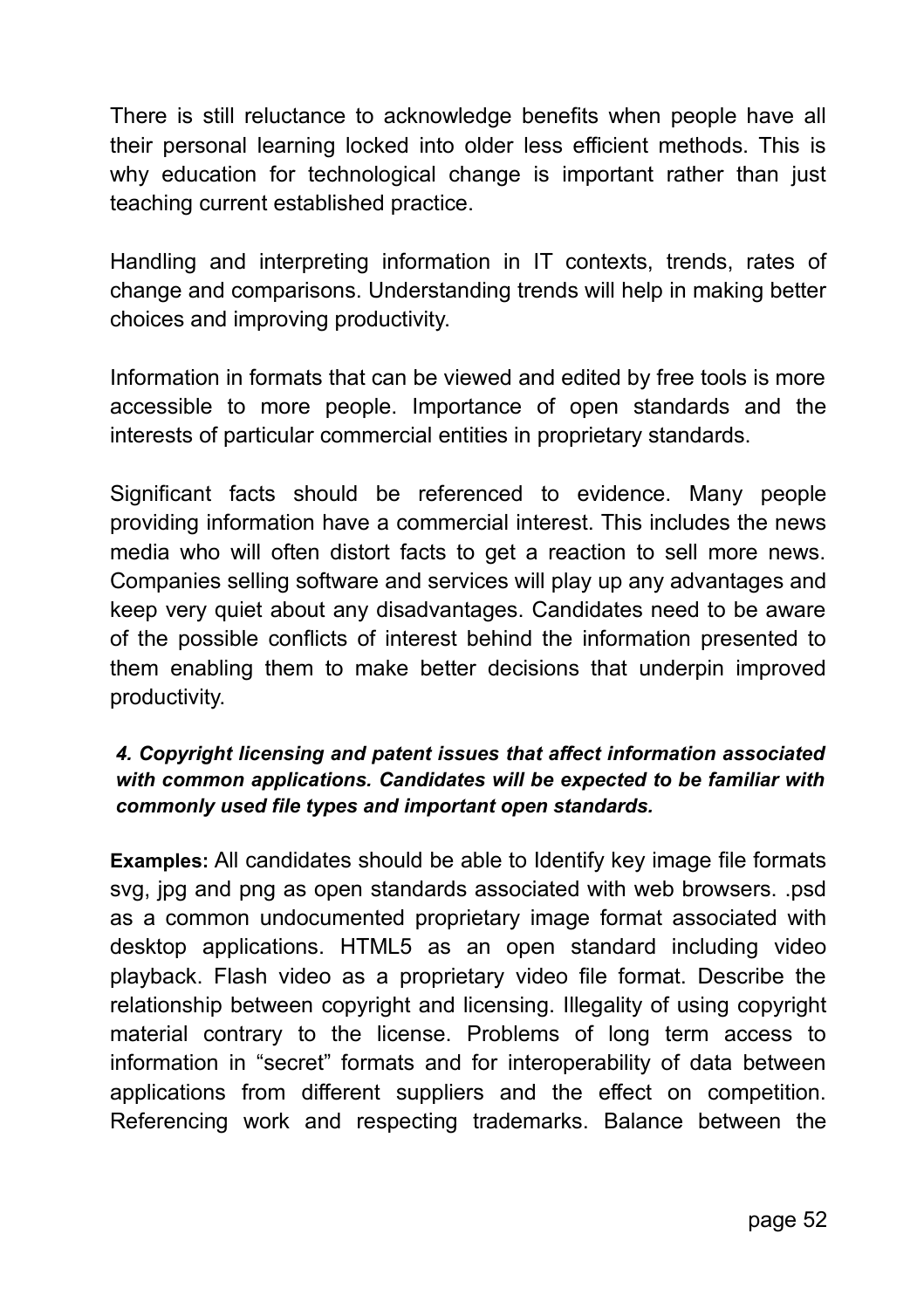There is still reluctance to acknowledge benefits when people have all their personal learning locked into older less efficient methods. This is why education for technological change is important rather than just teaching current established practice.

Handling and interpreting information in IT contexts, trends, rates of change and comparisons. Understanding trends will help in making better choices and improving productivity.

Information in formats that can be viewed and edited by free tools is more accessible to more people. Importance of open standards and the interests of particular commercial entities in proprietary standards.

Significant facts should be referenced to evidence. Many people providing information have a commercial interest. This includes the news media who will often distort facts to get a reaction to sell more news. Companies selling software and services will play up any advantages and keep very quiet about any disadvantages. Candidates need to be aware of the possible conflicts of interest behind the information presented to them enabling them to make better decisions that underpin improved productivity.

***4. Copyright licensing and patent issues that affect information associated with common applications. Candidates will be expected to be familiar with commonly used file types and important open standards.***

**Examples:** All candidates should be able to Identify key image file formats svg, jpg and png as open standards associated with web browsers. .psd as a common undocumented proprietary image format associated with desktop applications. HTML5 as an open standard including video playback. Flash video as a proprietary video file format. Describe the relationship between copyright and licensing. Illegality of using copyright material contrary to the license. Problems of long term access to information in "secret" formats and for interoperability of data between applications from different suppliers and the effect on competition. Referencing work and respecting trademarks. Balance between the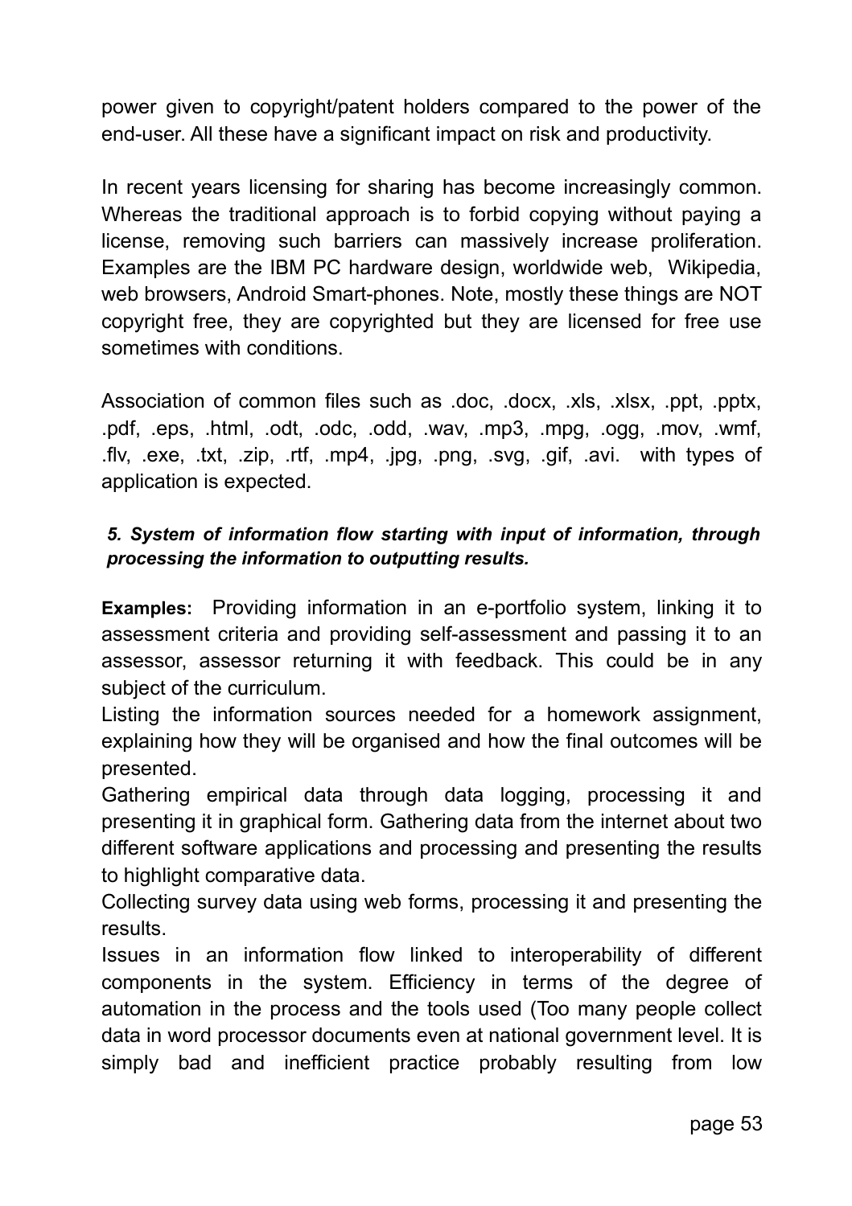power given to copyright/patent holders compared to the power of the end-user. All these have a significant impact on risk and productivity.

In recent years licensing for sharing has become increasingly common. Whereas the traditional approach is to forbid copying without paying a license, removing such barriers can massively increase proliferation. Examples are the IBM PC hardware design, worldwide web, Wikipedia, web browsers, Android Smart-phones. Note, mostly these things are NOT copyright free, they are copyrighted but they are licensed for free use sometimes with conditions.

Association of common files such as .doc, .docx, .xls, .xlsx, .ppt, .pptx, .pdf, .eps, .html, .odt, .odc, .odd, .wav, .mp3, .mpg, .ogg, .mov, .wmf, .flv, .exe, .txt, .zip, .rtf, .mp4, .jpg, .png, .svg, .gif, .avi. with types of application is expected.

***5. System of information flow starting with input of information, through processing the information to outputting results.***

**Examples:** Providing information in an e-portfolio system, linking it to assessment criteria and providing self-assessment and passing it to an assessor, assessor returning it with feedback. This could be in any subject of the curriculum.

Listing the information sources needed for a homework assignment, explaining how they will be organised and how the final outcomes will be presented.

Gathering empirical data through data logging, processing it and presenting it in graphical form. Gathering data from the internet about two different software applications and processing and presenting the results to highlight comparative data.

Collecting survey data using web forms, processing it and presenting the results.

Issues in an information flow linked to interoperability of different components in the system. Efficiency in terms of the degree of automation in the process and the tools used (Too many people collect data in word processor documents even at national government level. It is simply bad and inefficient practice probably resulting from low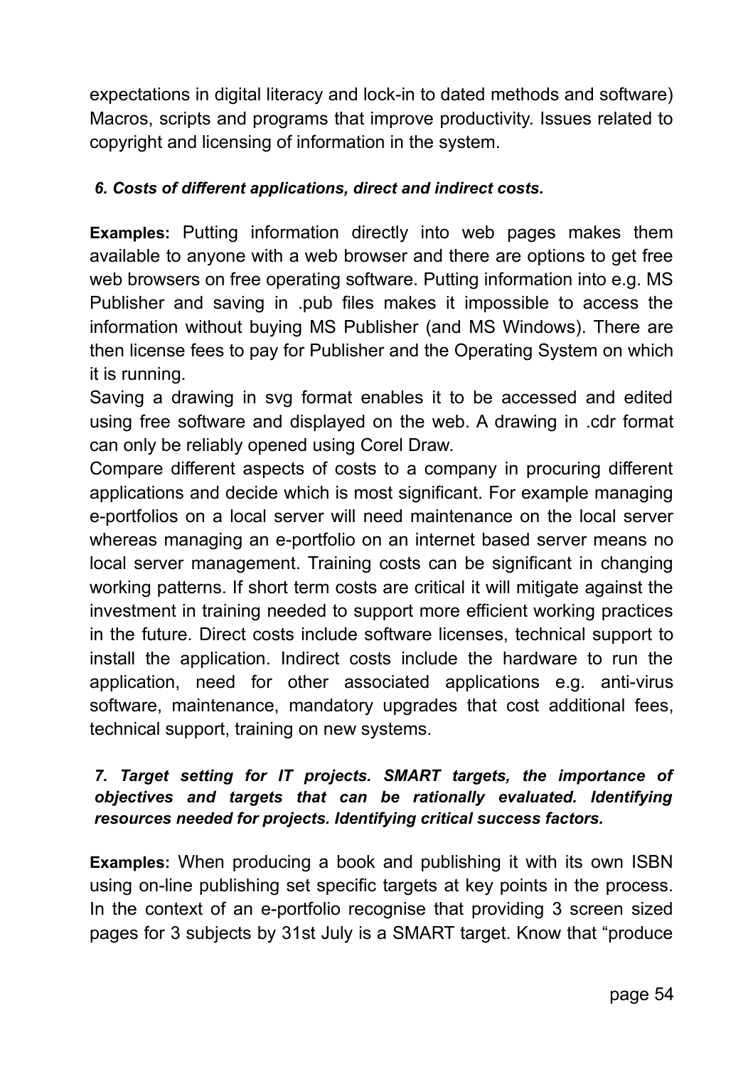expectations in digital literacy and lock-in to dated methods and software) Macros, scripts and programs that improve productivity. Issues related to copyright and licensing of information in the system.

***6. Costs of different applications, direct and indirect costs.***

**Examples:** Putting information directly into web pages makes them available to anyone with a web browser and there are options to get free web browsers on free operating software. Putting information into e.g. MS Publisher and saving in .pub files makes it impossible to access the information without buying MS Publisher (and MS Windows). There are then license fees to pay for Publisher and the Operating System on which it is running.

Saving a drawing in svg format enables it to be accessed and edited using free software and displayed on the web. A drawing in .cdr format can only be reliably opened using Corel Draw.

Compare different aspects of costs to a company in procuring different applications and decide which is most significant. For example managing e-portfolios on a local server will need maintenance on the local server whereas managing an e-portfolio on an internet based server means no local server management. Training costs can be significant in changing working patterns. If short term costs are critical it will mitigate against the investment in training needed to support more efficient working practices in the future. Direct costs include software licenses, technical support to install the application. Indirect costs include the hardware to run the application, need for other associated applications e.g. anti-virus software, maintenance, mandatory upgrades that cost additional fees, technical support, training on new systems.

***7. Target setting for IT projects. SMART targets, the importance of objectives and targets that can be rationally evaluated. Identifying resources needed for projects. Identifying critical success factors.***

**Examples:** When producing a book and publishing it with its own ISBN using on-line publishing set specific targets at key points in the process. In the context of an e-portfolio recognise that providing 3 screen sized pages for 3 subjects by 31st July is a SMART target. Know that “produce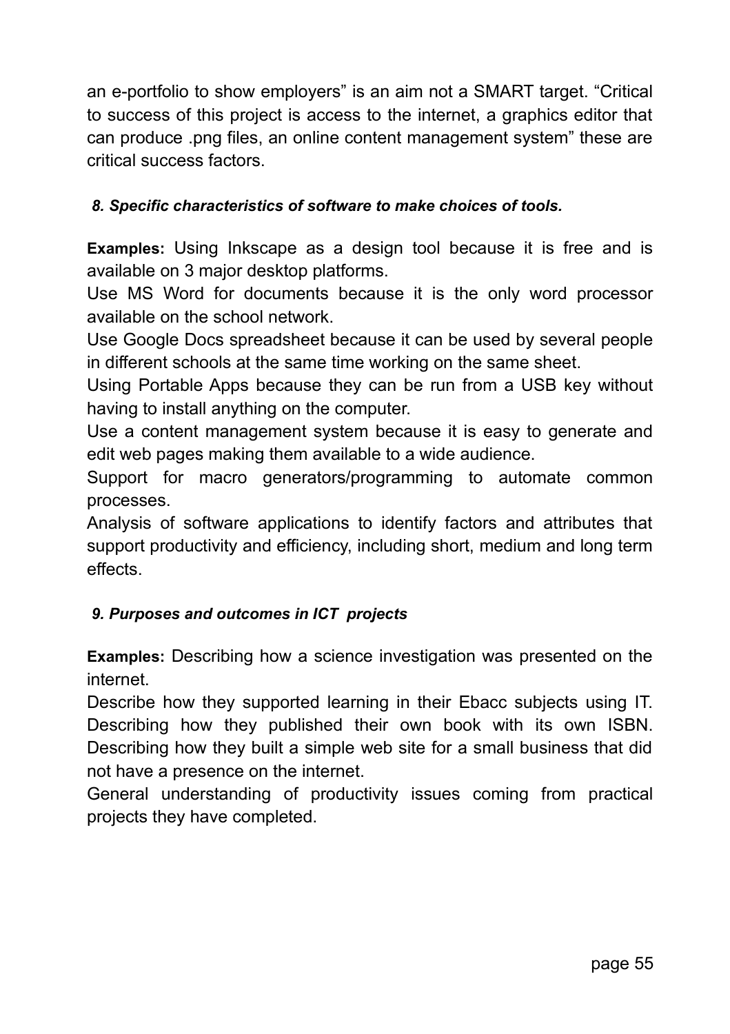an e-portfolio to show employers" is an aim not a SMART target. "Critical to success of this project is access to the internet, a graphics editor that can produce .png files, an online content management system" these are critical success factors.

***8. Specific characteristics of software to make choices of tools.***

**Examples:** Using Inkscape as a design tool because it is free and is available on 3 major desktop platforms.

Use MS Word for documents because it is the only word processor available on the school network.

Use Google Docs spreadsheet because it can be used by several people in different schools at the same time working on the same sheet.

Using Portable Apps because they can be run from a USB key without having to install anything on the computer.

Use a content management system because it is easy to generate and edit web pages making them available to a wide audience.

Support for macro generators/programming to automate common processes.

Analysis of software applications to identify factors and attributes that support productivity and efficiency, including short, medium and long term effects.

***9. Purposes and outcomes in ICT projects***

**Examples:** Describing how a science investigation was presented on the internet.

Describe how they supported learning in their Ebacc subjects using IT. Describing how they published their own book with its own ISBN. Describing how they built a simple web site for a small business that did not have a presence on the internet.

General understanding of productivity issues coming from practical projects they have completed.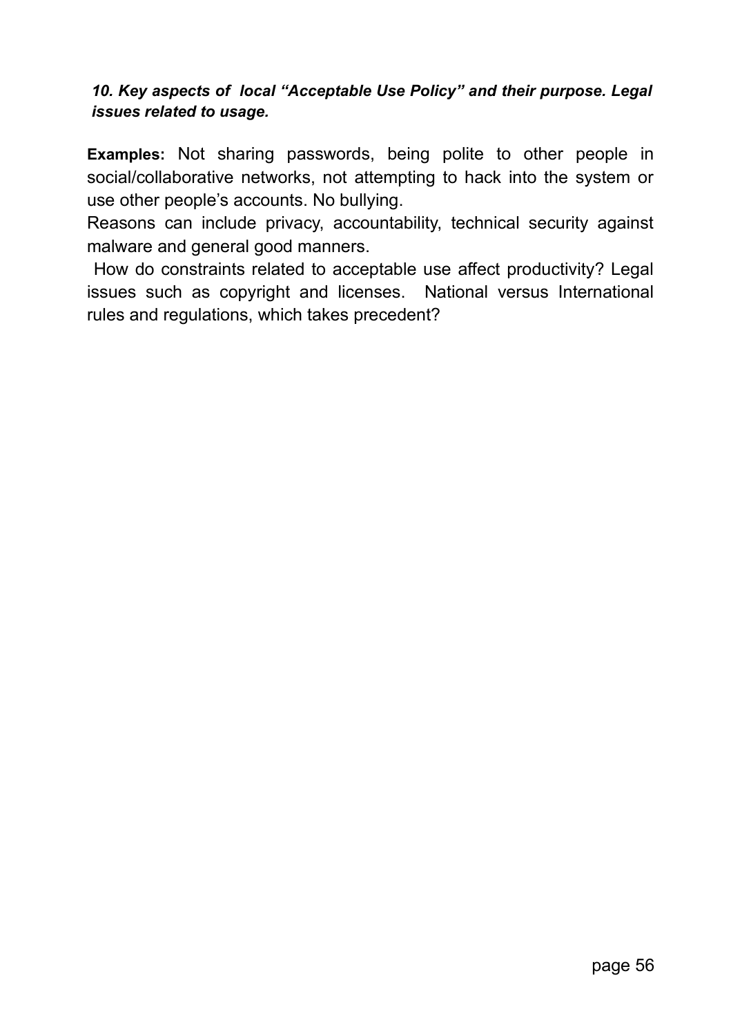***10. Key aspects of local "Acceptable Use Policy" and their purpose. Legal issues related to usage.***

**Examples:** Not sharing passwords, being polite to other people in social/collaborative networks, not attempting to hack into the system or use other people's accounts. No bullying.

Reasons can include privacy, accountability, technical security against malware and general good manners.

How do constraints related to acceptable use affect productivity? Legal issues such as copyright and licenses. National versus International rules and regulations, which takes precedent?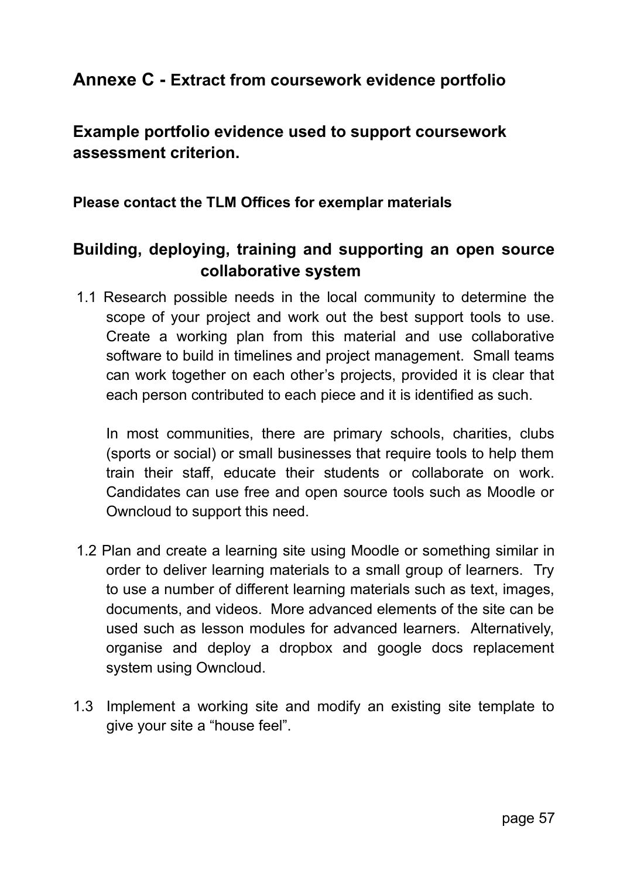## Annexe C - Extract from coursework evidence portfolio

### Example portfolio evidence used to support coursework assessment criterion.

**Please contact the TLM Offices for exemplar materials**

### Building, deploying, training and supporting an open source collaborative system

1.1 Research possible needs in the local community to determine the scope of your project and work out the best support tools to use. Create a working plan from this material and use collaborative software to build in timelines and project management. Small teams can work together on each other's projects, provided it is clear that each person contributed to each piece and it is identified as such.

    In most communities, there are primary schools, charities, clubs (sports or social) or small businesses that require tools to help them train their staff, educate their students or collaborate on work. Candidates can use free and open source tools such as Moodle or Owncloud to support this need.

1.2 Plan and create a learning site using Moodle or something similar in order to deliver learning materials to a small group of learners. Try to use a number of different learning materials such as text, images, documents, and videos. More advanced elements of the site can be used such as lesson modules for advanced learners. Alternatively, organise and deploy a dropbox and google docs replacement system using Owncloud.

1.3 Implement a working site and modify an existing site template to give your site a "house feel".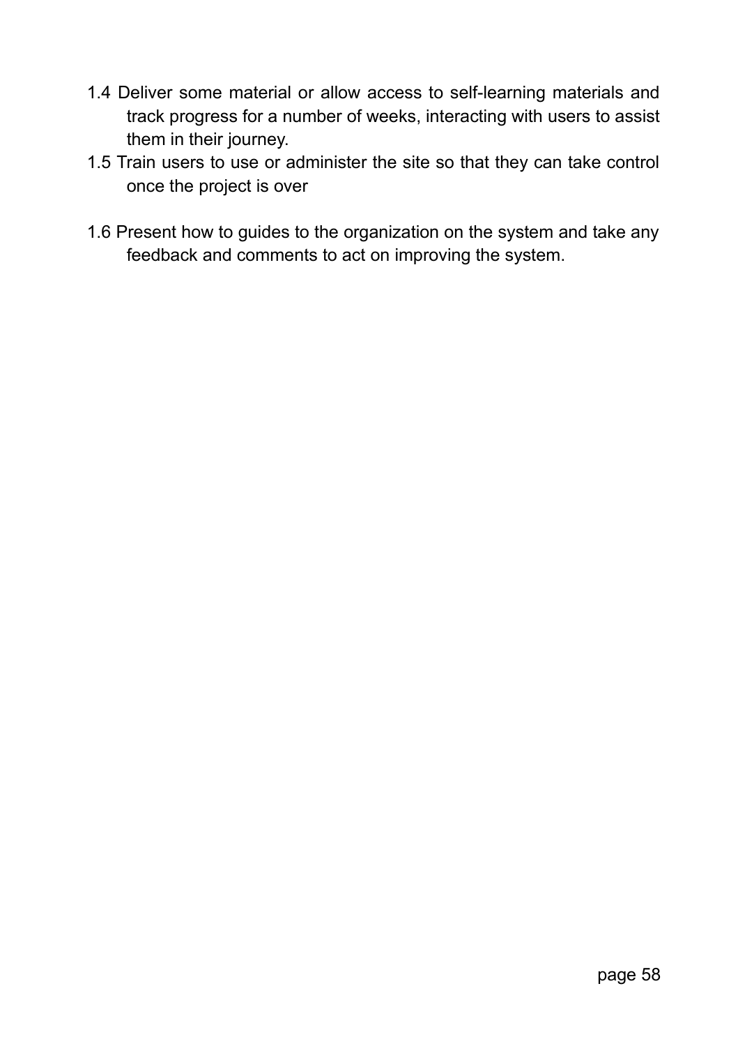1.4 Deliver some material or allow access to self-learning materials and track progress for a number of weeks, interacting with users to assist them in their journey.

1.5 Train users to use or administer the site so that they can take control once the project is over

1.6 Present how to guides to the organization on the system and take any feedback and comments to act on improving the system.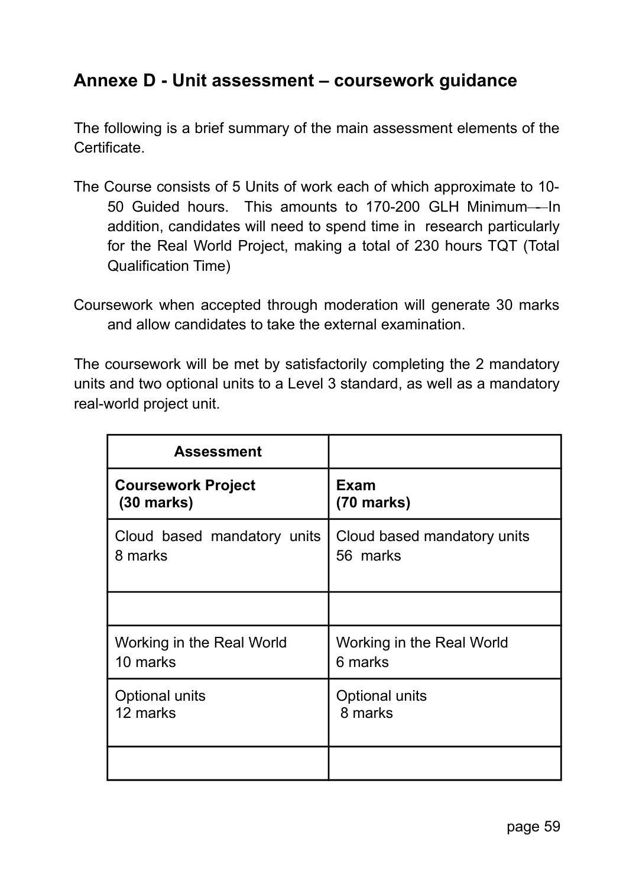## Annexe D - Unit assessment – coursework guidance

The following is a brief summary of the main assessment elements of the Certificate.

The Course consists of 5 Units of work each of which approximate to 10-50 Guided hours. This amounts to 170-200 GLH Minimum – In addition, candidates will need to spend time in research particularly for the Real World Project, making a total of 230 hours TQT (Total Qualification Time)

Coursework when accepted through moderation will generate 30 marks and allow candidates to take the external examination.

The coursework will be met by satisfactorily completing the 2 mandatory units and two optional units to a Level 3 standard, as well as a mandatory real-world project unit.

| **Assessment** | |
|---|---|
| **Coursework Project (30 marks)** | **Exam (70 marks)** |
| Cloud based mandatory units 8 marks | Cloud based mandatory units 56 marks |
| | |
| Working in the Real World 10 marks | Working in the Real World 6 marks |
| Optional units 12 marks | Optional units 8 marks |
| | |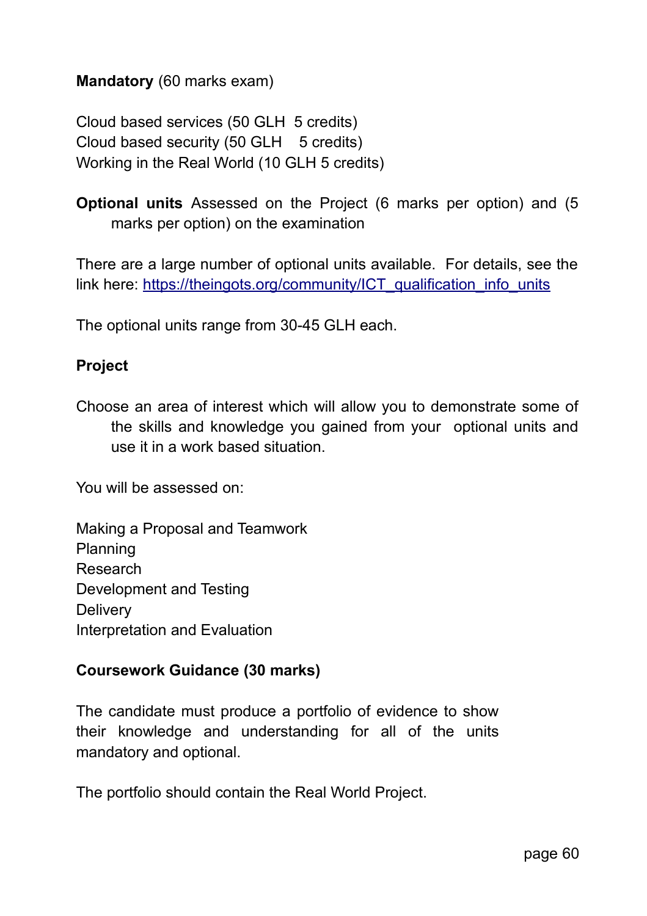**Mandatory** (60 marks exam)

Cloud based services (50 GLH  5 credits)
Cloud based security (50 GLH    5 credits)
Working in the Real World (10 GLH 5 credits)

**Optional units** Assessed on the Project (6 marks per option) and (5 marks per option) on the examination

There are a large number of optional units available.  For details, see the link here: https://theingots.org/community/ICT_qualification_info_units

The optional units range from 30-45 GLH each.

**Project**

Choose an area of interest which will allow you to demonstrate some of the skills and knowledge you gained from your  optional units and use it in a work based situation.

You will be assessed on:

Making a Proposal and Teamwork
Planning
Research
Development and Testing
Delivery
Interpretation and Evaluation

**Coursework Guidance (30 marks)**

The candidate must produce a portfolio of evidence to show their knowledge and understanding for all of the units mandatory and optional.

The portfolio should contain the Real World Project.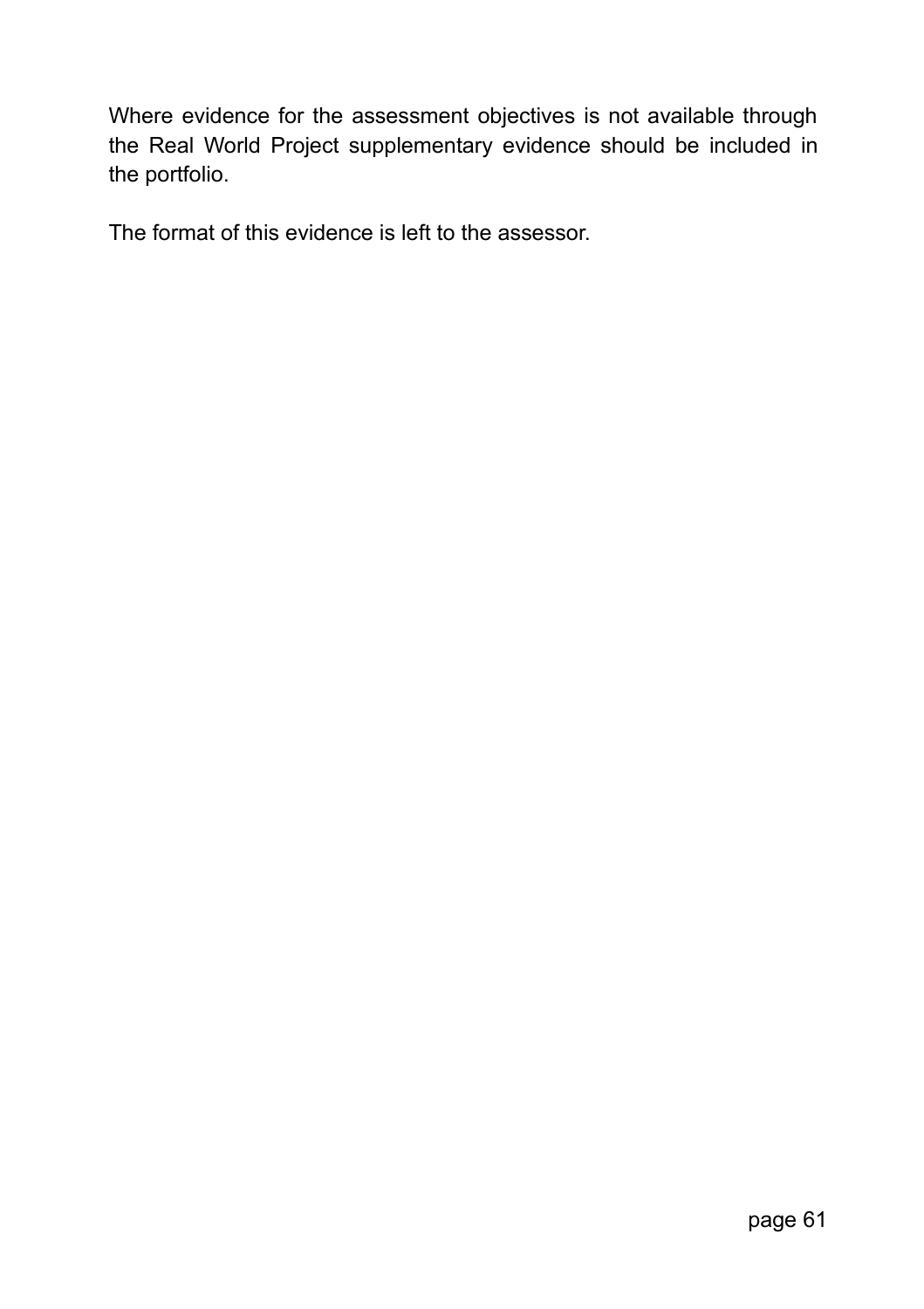Where evidence for the assessment objectives is not available through the Real World Project supplementary evidence should be included in the portfolio.

The format of this evidence is left to the assessor.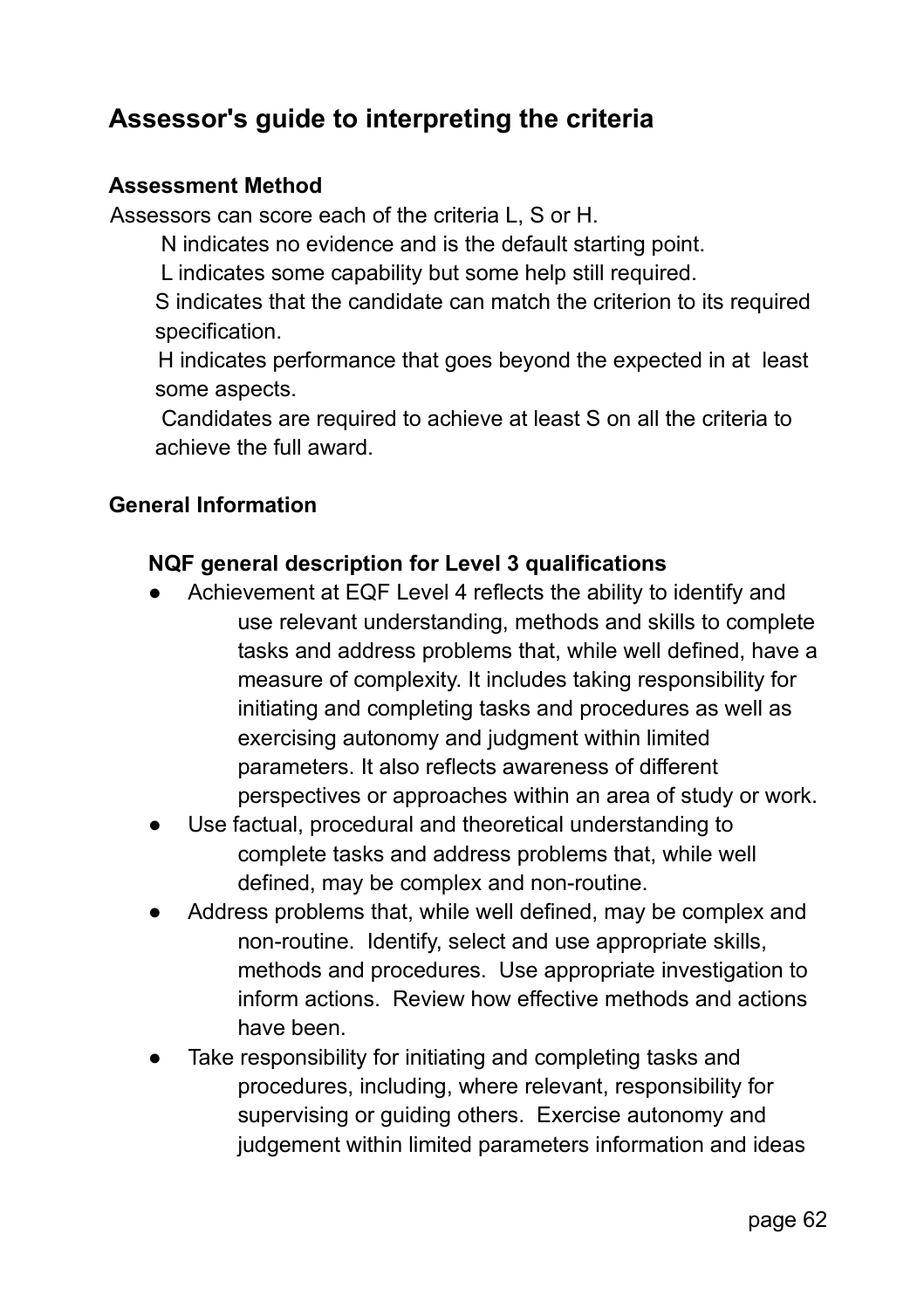## Assessor's guide to interpreting the criteria

### Assessment Method

Assessors can score each of the criteria L, S or H.

N indicates no evidence and is the default starting point.

L indicates some capability but some help still required.

S indicates that the candidate can match the criterion to its required specification.

H indicates performance that goes beyond the expected in at least some aspects.

Candidates are required to achieve at least S on all the criteria to achieve the full award.

### General Information

#### NQF general description for Level 3 qualifications

- Achievement at EQF Level 4 reflects the ability to identify and use relevant understanding, methods and skills to complete tasks and address problems that, while well defined, have a measure of complexity. It includes taking responsibility for initiating and completing tasks and procedures as well as exercising autonomy and judgment within limited parameters. It also reflects awareness of different perspectives or approaches within an area of study or work.
- Use factual, procedural and theoretical understanding to complete tasks and address problems that, while well defined, may be complex and non-routine.
- Address problems that, while well defined, may be complex and non-routine. Identify, select and use appropriate skills, methods and procedures. Use appropriate investigation to inform actions. Review how effective methods and actions have been.
- Take responsibility for initiating and completing tasks and procedures, including, where relevant, responsibility for supervising or guiding others. Exercise autonomy and judgement within limited parameters information and ideas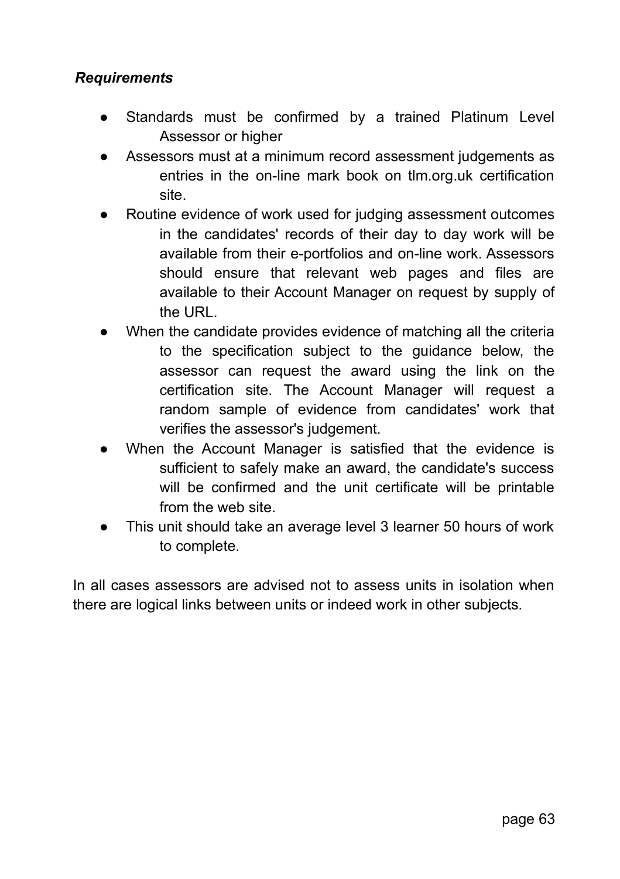***Requirements***

- Standards must be confirmed by a trained Platinum Level Assessor or higher
- Assessors must at a minimum record assessment judgements as entries in the on-line mark book on tlm.org.uk certification site.
- Routine evidence of work used for judging assessment outcomes in the candidates' records of their day to day work will be available from their e-portfolios and on-line work. Assessors should ensure that relevant web pages and files are available to their Account Manager on request by supply of the URL.
- When the candidate provides evidence of matching all the criteria to the specification subject to the guidance below, the assessor can request the award using the link on the certification site. The Account Manager will request a random sample of evidence from candidates' work that verifies the assessor's judgement.
- When the Account Manager is satisfied that the evidence is sufficient to safely make an award, the candidate's success will be confirmed and the unit certificate will be printable from the web site.
- This unit should take an average level 3 learner 50 hours of work to complete.

In all cases assessors are advised not to assess units in isolation when there are logical links between units or indeed work in other subjects.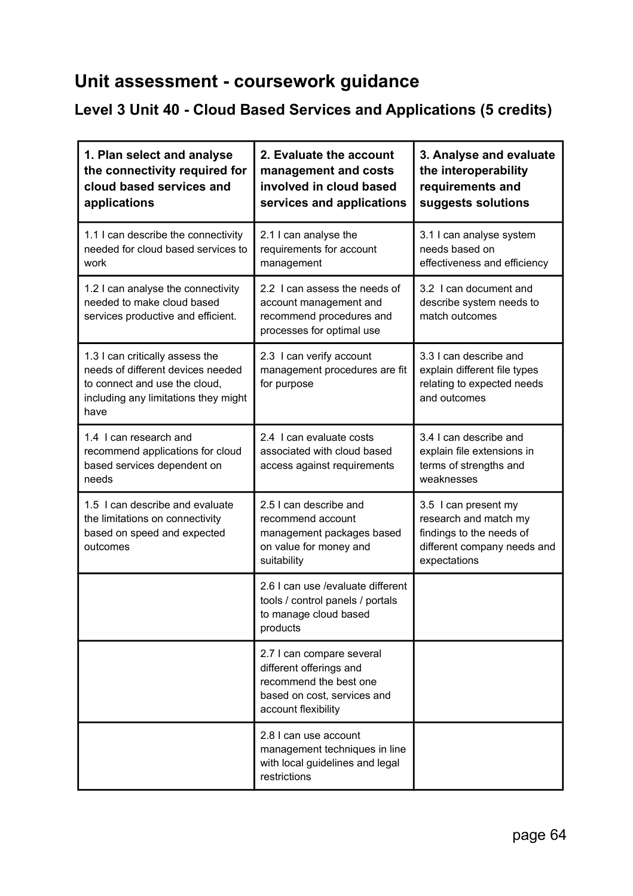# Unit assessment - coursework guidance

## Level 3 Unit 40 - Cloud Based Services and Applications (5 credits)

| 1. Plan select and analyse the connectivity required for cloud based services and applications | 2. Evaluate the account management and costs involved in cloud based services and applications | 3. Analyse and evaluate the interoperability requirements and suggests solutions |
| --- | --- | --- |
| 1.1 I can describe the connectivity needed for cloud based services to work | 2.1 I can analyse the requirements for account management | 3.1 I can analyse system needs based on effectiveness and efficiency |
| 1.2 I can analyse the connectivity needed to make cloud based services productive and efficient. | 2.2 I can assess the needs of account management and recommend procedures and processes for optimal use | 3.2 I can document and describe system needs to match outcomes |
| 1.3 I can critically assess the needs of different devices needed to connect and use the cloud, including any limitations they might have | 2.3 I can verify account management procedures are fit for purpose | 3.3 I can describe and explain different file types relating to expected needs and outcomes |
| 1.4 I can research and recommend applications for cloud based services dependent on needs | 2.4 I can evaluate costs associated with cloud based access against requirements | 3.4 I can describe and explain file extensions in terms of strengths and weaknesses |
| 1.5 I can describe and evaluate the limitations on connectivity based on speed and expected outcomes | 2.5 I can describe and recommend account management packages based on value for money and suitability | 3.5 I can present my research and match my findings to the needs of different company needs and expectations |
| | 2.6 I can use /evaluate different tools / control panels / portals to manage cloud based products | |
| | 2.7 I can compare several different offerings and recommend the best one based on cost, services and account flexibility | |
| | 2.8 I can use account management techniques in line with local guidelines and legal restrictions | |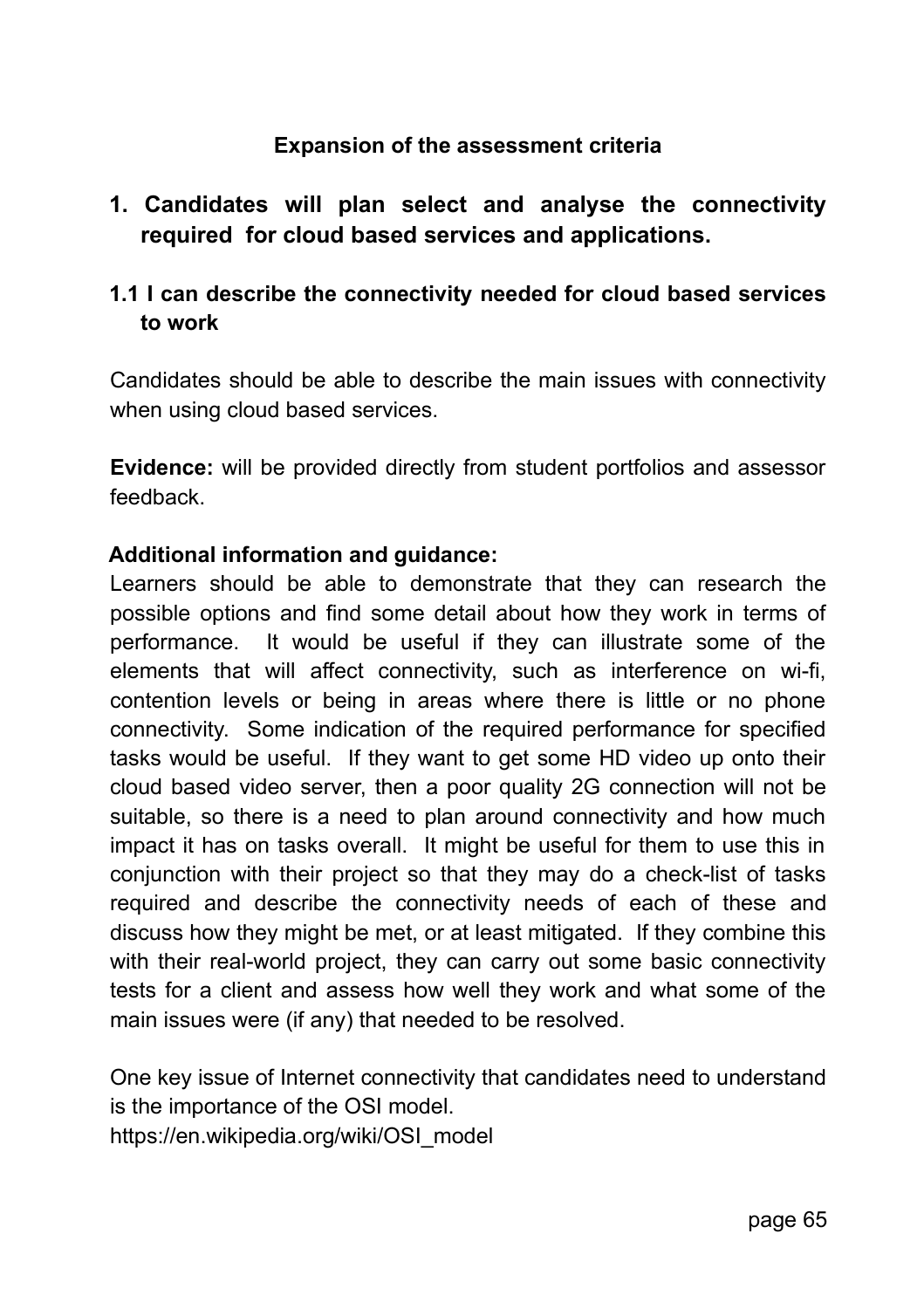### Expansion of the assessment criteria

## 1. Candidates will plan select and analyse the connectivity required for cloud based services and applications.

### 1.1 I can describe the connectivity needed for cloud based services to work

Candidates should be able to describe the main issues with connectivity when using cloud based services.

**Evidence:** will be provided directly from student portfolios and assessor feedback.

**Additional information and guidance:**
Learners should be able to demonstrate that they can research the possible options and find some detail about how they work in terms of performance. It would be useful if they can illustrate some of the elements that will affect connectivity, such as interference on wi-fi, contention levels or being in areas where there is little or no phone connectivity. Some indication of the required performance for specified tasks would be useful. If they want to get some HD video up onto their cloud based video server, then a poor quality 2G connection will not be suitable, so there is a need to plan around connectivity and how much impact it has on tasks overall. It might be useful for them to use this in conjunction with their project so that they may do a check-list of tasks required and describe the connectivity needs of each of these and discuss how they might be met, or at least mitigated. If they combine this with their real-world project, they can carry out some basic connectivity tests for a client and assess how well they work and what some of the main issues were (if any) that needed to be resolved.

One key issue of Internet connectivity that candidates need to understand is the importance of the OSI model.
https://en.wikipedia.org/wiki/OSI_model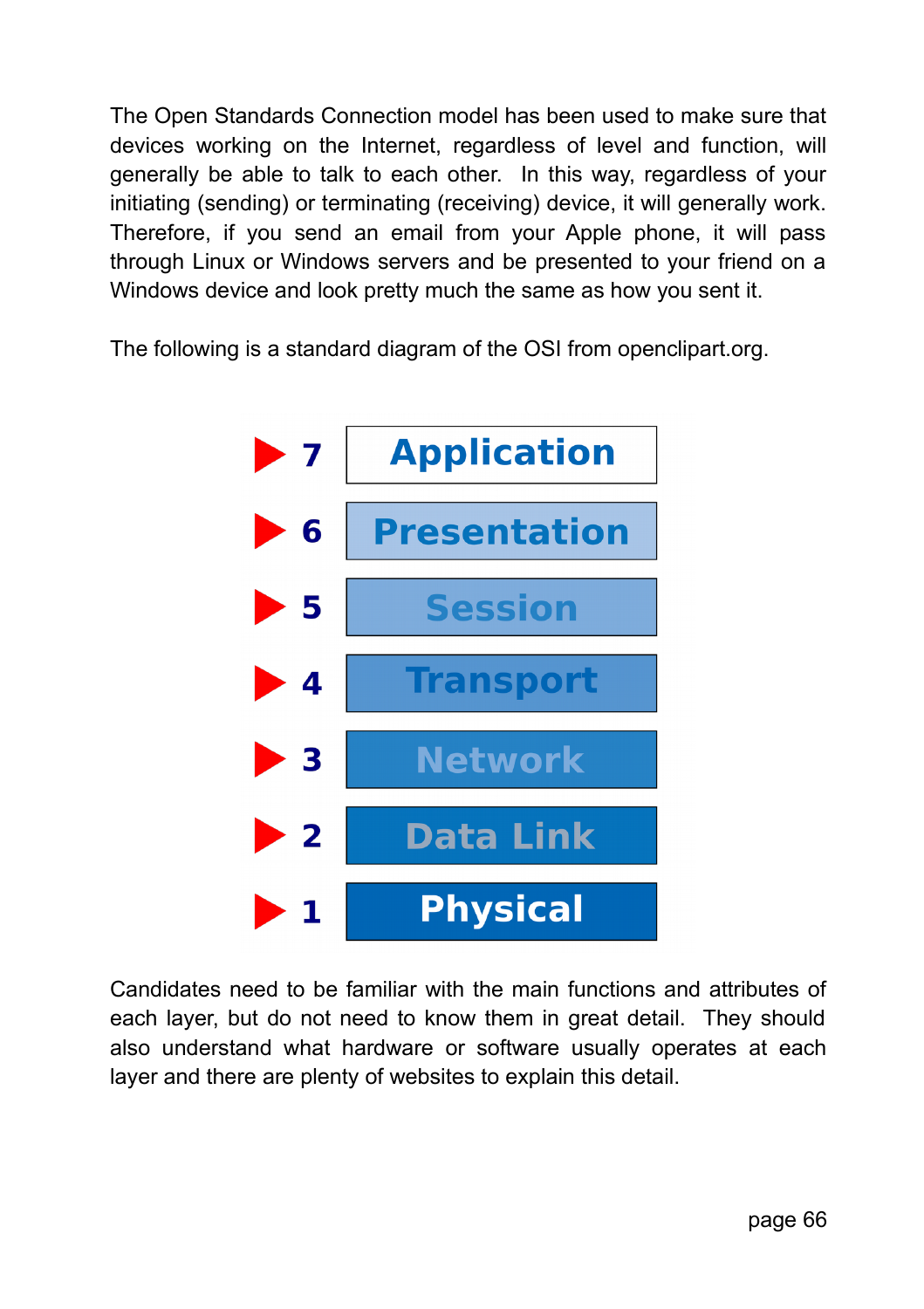The Open Standards Connection model has been used to make sure that devices working on the Internet, regardless of level and function, will generally be able to talk to each other. In this way, regardless of your initiating (sending) or terminating (receiving) device, it will generally work. Therefore, if you send an email from your Apple phone, it will pass through Linux or Windows servers and be presented to your friend on a Windows device and look pretty much the same as how you sent it.

The following is a standard diagram of the OSI from openclipart.org.

- 7 Application
- 6 Presentation
- 5 Session
- 4 Transport
- 3 Network
- 2 Data Link
- 1 Physical

Candidates need to be familiar with the main functions and attributes of each layer, but do not need to know them in great detail. They should also understand what hardware or software usually operates at each layer and there are plenty of websites to explain this detail.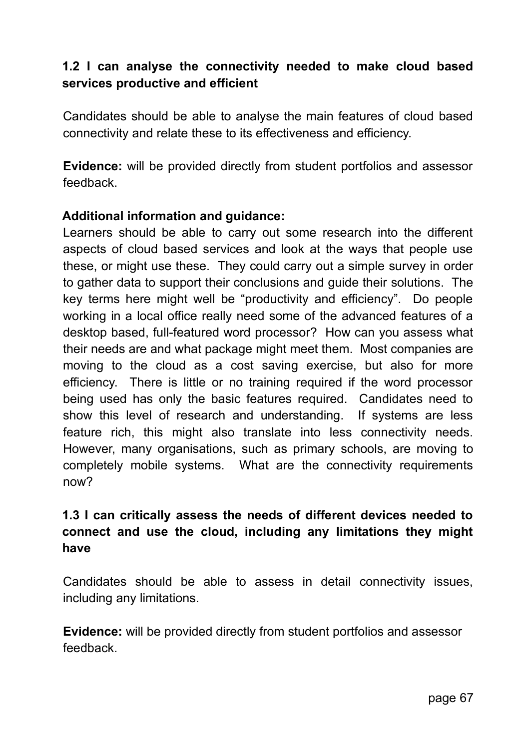### 1.2 I can analyse the connectivity needed to make cloud based services productive and efficient

Candidates should be able to analyse the main features of cloud based connectivity and relate these to its effectiveness and efficiency.

**Evidence:** will be provided directly from student portfolios and assessor feedback.

**Additional information and guidance:**

Learners should be able to carry out some research into the different aspects of cloud based services and look at the ways that people use these, or might use these. They could carry out a simple survey in order to gather data to support their conclusions and guide their solutions. The key terms here might well be "productivity and efficiency". Do people working in a local office really need some of the advanced features of a desktop based, full-featured word processor? How can you assess what their needs are and what package might meet them. Most companies are moving to the cloud as a cost saving exercise, but also for more efficiency. There is little or no training required if the word processor being used has only the basic features required. Candidates need to show this level of research and understanding. If systems are less feature rich, this might also translate into less connectivity needs. However, many organisations, such as primary schools, are moving to completely mobile systems. What are the connectivity requirements now?

### 1.3 I can critically assess the needs of different devices needed to connect and use the cloud, including any limitations they might have

Candidates should be able to assess in detail connectivity issues, including any limitations.

**Evidence:** will be provided directly from student portfolios and assessor feedback.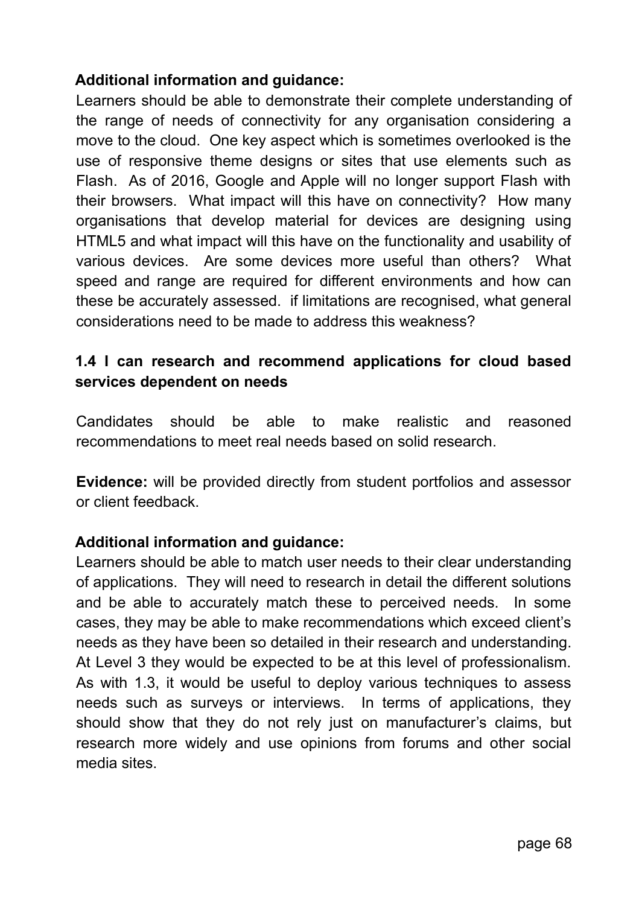**Additional information and guidance:**

Learners should be able to demonstrate their complete understanding of the range of needs of connectivity for any organisation considering a move to the cloud. One key aspect which is sometimes overlooked is the use of responsive theme designs or sites that use elements such as Flash. As of 2016, Google and Apple will no longer support Flash with their browsers. What impact will this have on connectivity? How many organisations that develop material for devices are designing using HTML5 and what impact will this have on the functionality and usability of various devices. Are some devices more useful than others? What speed and range are required for different environments and how can these be accurately assessed. if limitations are recognised, what general considerations need to be made to address this weakness?

**1.4 I can research and recommend applications for cloud based services dependent on needs**

Candidates should be able to make realistic and reasoned recommendations to meet real needs based on solid research.

**Evidence:** will be provided directly from student portfolios and assessor or client feedback.

**Additional information and guidance:**

Learners should be able to match user needs to their clear understanding of applications. They will need to research in detail the different solutions and be able to accurately match these to perceived needs. In some cases, they may be able to make recommendations which exceed client's needs as they have been so detailed in their research and understanding. At Level 3 they would be expected to be at this level of professionalism. As with 1.3, it would be useful to deploy various techniques to assess needs such as surveys or interviews. In terms of applications, they should show that they do not rely just on manufacturer's claims, but research more widely and use opinions from forums and other social media sites.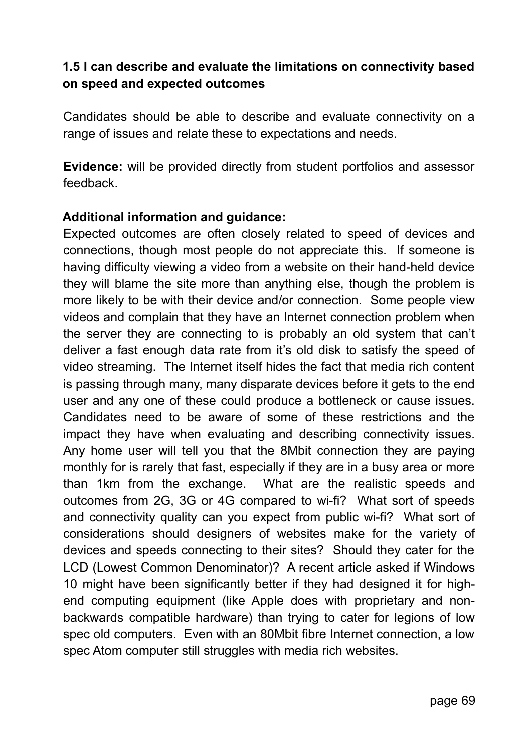**1.5 I can describe and evaluate the limitations on connectivity based on speed and expected outcomes**

Candidates should be able to describe and evaluate connectivity on a range of issues and relate these to expectations and needs.

**Evidence:** will be provided directly from student portfolios and assessor feedback.

**Additional information and guidance:**

Expected outcomes are often closely related to speed of devices and connections, though most people do not appreciate this. If someone is having difficulty viewing a video from a website on their hand-held device they will blame the site more than anything else, though the problem is more likely to be with their device and/or connection. Some people view videos and complain that they have an Internet connection problem when the server they are connecting to is probably an old system that can't deliver a fast enough data rate from it's old disk to satisfy the speed of video streaming. The Internet itself hides the fact that media rich content is passing through many, many disparate devices before it gets to the end user and any one of these could produce a bottleneck or cause issues. Candidates need to be aware of some of these restrictions and the impact they have when evaluating and describing connectivity issues. Any home user will tell you that the 8Mbit connection they are paying monthly for is rarely that fast, especially if they are in a busy area or more than 1km from the exchange. What are the realistic speeds and outcomes from 2G, 3G or 4G compared to wi-fi? What sort of speeds and connectivity quality can you expect from public wi-fi? What sort of considerations should designers of websites make for the variety of devices and speeds connecting to their sites? Should they cater for the LCD (Lowest Common Denominator)? A recent article asked if Windows 10 might have been significantly better if they had designed it for high-end computing equipment (like Apple does with proprietary and non-backwards compatible hardware) than trying to cater for legions of low spec old computers. Even with an 80Mbit fibre Internet connection, a low spec Atom computer still struggles with media rich websites.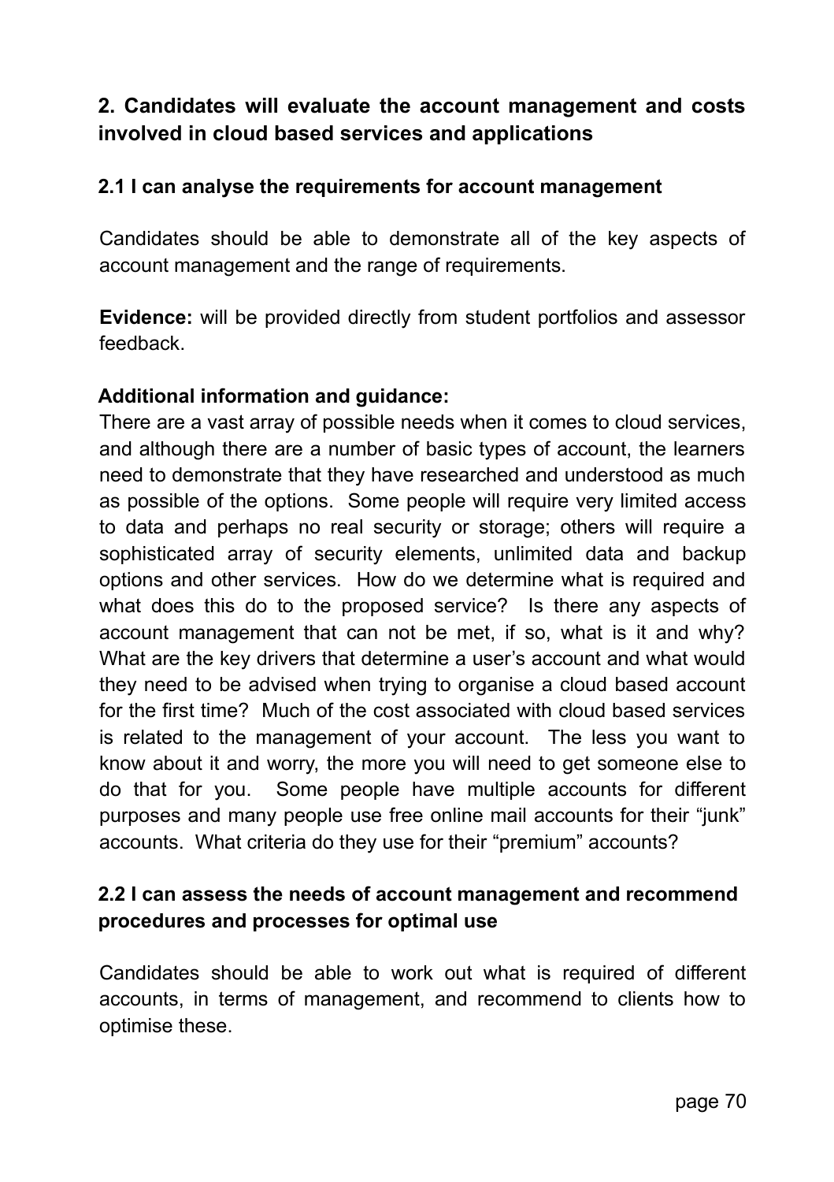## 2. Candidates will evaluate the account management and costs involved in cloud based services and applications

### 2.1 I can analyse the requirements for account management

Candidates should be able to demonstrate all of the key aspects of account management and the range of requirements.

**Evidence:** will be provided directly from student portfolios and assessor feedback.

**Additional information and guidance:**

There are a vast array of possible needs when it comes to cloud services, and although there are a number of basic types of account, the learners need to demonstrate that they have researched and understood as much as possible of the options. Some people will require very limited access to data and perhaps no real security or storage; others will require a sophisticated array of security elements, unlimited data and backup options and other services. How do we determine what is required and what does this do to the proposed service? Is there any aspects of account management that can not be met, if so, what is it and why? What are the key drivers that determine a user's account and what would they need to be advised when trying to organise a cloud based account for the first time? Much of the cost associated with cloud based services is related to the management of your account. The less you want to know about it and worry, the more you will need to get someone else to do that for you. Some people have multiple accounts for different purposes and many people use free online mail accounts for their "junk" accounts. What criteria do they use for their "premium" accounts?

### 2.2 I can assess the needs of account management and recommend procedures and processes for optimal use

Candidates should be able to work out what is required of different accounts, in terms of management, and recommend to clients how to optimise these.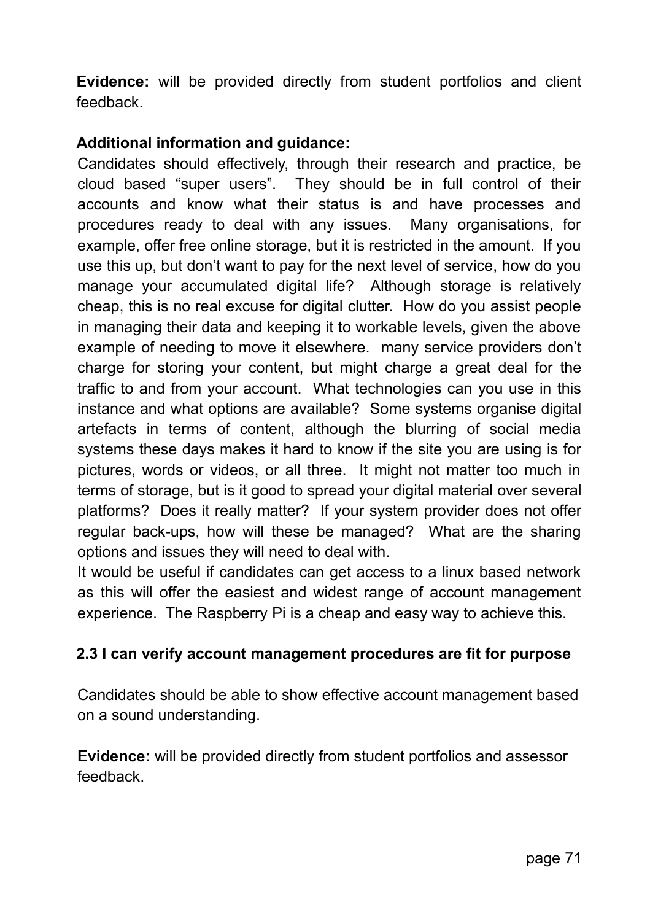**Evidence:** will be provided directly from student portfolios and client feedback.

**Additional information and guidance:**

Candidates should effectively, through their research and practice, be cloud based “super users”. They should be in full control of their accounts and know what their status is and have processes and procedures ready to deal with any issues. Many organisations, for example, offer free online storage, but it is restricted in the amount. If you use this up, but don’t want to pay for the next level of service, how do you manage your accumulated digital life? Although storage is relatively cheap, this is no real excuse for digital clutter. How do you assist people in managing their data and keeping it to workable levels, given the above example of needing to move it elsewhere. many service providers don’t charge for storing your content, but might charge a great deal for the traffic to and from your account. What technologies can you use in this instance and what options are available? Some systems organise digital artefacts in terms of content, although the blurring of social media systems these days makes it hard to know if the site you are using is for pictures, words or videos, or all three. It might not matter too much in terms of storage, but is it good to spread your digital material over several platforms? Does it really matter? If your system provider does not offer regular back-ups, how will these be managed? What are the sharing options and issues they will need to deal with.

It would be useful if candidates can get access to a linux based network as this will offer the easiest and widest range of account management experience. The Raspberry Pi is a cheap and easy way to achieve this.

**2.3 I can verify account management procedures are fit for purpose**

Candidates should be able to show effective account management based on a sound understanding.

**Evidence:** will be provided directly from student portfolios and assessor feedback.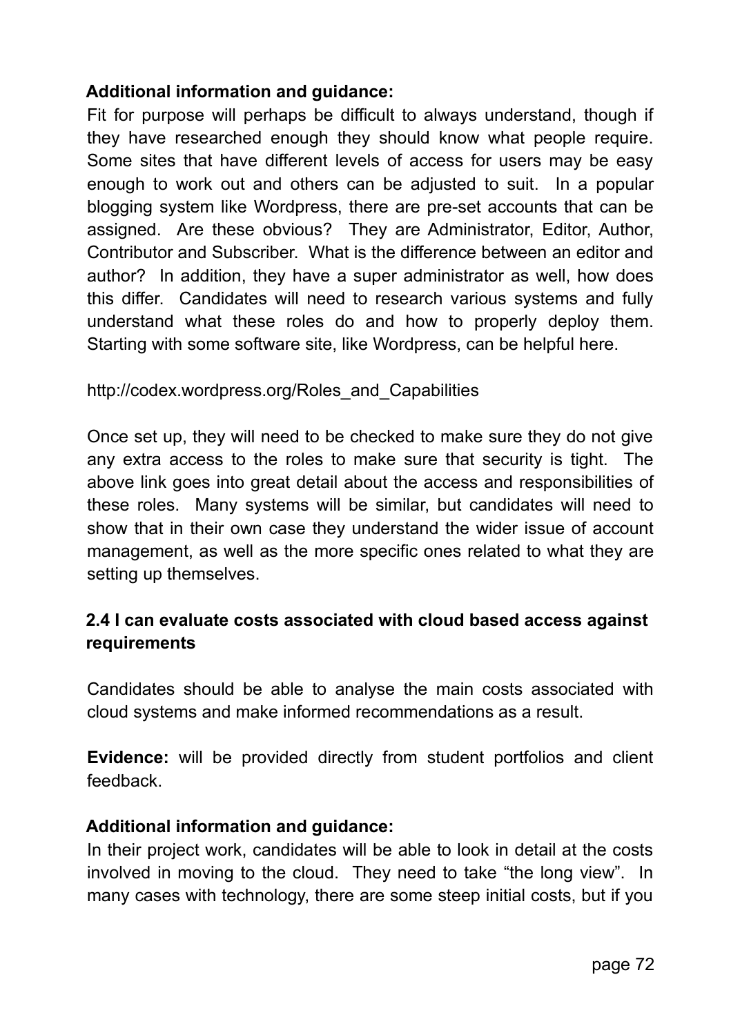**Additional information and guidance:**

Fit for purpose will perhaps be difficult to always understand, though if they have researched enough they should know what people require. Some sites that have different levels of access for users may be easy enough to work out and others can be adjusted to suit. In a popular blogging system like Wordpress, there are pre-set accounts that can be assigned. Are these obvious? They are Administrator, Editor, Author, Contributor and Subscriber. What is the difference between an editor and author? In addition, they have a super administrator as well, how does this differ. Candidates will need to research various systems and fully understand what these roles do and how to properly deploy them. Starting with some software site, like Wordpress, can be helpful here.

http://codex.wordpress.org/Roles_and_Capabilities

Once set up, they will need to be checked to make sure they do not give any extra access to the roles to make sure that security is tight. The above link goes into great detail about the access and responsibilities of these roles. Many systems will be similar, but candidates will need to show that in their own case they understand the wider issue of account management, as well as the more specific ones related to what they are setting up themselves.

### 2.4 I can evaluate costs associated with cloud based access against requirements

Candidates should be able to analyse the main costs associated with cloud systems and make informed recommendations as a result.

**Evidence:** will be provided directly from student portfolios and client feedback.

**Additional information and guidance:**

In their project work, candidates will be able to look in detail at the costs involved in moving to the cloud. They need to take “the long view”. In many cases with technology, there are some steep initial costs, but if you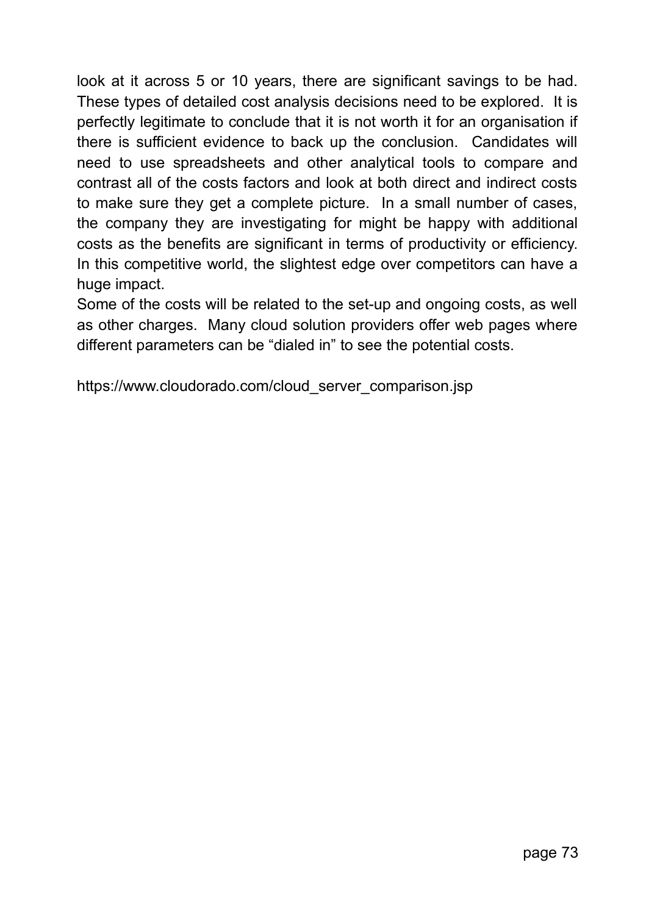look at it across 5 or 10 years, there are significant savings to be had. These types of detailed cost analysis decisions need to be explored. It is perfectly legitimate to conclude that it is not worth it for an organisation if there is sufficient evidence to back up the conclusion. Candidates will need to use spreadsheets and other analytical tools to compare and contrast all of the costs factors and look at both direct and indirect costs to make sure they get a complete picture. In a small number of cases, the company they are investigating for might be happy with additional costs as the benefits are significant in terms of productivity or efficiency. In this competitive world, the slightest edge over competitors can have a huge impact.

Some of the costs will be related to the set-up and ongoing costs, as well as other charges. Many cloud solution providers offer web pages where different parameters can be "dialed in" to see the potential costs.

https://www.cloudorado.com/cloud_server_comparison.jsp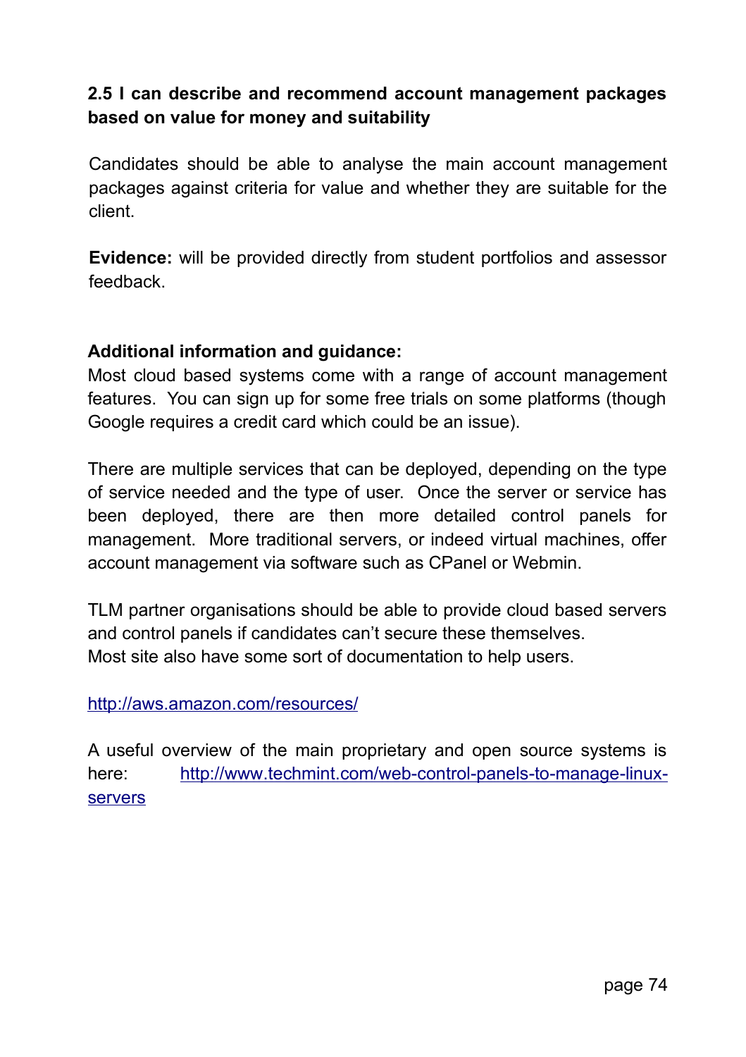### 2.5 I can describe and recommend account management packages based on value for money and suitability

Candidates should be able to analyse the main account management packages against criteria for value and whether they are suitable for the client.

**Evidence:** will be provided directly from student portfolios and assessor feedback.

**Additional information and guidance:**

Most cloud based systems come with a range of account management features. You can sign up for some free trials on some platforms (though Google requires a credit card which could be an issue).

There are multiple services that can be deployed, depending on the type of service needed and the type of user. Once the server or service has been deployed, there are then more detailed control panels for management. More traditional servers, or indeed virtual machines, offer account management via software such as CPanel or Webmin.

TLM partner organisations should be able to provide cloud based servers and control panels if candidates can't secure these themselves.
Most site also have some sort of documentation to help users.

http://aws.amazon.com/resources/

A useful overview of the main proprietary and open source systems is here: http://www.techmint.com/web-control-panels-to-manage-linux-servers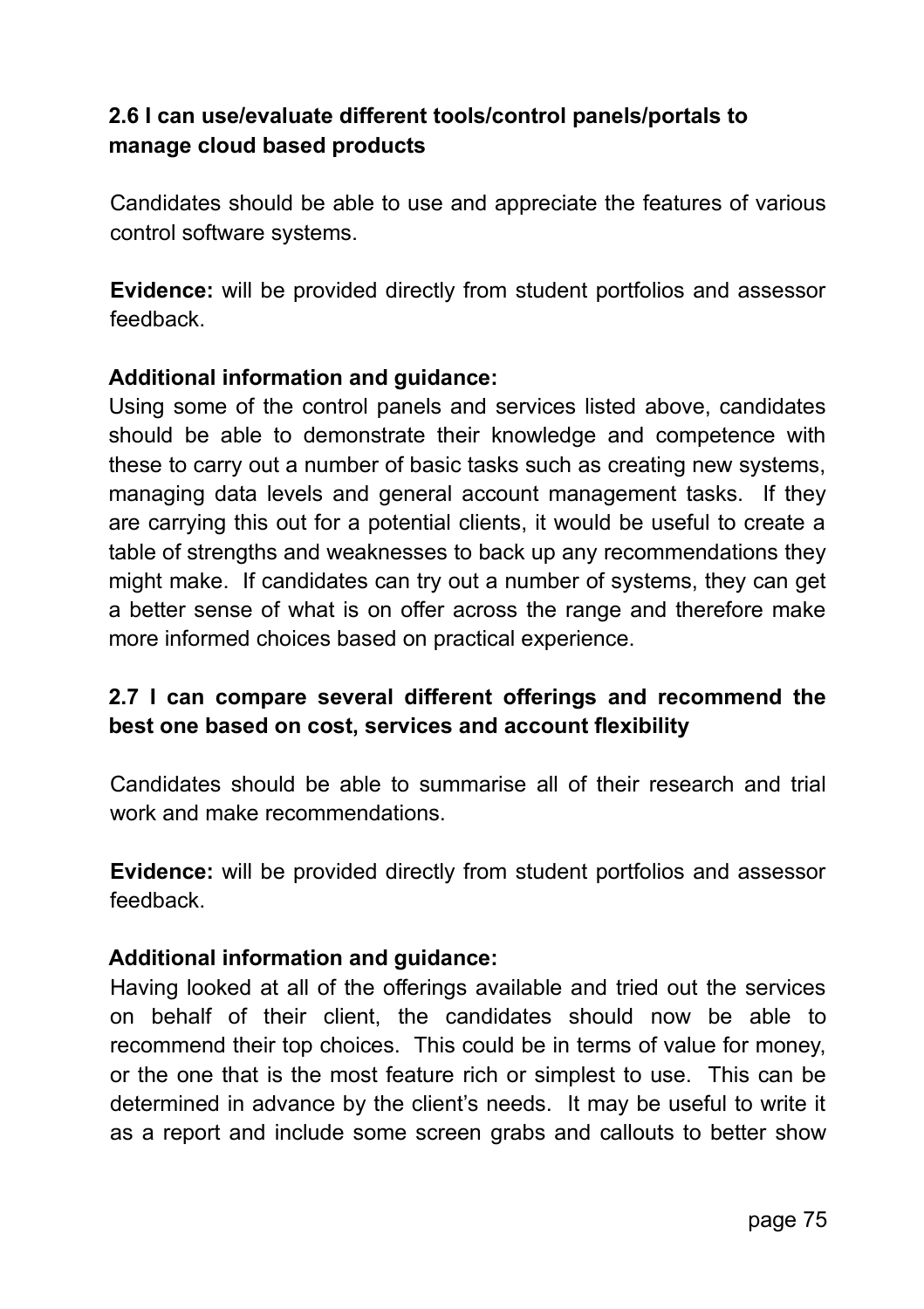**2.6 I can use/evaluate different tools/control panels/portals to manage cloud based products**

Candidates should be able to use and appreciate the features of various control software systems.

**Evidence:** will be provided directly from student portfolios and assessor feedback.

**Additional information and guidance:**
Using some of the control panels and services listed above, candidates should be able to demonstrate their knowledge and competence with these to carry out a number of basic tasks such as creating new systems, managing data levels and general account management tasks. If they are carrying this out for a potential clients, it would be useful to create a table of strengths and weaknesses to back up any recommendations they might make. If candidates can try out a number of systems, they can get a better sense of what is on offer across the range and therefore make more informed choices based on practical experience.

**2.7 I can compare several different offerings and recommend the best one based on cost, services and account flexibility**

Candidates should be able to summarise all of their research and trial work and make recommendations.

**Evidence:** will be provided directly from student portfolios and assessor feedback.

**Additional information and guidance:**
Having looked at all of the offerings available and tried out the services on behalf of their client, the candidates should now be able to recommend their top choices. This could be in terms of value for money, or the one that is the most feature rich or simplest to use. This can be determined in advance by the client's needs. It may be useful to write it as a report and include some screen grabs and callouts to better show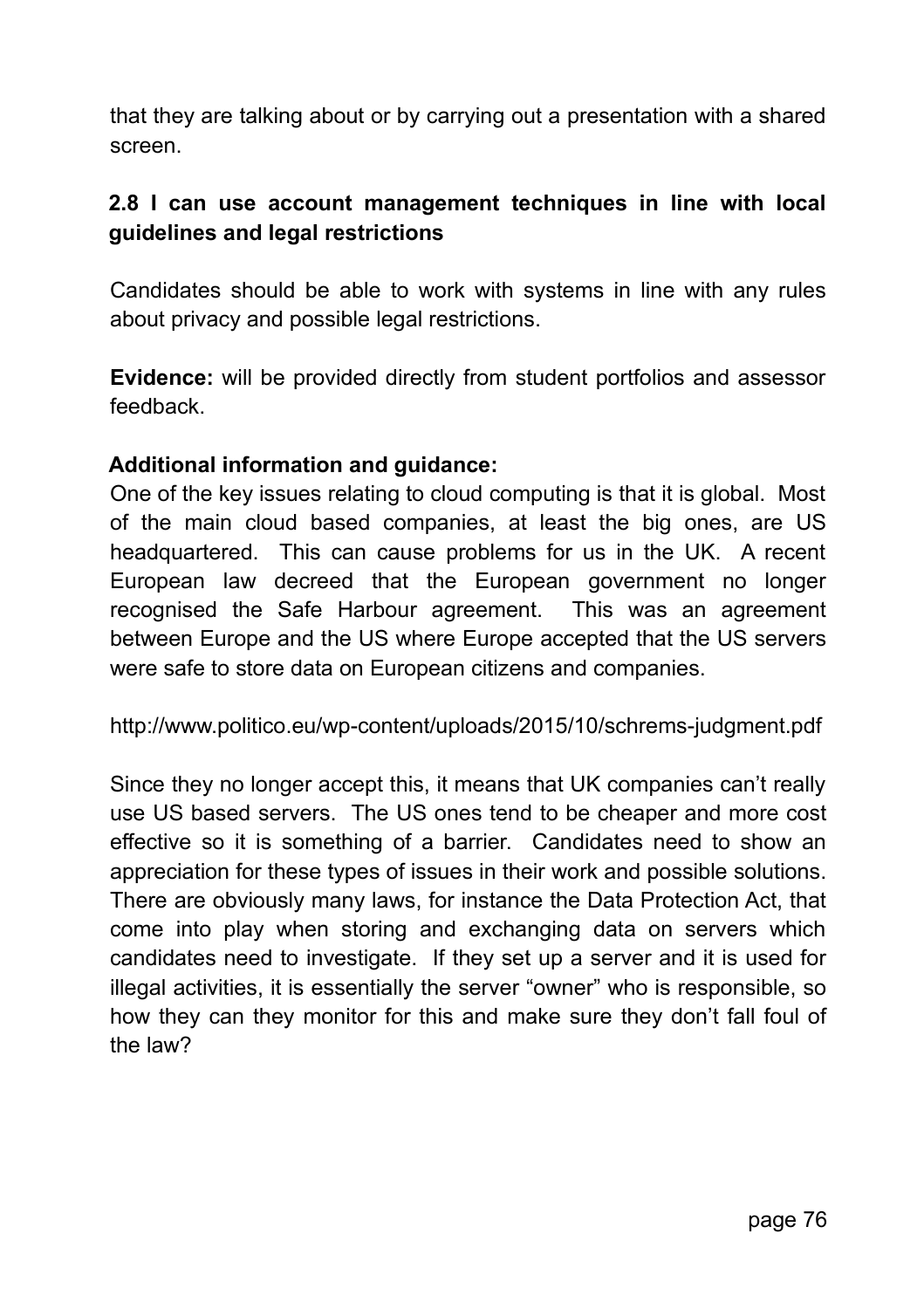that they are talking about or by carrying out a presentation with a shared screen.

## 2.8 I can use account management techniques in line with local guidelines and legal restrictions

Candidates should be able to work with systems in line with any rules about privacy and possible legal restrictions.

**Evidence:** will be provided directly from student portfolios and assessor feedback.

**Additional information and guidance:**
One of the key issues relating to cloud computing is that it is global. Most of the main cloud based companies, at least the big ones, are US headquartered. This can cause problems for us in the UK. A recent European law decreed that the European government no longer recognised the Safe Harbour agreement. This was an agreement between Europe and the US where Europe accepted that the US servers were safe to store data on European citizens and companies.

http://www.politico.eu/wp-content/uploads/2015/10/schrems-judgment.pdf

Since they no longer accept this, it means that UK companies can't really use US based servers. The US ones tend to be cheaper and more cost effective so it is something of a barrier. Candidates need to show an appreciation for these types of issues in their work and possible solutions. There are obviously many laws, for instance the Data Protection Act, that come into play when storing and exchanging data on servers which candidates need to investigate. If they set up a server and it is used for illegal activities, it is essentially the server "owner" who is responsible, so how they can they monitor for this and make sure they don't fall foul of the law?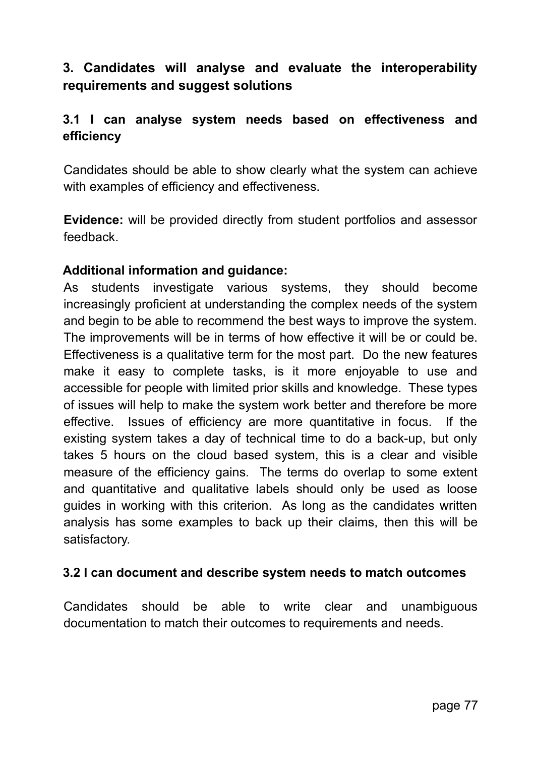## 3. Candidates will analyse and evaluate the interoperability requirements and suggest solutions

### 3.1 I can analyse system needs based on effectiveness and efficiency

Candidates should be able to show clearly what the system can achieve with examples of efficiency and effectiveness.

**Evidence:** will be provided directly from student portfolios and assessor feedback.

**Additional information and guidance:**

As students investigate various systems, they should become increasingly proficient at understanding the complex needs of the system and begin to be able to recommend the best ways to improve the system. The improvements will be in terms of how effective it will be or could be. Effectiveness is a qualitative term for the most part. Do the new features make it easy to complete tasks, is it more enjoyable to use and accessible for people with limited prior skills and knowledge. These types of issues will help to make the system work better and therefore be more effective. Issues of efficiency are more quantitative in focus. If the existing system takes a day of technical time to do a back-up, but only takes 5 hours on the cloud based system, this is a clear and visible measure of the efficiency gains. The terms do overlap to some extent and quantitative and qualitative labels should only be used as loose guides in working with this criterion. As long as the candidates written analysis has some examples to back up their claims, then this will be satisfactory.

### 3.2 I can document and describe system needs to match outcomes

Candidates should be able to write clear and unambiguous documentation to match their outcomes to requirements and needs.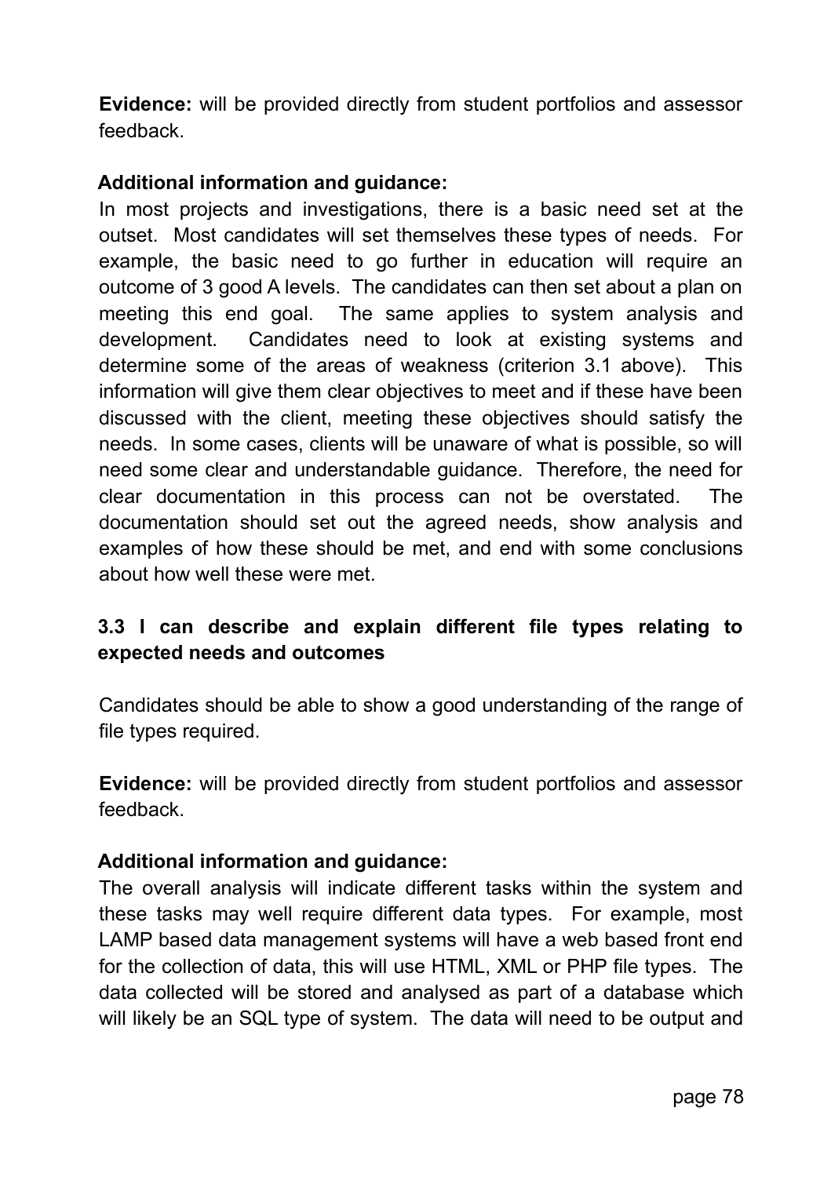**Evidence:** will be provided directly from student portfolios and assessor feedback.

**Additional information and guidance:**

In most projects and investigations, there is a basic need set at the outset. Most candidates will set themselves these types of needs. For example, the basic need to go further in education will require an outcome of 3 good A levels. The candidates can then set about a plan on meeting this end goal. The same applies to system analysis and development. Candidates need to look at existing systems and determine some of the areas of weakness (criterion 3.1 above). This information will give them clear objectives to meet and if these have been discussed with the client, meeting these objectives should satisfy the needs. In some cases, clients will be unaware of what is possible, so will need some clear and understandable guidance. Therefore, the need for clear documentation in this process can not be overstated. The documentation should set out the agreed needs, show analysis and examples of how these should be met, and end with some conclusions about how well these were met.

### 3.3 I can describe and explain different file types relating to expected needs and outcomes

Candidates should be able to show a good understanding of the range of file types required.

**Evidence:** will be provided directly from student portfolios and assessor feedback.

**Additional information and guidance:**

The overall analysis will indicate different tasks within the system and these tasks may well require different data types. For example, most LAMP based data management systems will have a web based front end for the collection of data, this will use HTML, XML or PHP file types. The data collected will be stored and analysed as part of a database which will likely be an SQL type of system. The data will need to be output and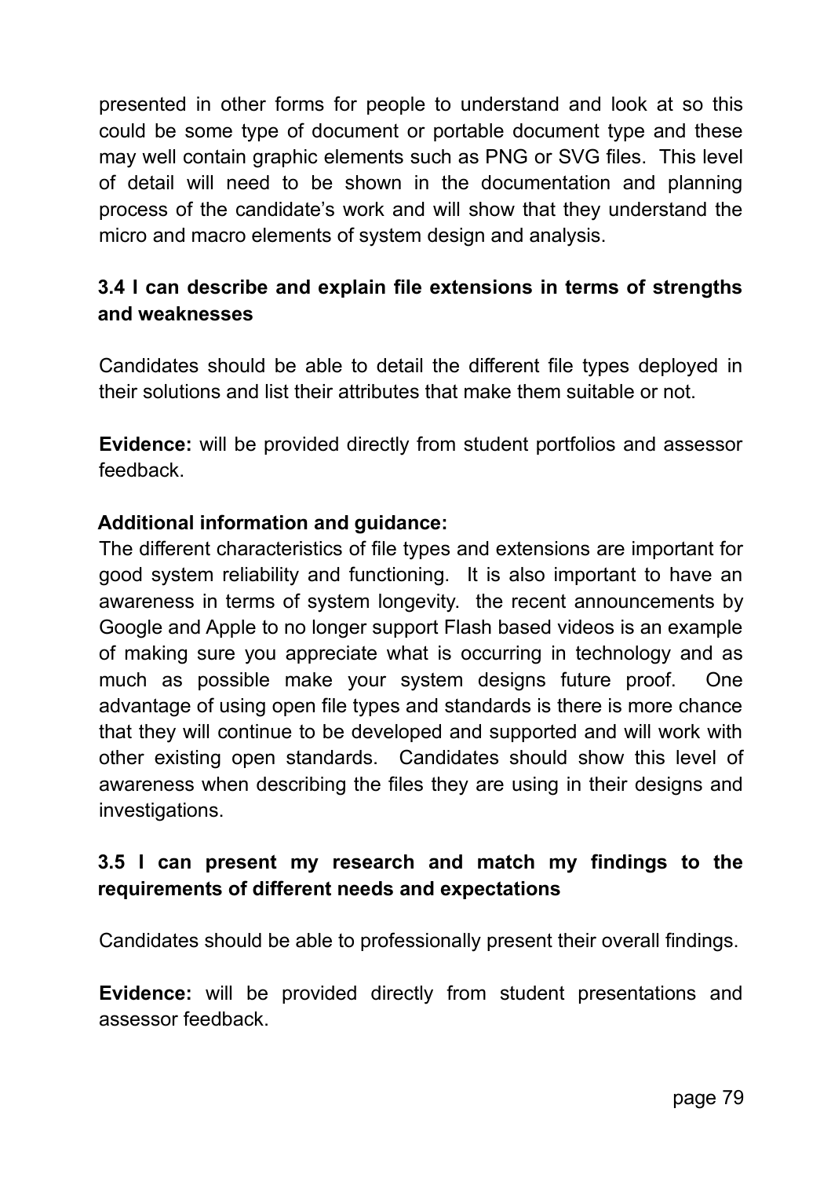presented in other forms for people to understand and look at so this could be some type of document or portable document type and these may well contain graphic elements such as PNG or SVG files. This level of detail will need to be shown in the documentation and planning process of the candidate's work and will show that they understand the micro and macro elements of system design and analysis.

### 3.4 I can describe and explain file extensions in terms of strengths and weaknesses

Candidates should be able to detail the different file types deployed in their solutions and list their attributes that make them suitable or not.

**Evidence:** will be provided directly from student portfolios and assessor feedback.

**Additional information and guidance:**
The different characteristics of file types and extensions are important for good system reliability and functioning. It is also important to have an awareness in terms of system longevity. the recent announcements by Google and Apple to no longer support Flash based videos is an example of making sure you appreciate what is occurring in technology and as much as possible make your system designs future proof. One advantage of using open file types and standards is there is more chance that they will continue to be developed and supported and will work with other existing open standards. Candidates should show this level of awareness when describing the files they are using in their designs and investigations.

### 3.5 I can present my research and match my findings to the requirements of different needs and expectations

Candidates should be able to professionally present their overall findings.

**Evidence:** will be provided directly from student presentations and assessor feedback.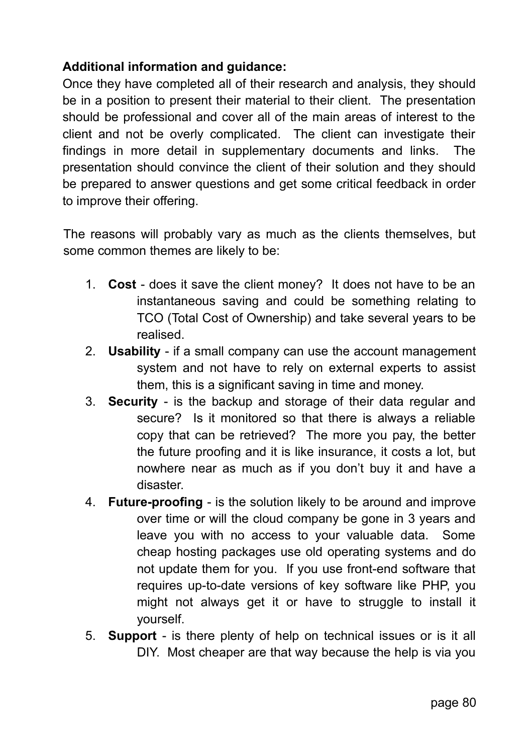**Additional information and guidance:**

Once they have completed all of their research and analysis, they should be in a position to present their material to their client. The presentation should be professional and cover all of the main areas of interest to the client and not be overly complicated. The client can investigate their findings in more detail in supplementary documents and links. The presentation should convince the client of their solution and they should be prepared to answer questions and get some critical feedback in order to improve their offering.

The reasons will probably vary as much as the clients themselves, but some common themes are likely to be:

1. **Cost** - does it save the client money? It does not have to be an instantaneous saving and could be something relating to TCO (Total Cost of Ownership) and take several years to be realised.
2. **Usability** - if a small company can use the account management system and not have to rely on external experts to assist them, this is a significant saving in time and money.
3. **Security** - is the backup and storage of their data regular and secure? Is it monitored so that there is always a reliable copy that can be retrieved? The more you pay, the better the future proofing and it is like insurance, it costs a lot, but nowhere near as much as if you don't buy it and have a disaster.
4. **Future-proofing** - is the solution likely to be around and improve over time or will the cloud company be gone in 3 years and leave you with no access to your valuable data. Some cheap hosting packages use old operating systems and do not update them for you. If you use front-end software that requires up-to-date versions of key software like PHP, you might not always get it or have to struggle to install it yourself.
5. **Support** - is there plenty of help on technical issues or is it all DIY. Most cheaper are that way because the help is via you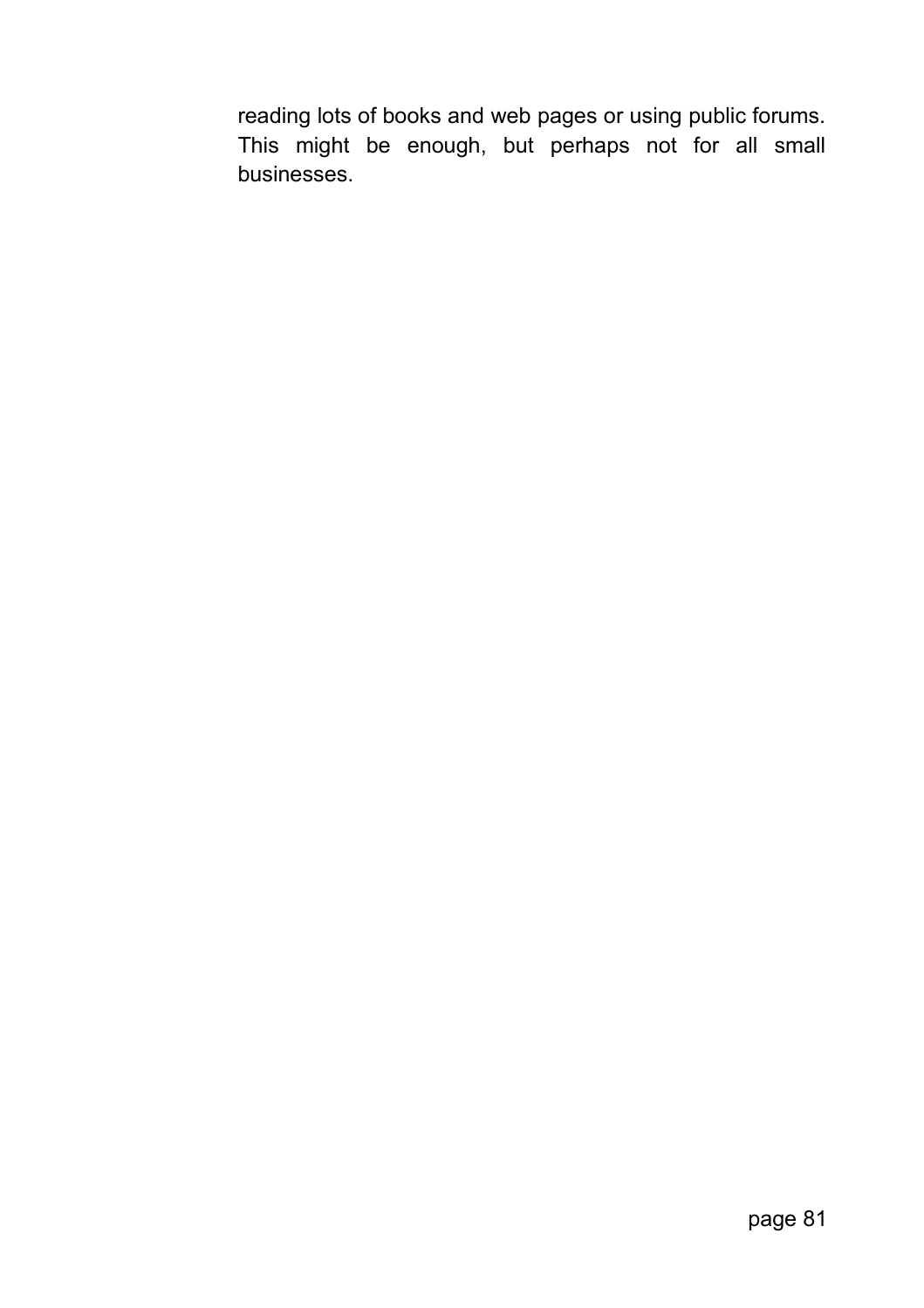reading lots of books and web pages or using public forums. This might be enough, but perhaps not for all small businesses.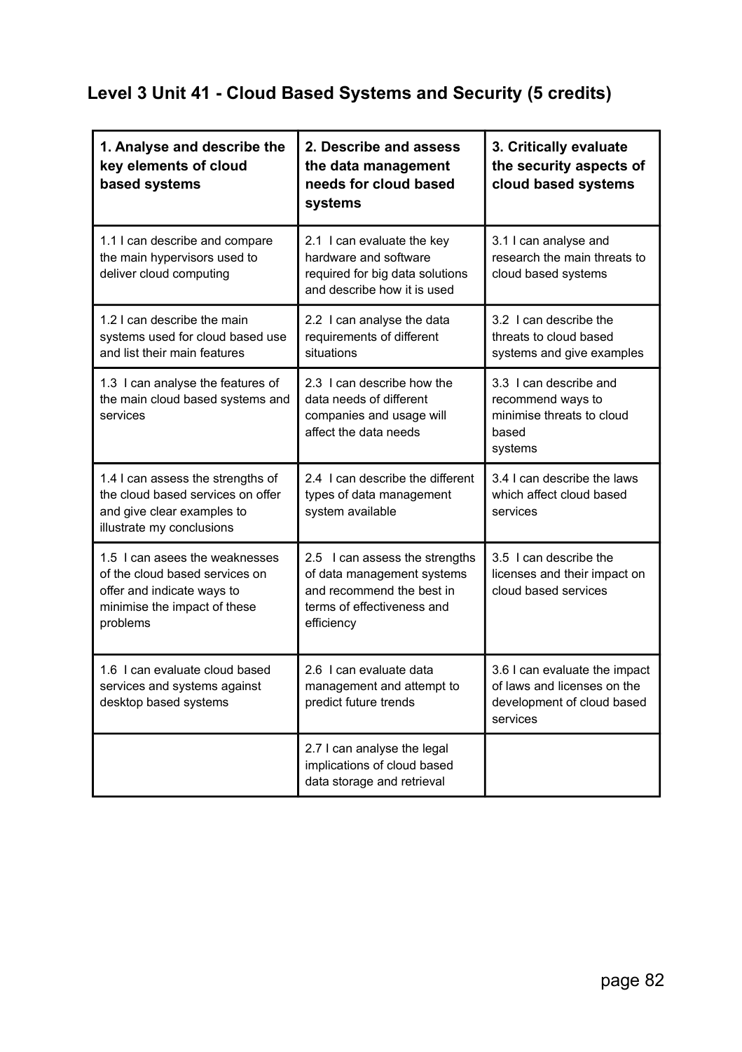## Level 3 Unit 41 - Cloud Based Systems and Security (5 credits)

| **1. Analyse and describe the key elements of cloud based systems** | **2. Describe and assess the data management needs for cloud based systems** | **3. Critically evaluate the security aspects of cloud based systems** |
|---|---|---|
| 1.1 I can describe and compare the main hypervisors used to deliver cloud computing | 2.1 I can evaluate the key hardware and software required for big data solutions and describe how it is used | 3.1 I can analyse and research the main threats to cloud based systems |
| 1.2 I can describe the main systems used for cloud based use and list their main features | 2.2 I can analyse the data requirements of different situations | 3.2 I can describe the threats to cloud based systems and give examples |
| 1.3 I can analyse the features of the main cloud based systems and services | 2.3 I can describe how the data needs of different companies and usage will affect the data needs | 3.3 I can describe and recommend ways to minimise threats to cloud based systems |
| 1.4 I can assess the strengths of the cloud based services on offer and give clear examples to illustrate my conclusions | 2.4 I can describe the different types of data management system available | 3.4 I can describe the laws which affect cloud based services |
| 1.5 I can asees the weaknesses of the cloud based services on offer and indicate ways to minimise the impact of these problems | 2.5 I can assess the strengths of data management systems and recommend the best in terms of effectiveness and efficiency | 3.5 I can describe the licenses and their impact on cloud based services |
| 1.6 I can evaluate cloud based services and systems against desktop based systems | 2.6 I can evaluate data management and attempt to predict future trends | 3.6 I can evaluate the impact of laws and licenses on the development of cloud based services |
| | 2.7 I can analyse the legal implications of cloud based data storage and retrieval | |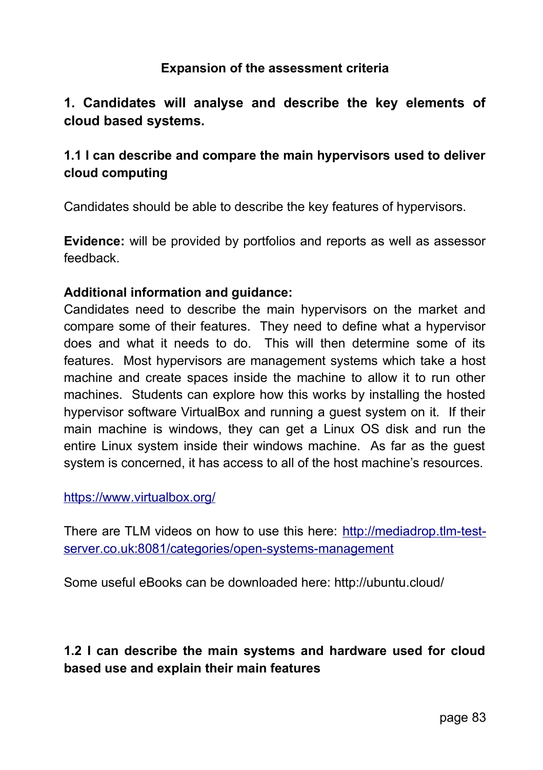## Expansion of the assessment criteria

### 1. Candidates will analyse and describe the key elements of cloud based systems.

#### 1.1 I can describe and compare the main hypervisors used to deliver cloud computing

Candidates should be able to describe the key features of hypervisors.

**Evidence:** will be provided by portfolios and reports as well as assessor feedback.

**Additional information and guidance:**
Candidates need to describe the main hypervisors on the market and compare some of their features. They need to define what a hypervisor does and what it needs to do. This will then determine some of its features. Most hypervisors are management systems which take a host machine and create spaces inside the machine to allow it to run other machines. Students can explore how this works by installing the hosted hypervisor software VirtualBox and running a guest system on it. If their main machine is windows, they can get a Linux OS disk and run the entire Linux system inside their windows machine. As far as the guest system is concerned, it has access to all of the host machine's resources.

https://www.virtualbox.org/

There are TLM videos on how to use this here: http://mediadrop.tlm-test-server.co.uk:8081/categories/open-systems-management

Some useful eBooks can be downloaded here: http://ubuntu.cloud/

#### 1.2 I can describe the main systems and hardware used for cloud based use and explain their main features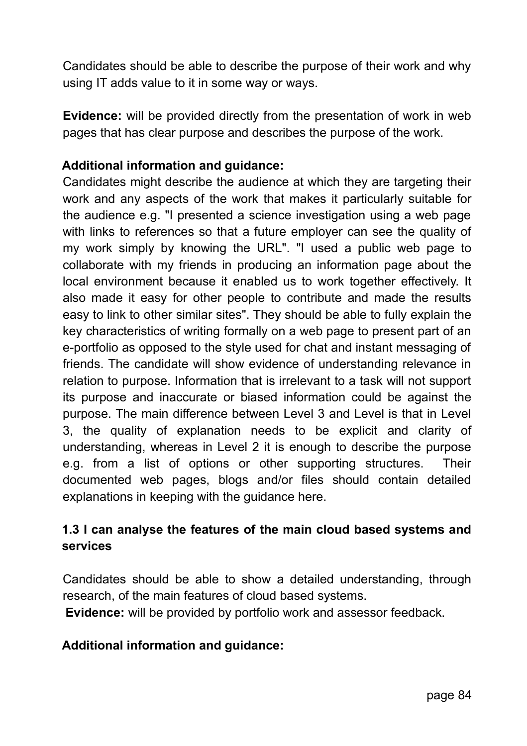Candidates should be able to describe the purpose of their work and why using IT adds value to it in some way or ways.

**Evidence:** will be provided directly from the presentation of work in web pages that has clear purpose and describes the purpose of the work.

**Additional information and guidance:**

Candidates might describe the audience at which they are targeting their work and any aspects of the work that makes it particularly suitable for the audience e.g. "I presented a science investigation using a web page with links to references so that a future employer can see the quality of my work simply by knowing the URL". "I used a public web page to collaborate with my friends in producing an information page about the local environment because it enabled us to work together effectively. It also made it easy for other people to contribute and made the results easy to link to other similar sites". They should be able to fully explain the key characteristics of writing formally on a web page to present part of an e-portfolio as opposed to the style used for chat and instant messaging of friends. The candidate will show evidence of understanding relevance in relation to purpose. Information that is irrelevant to a task will not support its purpose and inaccurate or biased information could be against the purpose. The main difference between Level 3 and Level is that in Level 3, the quality of explanation needs to be explicit and clarity of understanding, whereas in Level 2 it is enough to describe the purpose e.g. from a list of options or other supporting structures. Their documented web pages, blogs and/or files should contain detailed explanations in keeping with the guidance here.

### 1.3 I can analyse the features of the main cloud based systems and services

Candidates should be able to show a detailed understanding, through research, of the main features of cloud based systems.

**Evidence:** will be provided by portfolio work and assessor feedback.

**Additional information and guidance:**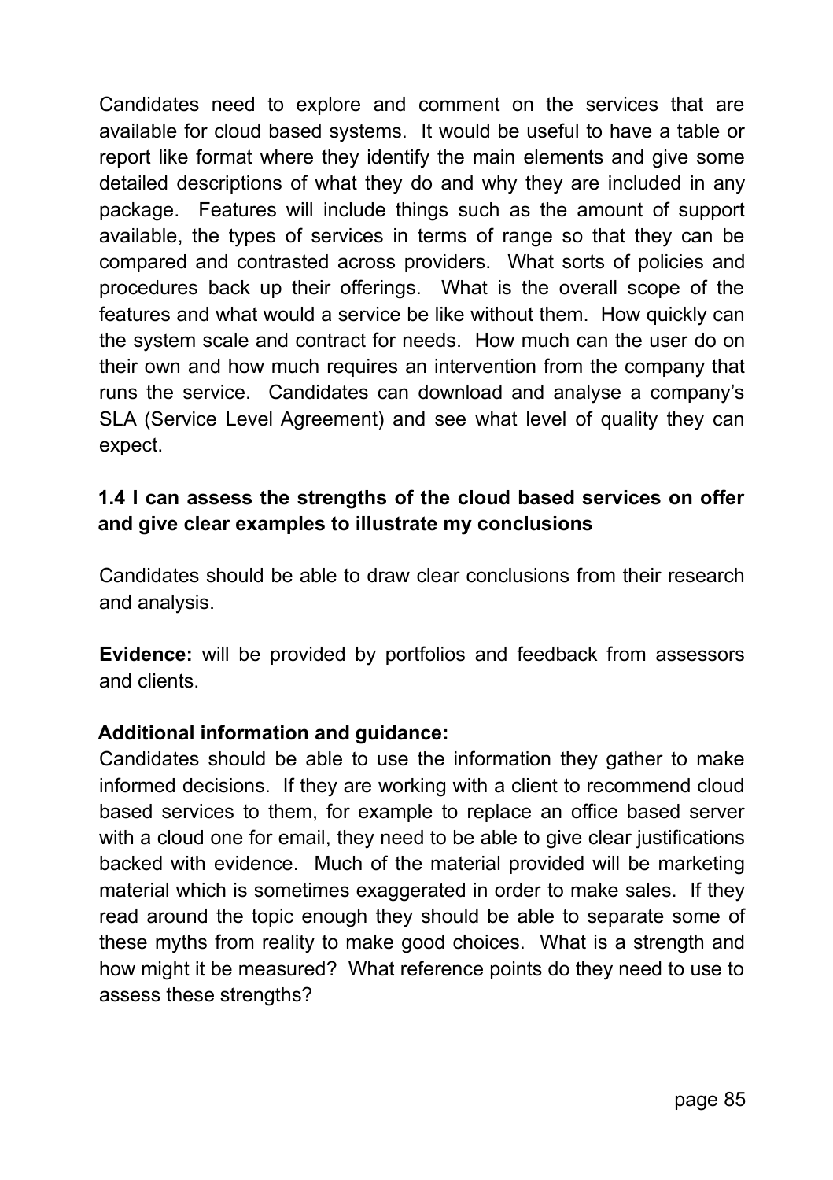Candidates need to explore and comment on the services that are available for cloud based systems. It would be useful to have a table or report like format where they identify the main elements and give some detailed descriptions of what they do and why they are included in any package. Features will include things such as the amount of support available, the types of services in terms of range so that they can be compared and contrasted across providers. What sorts of policies and procedures back up their offerings. What is the overall scope of the features and what would a service be like without them. How quickly can the system scale and contract for needs. How much can the user do on their own and how much requires an intervention from the company that runs the service. Candidates can download and analyse a company's SLA (Service Level Agreement) and see what level of quality they can expect.

**1.4 I can assess the strengths of the cloud based services on offer and give clear examples to illustrate my conclusions**

Candidates should be able to draw clear conclusions from their research and analysis.

**Evidence:** will be provided by portfolios and feedback from assessors and clients.

**Additional information and guidance:**

Candidates should be able to use the information they gather to make informed decisions. If they are working with a client to recommend cloud based services to them, for example to replace an office based server with a cloud one for email, they need to be able to give clear justifications backed with evidence. Much of the material provided will be marketing material which is sometimes exaggerated in order to make sales. If they read around the topic enough they should be able to separate some of these myths from reality to make good choices. What is a strength and how might it be measured? What reference points do they need to use to assess these strengths?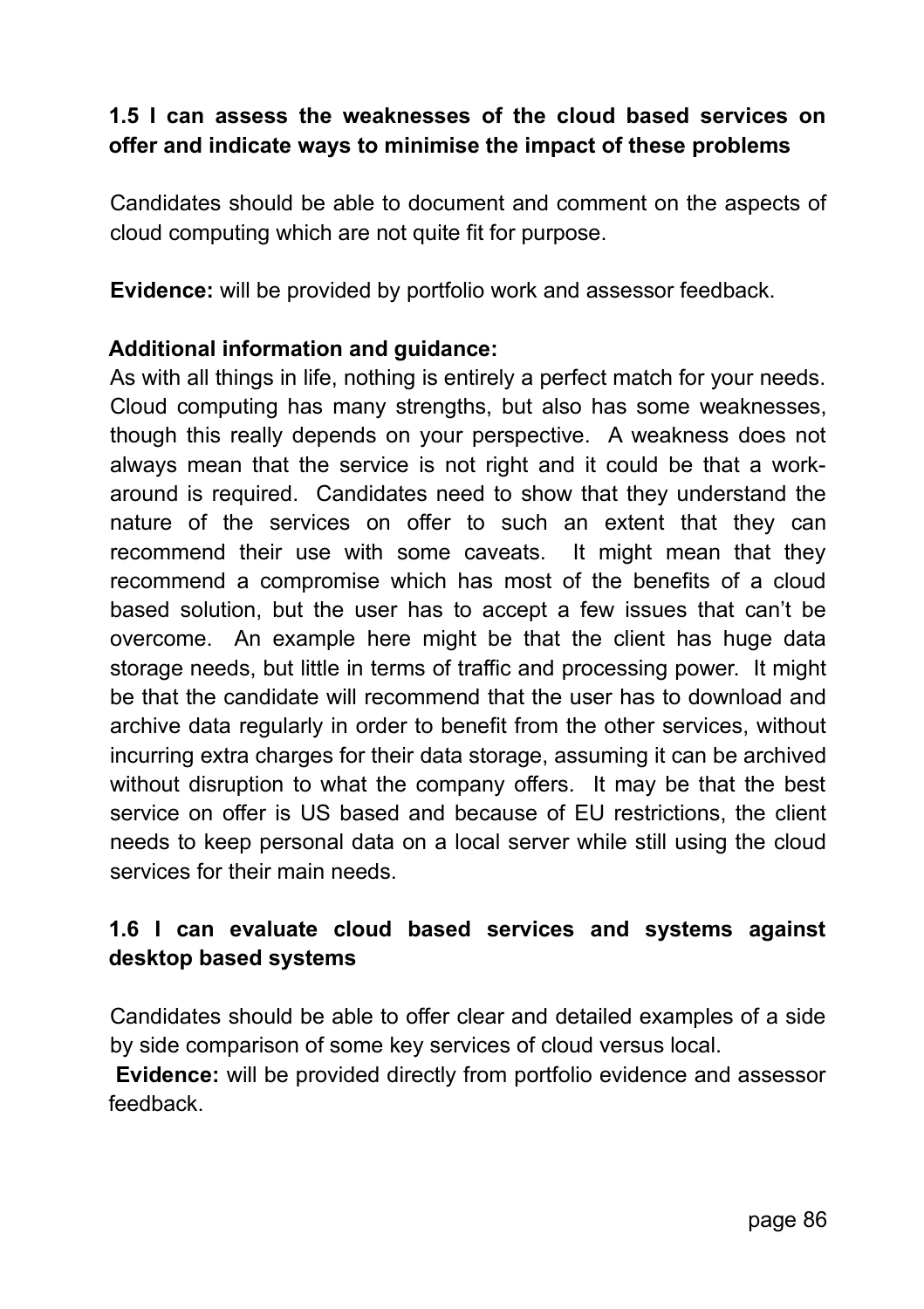**1.5 I can assess the weaknesses of the cloud based services on offer and indicate ways to minimise the impact of these problems**

Candidates should be able to document and comment on the aspects of cloud computing which are not quite fit for purpose.

**Evidence:** will be provided by portfolio work and assessor feedback.

**Additional information and guidance:**
As with all things in life, nothing is entirely a perfect match for your needs. Cloud computing has many strengths, but also has some weaknesses, though this really depends on your perspective. A weakness does not always mean that the service is not right and it could be that a work-around is required. Candidates need to show that they understand the nature of the services on offer to such an extent that they can recommend their use with some caveats. It might mean that they recommend a compromise which has most of the benefits of a cloud based solution, but the user has to accept a few issues that can't be overcome. An example here might be that the client has huge data storage needs, but little in terms of traffic and processing power. It might be that the candidate will recommend that the user has to download and archive data regularly in order to benefit from the other services, without incurring extra charges for their data storage, assuming it can be archived without disruption to what the company offers. It may be that the best service on offer is US based and because of EU restrictions, the client needs to keep personal data on a local server while still using the cloud services for their main needs.

**1.6 I can evaluate cloud based services and systems against desktop based systems**

Candidates should be able to offer clear and detailed examples of a side by side comparison of some key services of cloud versus local.
**Evidence:** will be provided directly from portfolio evidence and assessor feedback.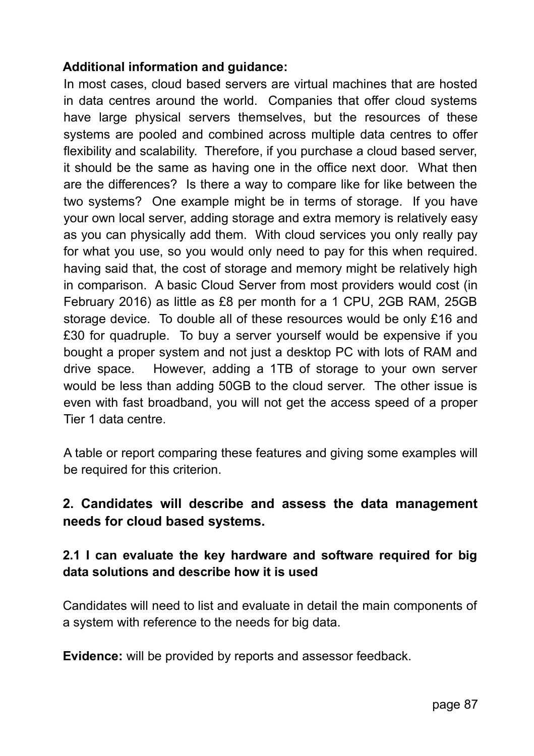**Additional information and guidance:**

In most cases, cloud based servers are virtual machines that are hosted in data centres around the world. Companies that offer cloud systems have large physical servers themselves, but the resources of these systems are pooled and combined across multiple data centres to offer flexibility and scalability. Therefore, if you purchase a cloud based server, it should be the same as having one in the office next door. What then are the differences? Is there a way to compare like for like between the two systems? One example might be in terms of storage. If you have your own local server, adding storage and extra memory is relatively easy as you can physically add them. With cloud services you only really pay for what you use, so you would only need to pay for this when required. having said that, the cost of storage and memory might be relatively high in comparison. A basic Cloud Server from most providers would cost (in February 2016) as little as £8 per month for a 1 CPU, 2GB RAM, 25GB storage device. To double all of these resources would be only £16 and £30 for quadruple. To buy a server yourself would be expensive if you bought a proper system and not just a desktop PC with lots of RAM and drive space. However, adding a 1TB of storage to your own server would be less than adding 50GB to the cloud server. The other issue is even with fast broadband, you will not get the access speed of a proper Tier 1 data centre.

A table or report comparing these features and giving some examples will be required for this criterion.

## 2. Candidates will describe and assess the data management needs for cloud based systems.

### 2.1 I can evaluate the key hardware and software required for big data solutions and describe how it is used

Candidates will need to list and evaluate in detail the main components of a system with reference to the needs for big data.

**Evidence:** will be provided by reports and assessor feedback.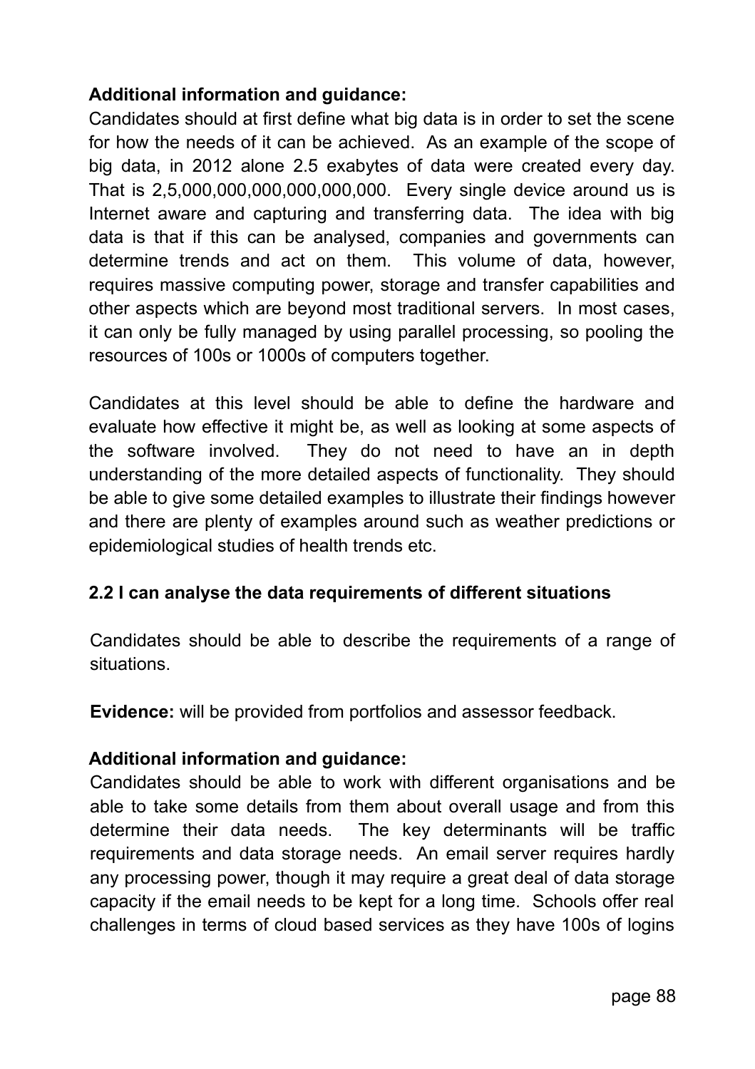**Additional information and guidance:**

Candidates should at first define what big data is in order to set the scene for how the needs of it can be achieved. As an example of the scope of big data, in 2012 alone 2.5 exabytes of data were created every day. That is 2,5,000,000,000,000,000,000. Every single device around us is Internet aware and capturing and transferring data. The idea with big data is that if this can be analysed, companies and governments can determine trends and act on them. This volume of data, however, requires massive computing power, storage and transfer capabilities and other aspects which are beyond most traditional servers. In most cases, it can only be fully managed by using parallel processing, so pooling the resources of 100s or 1000s of computers together.

Candidates at this level should be able to define the hardware and evaluate how effective it might be, as well as looking at some aspects of the software involved. They do not need to have an in depth understanding of the more detailed aspects of functionality. They should be able to give some detailed examples to illustrate their findings however and there are plenty of examples around such as weather predictions or epidemiological studies of health trends etc.

**2.2 I can analyse the data requirements of different situations**

Candidates should be able to describe the requirements of a range of situations.

**Evidence:** will be provided from portfolios and assessor feedback.

**Additional information and guidance:**

Candidates should be able to work with different organisations and be able to take some details from them about overall usage and from this determine their data needs. The key determinants will be traffic requirements and data storage needs. An email server requires hardly any processing power, though it may require a great deal of data storage capacity if the email needs to be kept for a long time. Schools offer real challenges in terms of cloud based services as they have 100s of logins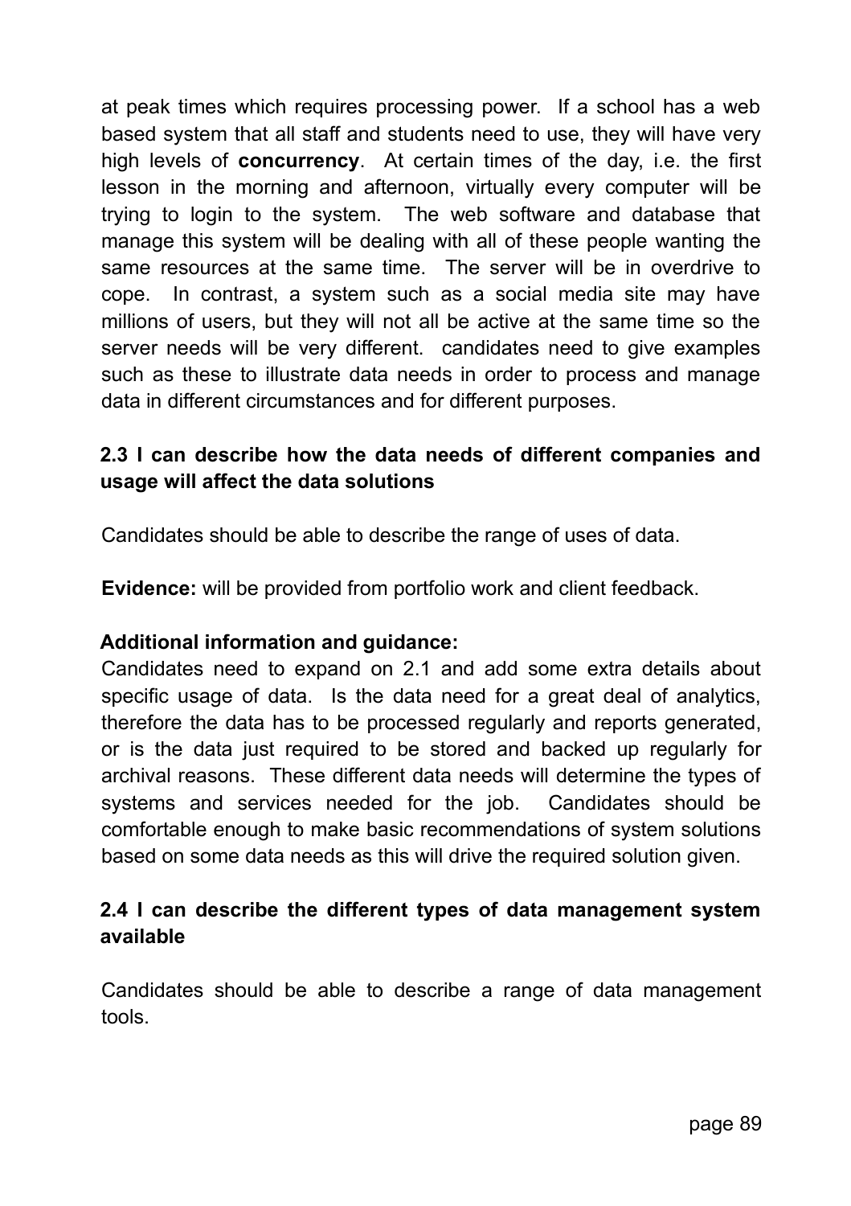at peak times which requires processing power. If a school has a web based system that all staff and students need to use, they will have very high levels of **concurrency**. At certain times of the day, i.e. the first lesson in the morning and afternoon, virtually every computer will be trying to login to the system. The web software and database that manage this system will be dealing with all of these people wanting the same resources at the same time. The server will be in overdrive to cope. In contrast, a system such as a social media site may have millions of users, but they will not all be active at the same time so the server needs will be very different. candidates need to give examples such as these to illustrate data needs in order to process and manage data in different circumstances and for different purposes.

**2.3 I can describe how the data needs of different companies and usage will affect the data solutions**

Candidates should be able to describe the range of uses of data.

**Evidence:** will be provided from portfolio work and client feedback.

**Additional information and guidance:**

Candidates need to expand on 2.1 and add some extra details about specific usage of data. Is the data need for a great deal of analytics, therefore the data has to be processed regularly and reports generated, or is the data just required to be stored and backed up regularly for archival reasons. These different data needs will determine the types of systems and services needed for the job. Candidates should be comfortable enough to make basic recommendations of system solutions based on some data needs as this will drive the required solution given.

**2.4 I can describe the different types of data management system available**

Candidates should be able to describe a range of data management tools.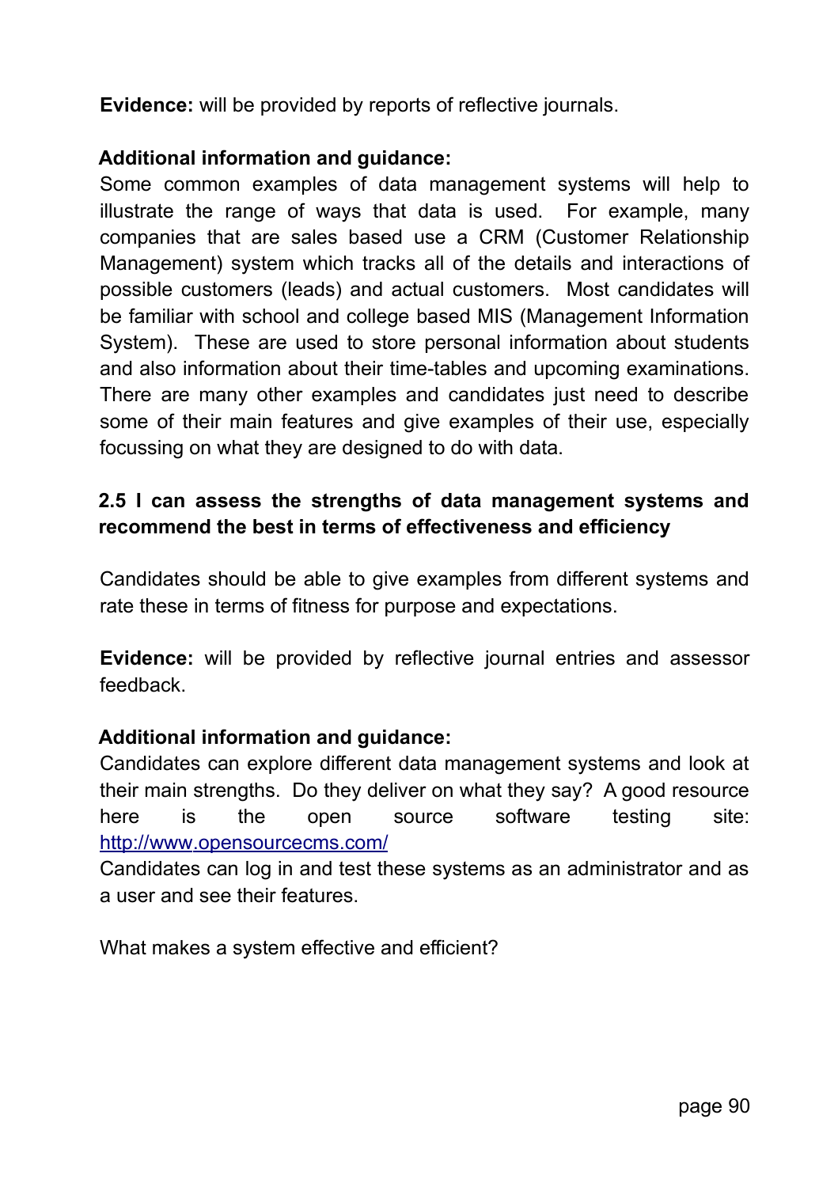**Evidence:** will be provided by reports of reflective journals.

**Additional information and guidance:**

Some common examples of data management systems will help to illustrate the range of ways that data is used. For example, many companies that are sales based use a CRM (Customer Relationship Management) system which tracks all of the details and interactions of possible customers (leads) and actual customers. Most candidates will be familiar with school and college based MIS (Management Information System). These are used to store personal information about students and also information about their time-tables and upcoming examinations. There are many other examples and candidates just need to describe some of their main features and give examples of their use, especially focussing on what they are designed to do with data.

**2.5 I can assess the strengths of data management systems and recommend the best in terms of effectiveness and efficiency**

Candidates should be able to give examples from different systems and rate these in terms of fitness for purpose and expectations.

**Evidence:** will be provided by reflective journal entries and assessor feedback.

**Additional information and guidance:**

Candidates can explore different data management systems and look at their main strengths. Do they deliver on what they say? A good resource here is the open source software testing site: [http://www.opensourcecms.com/](http://www.opensourcecms.com/)

Candidates can log in and test these systems as an administrator and as a user and see their features.

What makes a system effective and efficient?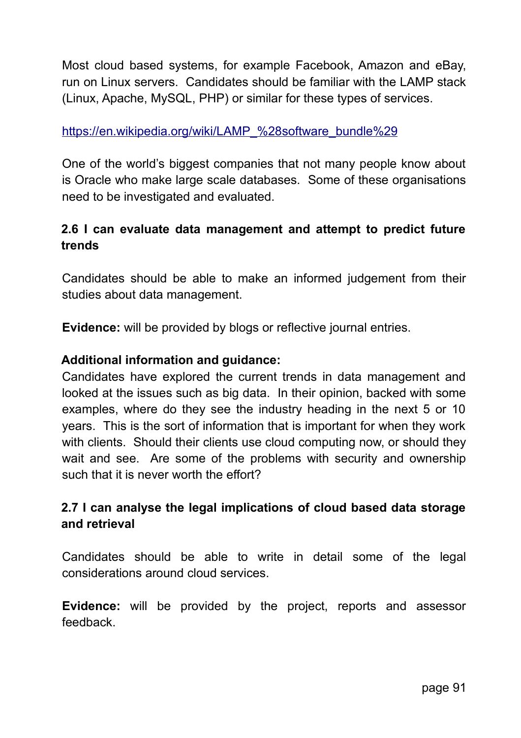Most cloud based systems, for example Facebook, Amazon and eBay, run on Linux servers. Candidates should be familiar with the LAMP stack (Linux, Apache, MySQL, PHP) or similar for these types of services.

https://en.wikipedia.org/wiki/LAMP_%28software_bundle%29

One of the world's biggest companies that not many people know about is Oracle who make large scale databases. Some of these organisations need to be investigated and evaluated.

### 2.6 I can evaluate data management and attempt to predict future trends

Candidates should be able to make an informed judgement from their studies about data management.

**Evidence:** will be provided by blogs or reflective journal entries.

**Additional information and guidance:**
Candidates have explored the current trends in data management and looked at the issues such as big data. In their opinion, backed with some examples, where do they see the industry heading in the next 5 or 10 years. This is the sort of information that is important for when they work with clients. Should their clients use cloud computing now, or should they wait and see. Are some of the problems with security and ownership such that it is never worth the effort?

### 2.7 I can analyse the legal implications of cloud based data storage and retrieval

Candidates should be able to write in detail some of the legal considerations around cloud services.

**Evidence:** will be provided by the project, reports and assessor feedback.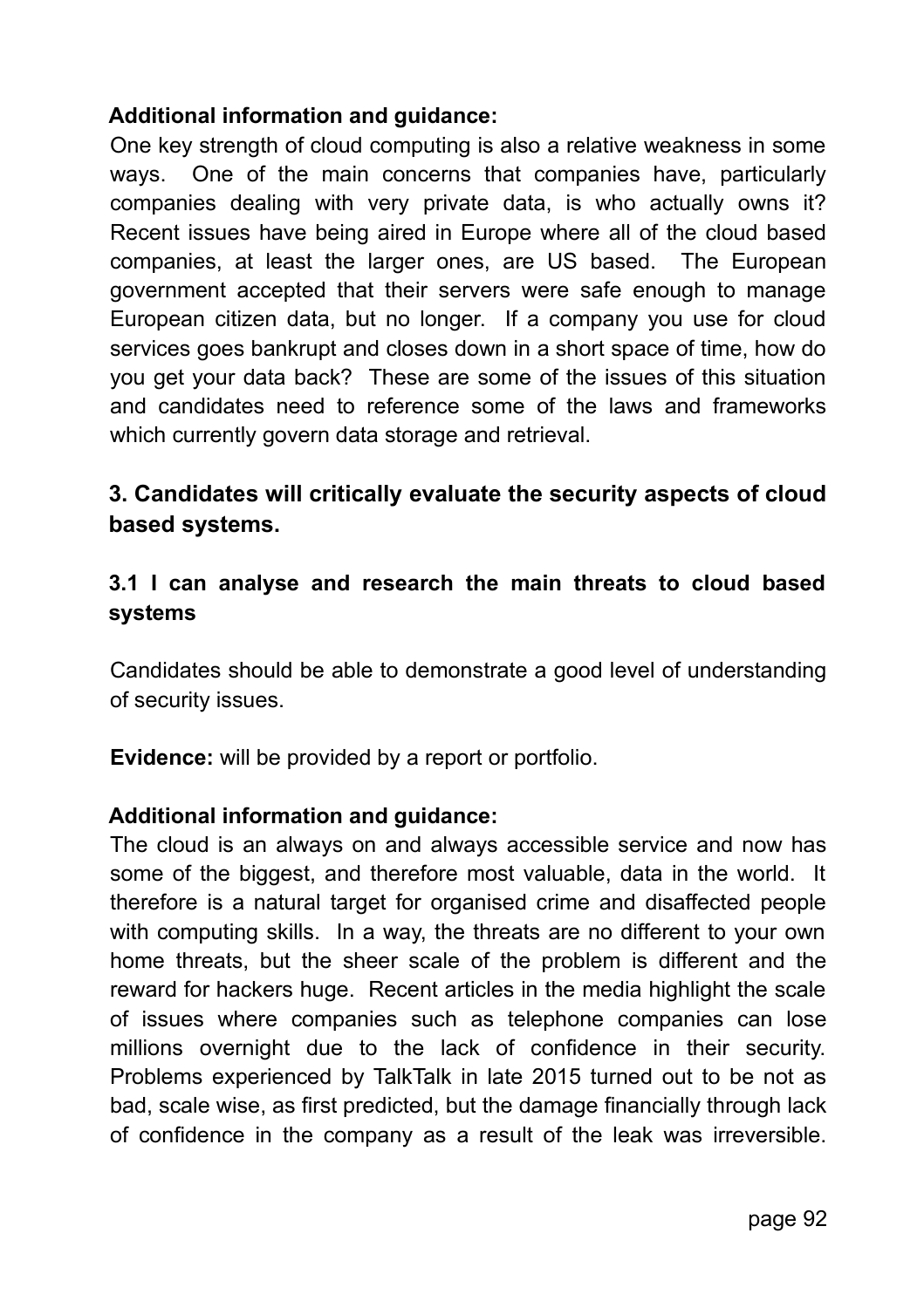**Additional information and guidance:**

One key strength of cloud computing is also a relative weakness in some ways. One of the main concerns that companies have, particularly companies dealing with very private data, is who actually owns it? Recent issues have being aired in Europe where all of the cloud based companies, at least the larger ones, are US based. The European government accepted that their servers were safe enough to manage European citizen data, but no longer. If a company you use for cloud services goes bankrupt and closes down in a short space of time, how do you get your data back? These are some of the issues of this situation and candidates need to reference some of the laws and frameworks which currently govern data storage and retrieval.

## 3. Candidates will critically evaluate the security aspects of cloud based systems.

### 3.1 I can analyse and research the main threats to cloud based systems

Candidates should be able to demonstrate a good level of understanding of security issues.

**Evidence:** will be provided by a report or portfolio.

**Additional information and guidance:**

The cloud is an always on and always accessible service and now has some of the biggest, and therefore most valuable, data in the world. It therefore is a natural target for organised crime and disaffected people with computing skills. In a way, the threats are no different to your own home threats, but the sheer scale of the problem is different and the reward for hackers huge. Recent articles in the media highlight the scale of issues where companies such as telephone companies can lose millions overnight due to the lack of confidence in their security. Problems experienced by TalkTalk in late 2015 turned out to be not as bad, scale wise, as first predicted, but the damage financially through lack of confidence in the company as a result of the leak was irreversible.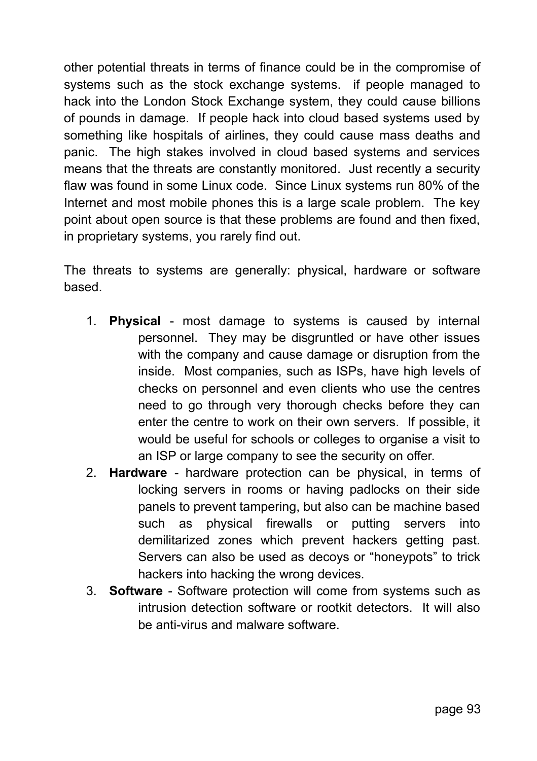other potential threats in terms of finance could be in the compromise of systems such as the stock exchange systems.  if people managed to hack into the London Stock Exchange system, they could cause billions of pounds in damage.  If people hack into cloud based systems used by something like hospitals of airlines, they could cause mass deaths and panic.  The high stakes involved in cloud based systems and services means that the threats are constantly monitored.  Just recently a security flaw was found in some Linux code.  Since Linux systems run 80% of the Internet and most mobile phones this is a large scale problem.  The key point about open source is that these problems are found and then fixed, in proprietary systems, you rarely find out.

The threats to systems are generally: physical, hardware or software based.

1. **Physical** - most damage to systems is caused by internal personnel.  They may be disgruntled or have other issues with the company and cause damage or disruption from the inside.  Most companies, such as ISPs, have high levels of checks on personnel and even clients who use the centres need to go through very thorough checks before they can enter the centre to work on their own servers.  If possible, it would be useful for schools or colleges to organise a visit to an ISP or large company to see the security on offer.
2. **Hardware** - hardware protection can be physical, in terms of locking servers in rooms or having padlocks on their side panels to prevent tampering, but also can be machine based such as physical firewalls or putting servers into demilitarized zones which prevent hackers getting past. Servers can also be used as decoys or “honeypots” to trick hackers into hacking the wrong devices.
3. **Software** - Software protection will come from systems such as intrusion detection software or rootkit detectors.  It will also be anti-virus and malware software.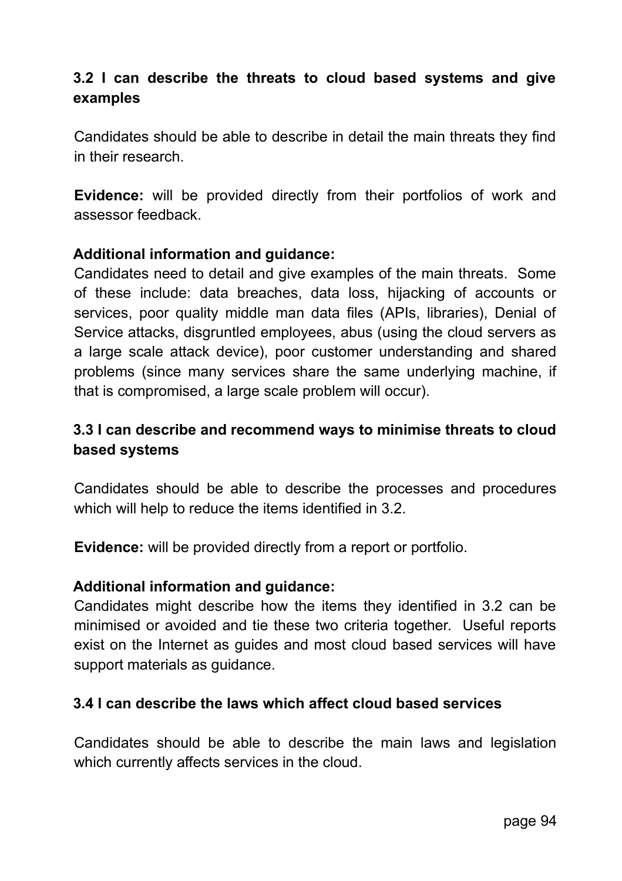### 3.2 I can describe the threats to cloud based systems and give examples

Candidates should be able to describe in detail the main threats they find in their research.

**Evidence:** will be provided directly from their portfolios of work and assessor feedback.

**Additional information and guidance:**
Candidates need to detail and give examples of the main threats. Some of these include: data breaches, data loss, hijacking of accounts or services, poor quality middle man data files (APIs, libraries), Denial of Service attacks, disgruntled employees, abus (using the cloud servers as a large scale attack device), poor customer understanding and shared problems (since many services share the same underlying machine, if that is compromised, a large scale problem will occur).

### 3.3 I can describe and recommend ways to minimise threats to cloud based systems

Candidates should be able to describe the processes and procedures which will help to reduce the items identified in 3.2.

**Evidence:** will be provided directly from a report or portfolio.

**Additional information and guidance:**
Candidates might describe how the items they identified in 3.2 can be minimised or avoided and tie these two criteria together. Useful reports exist on the Internet as guides and most cloud based services will have support materials as guidance.

### 3.4 I can describe the laws which affect cloud based services

Candidates should be able to describe the main laws and legislation which currently affects services in the cloud.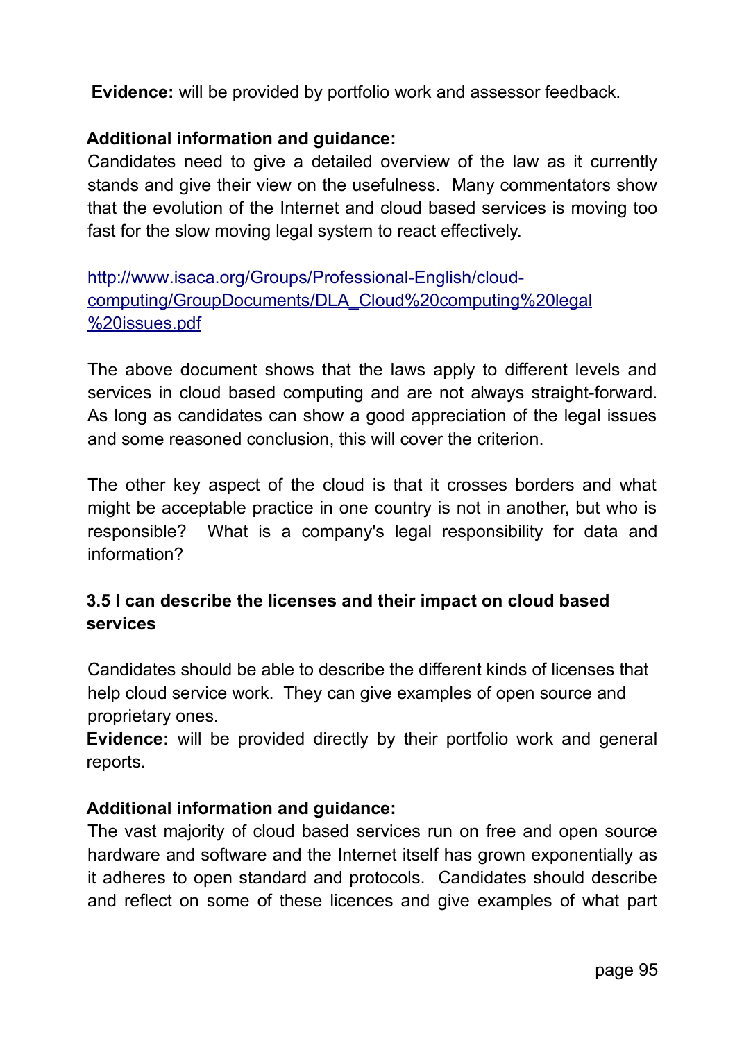**Evidence:** will be provided by portfolio work and assessor feedback.

**Additional information and guidance:**

Candidates need to give a detailed overview of the law as it currently stands and give their view on the usefulness. Many commentators show that the evolution of the Internet and cloud based services is moving too fast for the slow moving legal system to react effectively.

[http://www.isaca.org/Groups/Professional-English/cloud-computing/GroupDocuments/DLA_Cloud%20computing%20legal%20issues.pdf](http://www.isaca.org/Groups/Professional-English/cloud-computing/GroupDocuments/DLA_Cloud%20computing%20legal%20issues.pdf)

The above document shows that the laws apply to different levels and services in cloud based computing and are not always straight-forward. As long as candidates can show a good appreciation of the legal issues and some reasoned conclusion, this will cover the criterion.

The other key aspect of the cloud is that it crosses borders and what might be acceptable practice in one country is not in another, but who is responsible? What is a company's legal responsibility for data and information?

### 3.5 I can describe the licenses and their impact on cloud based services

Candidates should be able to describe the different kinds of licenses that help cloud service work. They can give examples of open source and proprietary ones.

**Evidence:** will be provided directly by their portfolio work and general reports.

**Additional information and guidance:**

The vast majority of cloud based services run on free and open source hardware and software and the Internet itself has grown exponentially as it adheres to open standard and protocols. Candidates should describe and reflect on some of these licences and give examples of what part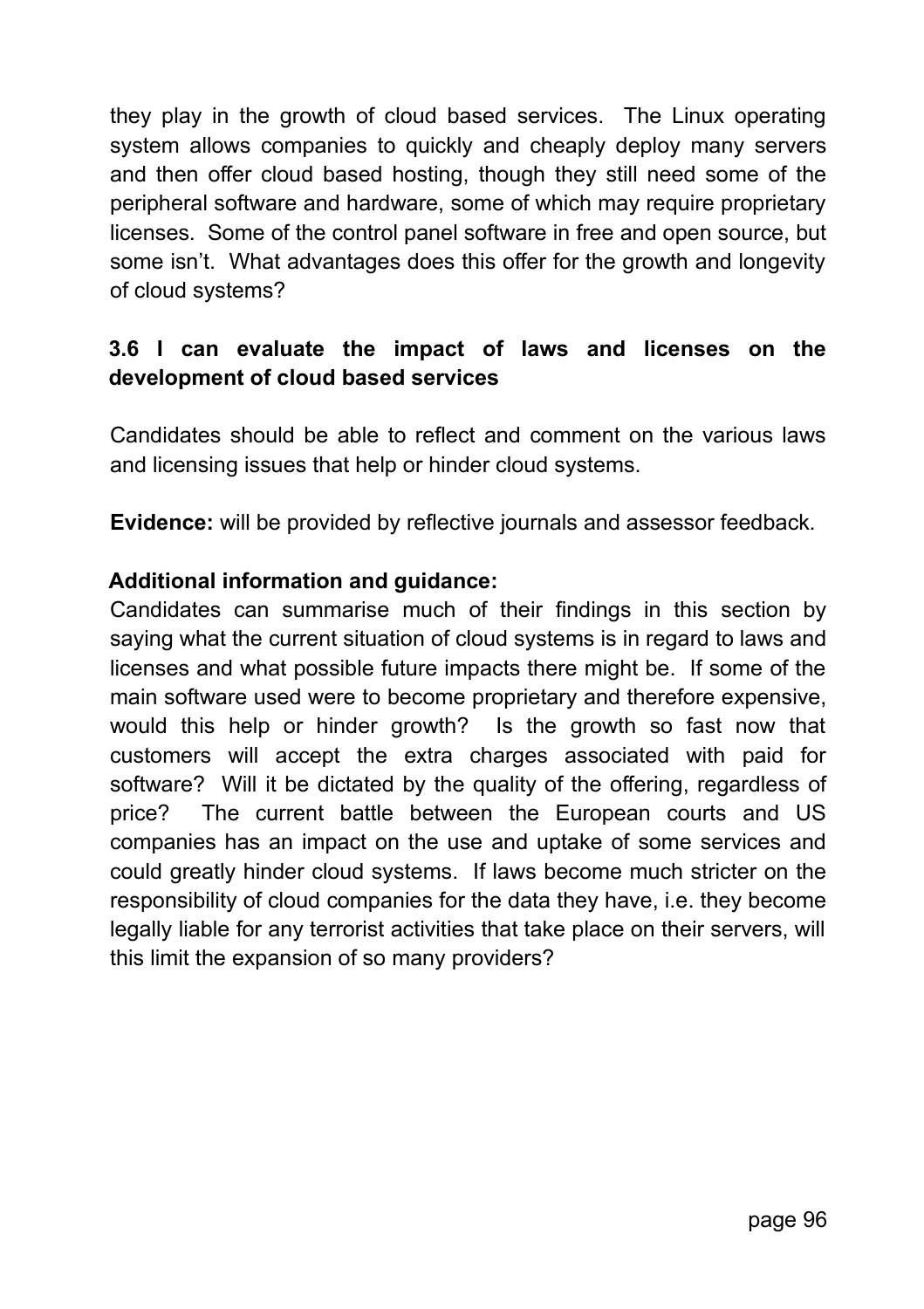they play in the growth of cloud based services. The Linux operating system allows companies to quickly and cheaply deploy many servers and then offer cloud based hosting, though they still need some of the peripheral software and hardware, some of which may require proprietary licenses. Some of the control panel software in free and open source, but some isn't. What advantages does this offer for the growth and longevity of cloud systems?

### 3.6 I can evaluate the impact of laws and licenses on the development of cloud based services

Candidates should be able to reflect and comment on the various laws and licensing issues that help or hinder cloud systems.

**Evidence:** will be provided by reflective journals and assessor feedback.

**Additional information and guidance:**

Candidates can summarise much of their findings in this section by saying what the current situation of cloud systems is in regard to laws and licenses and what possible future impacts there might be. If some of the main software used were to become proprietary and therefore expensive, would this help or hinder growth? Is the growth so fast now that customers will accept the extra charges associated with paid for software? Will it be dictated by the quality of the offering, regardless of price? The current battle between the European courts and US companies has an impact on the use and uptake of some services and could greatly hinder cloud systems. If laws become much stricter on the responsibility of cloud companies for the data they have, i.e. they become legally liable for any terrorist activities that take place on their servers, will this limit the expansion of so many providers?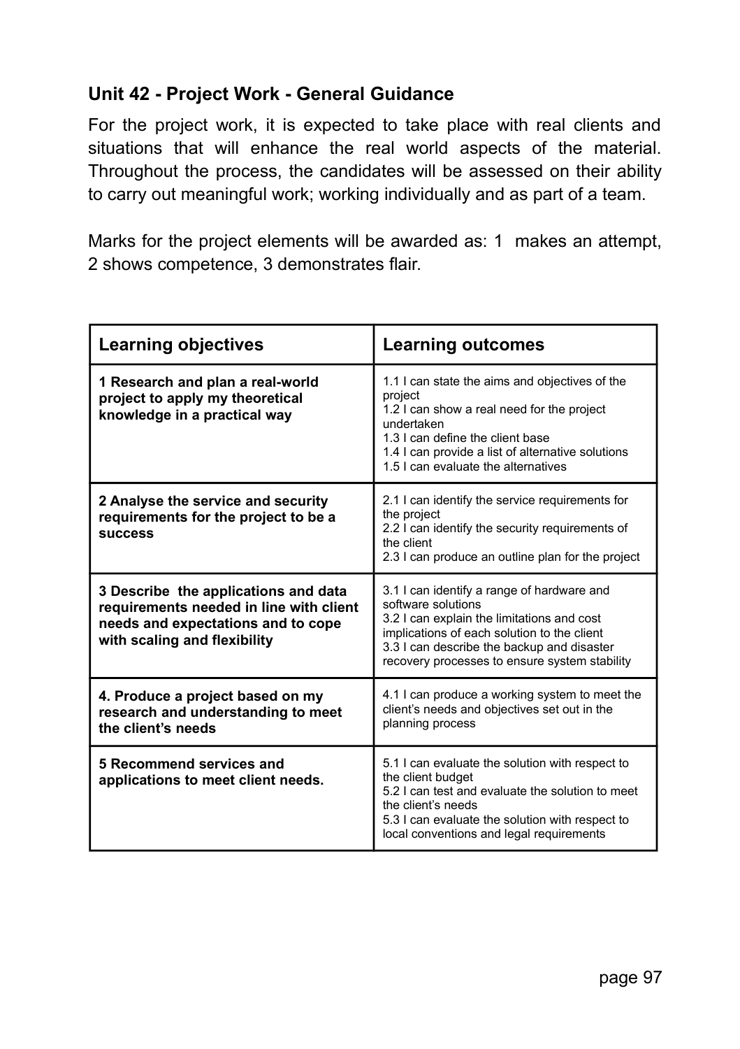## Unit 42 - Project Work - General Guidance

For the project work, it is expected to take place with real clients and situations that will enhance the real world aspects of the material. Throughout the process, the candidates will be assessed on their ability to carry out meaningful work; working individually and as part of a team.

Marks for the project elements will be awarded as: 1 makes an attempt, 2 shows competence, 3 demonstrates flair.

| Learning objectives | Learning outcomes |
|---|---|
| **1 Research and plan a real-world project to apply my theoretical knowledge in a practical way** | 1.1 I can state the aims and objectives of the project<br>1.2 I can show a real need for the project undertaken<br>1.3 I can define the client base<br>1.4 I can provide a list of alternative solutions<br>1.5 I can evaluate the alternatives |
| **2 Analyse the service and security requirements for the project to be a success** | 2.1 I can identify the service requirements for the project<br>2.2 I can identify the security requirements of the client<br>2.3 I can produce an outline plan for the project |
| **3 Describe the applications and data requirements needed in line with client needs and expectations and to cope with scaling and flexibility** | 3.1 I can identify a range of hardware and software solutions<br>3.2 I can explain the limitations and cost implications of each solution to the client<br>3.3 I can describe the backup and disaster recovery processes to ensure system stability |
| **4. Produce a project based on my research and understanding to meet the client's needs** | 4.1 I can produce a working system to meet the client's needs and objectives set out in the planning process |
| **5 Recommend services and applications to meet client needs.** | 5.1 I can evaluate the solution with respect to the client budget<br>5.2 I can test and evaluate the solution to meet the client's needs<br>5.3 I can evaluate the solution with respect to local conventions and legal requirements |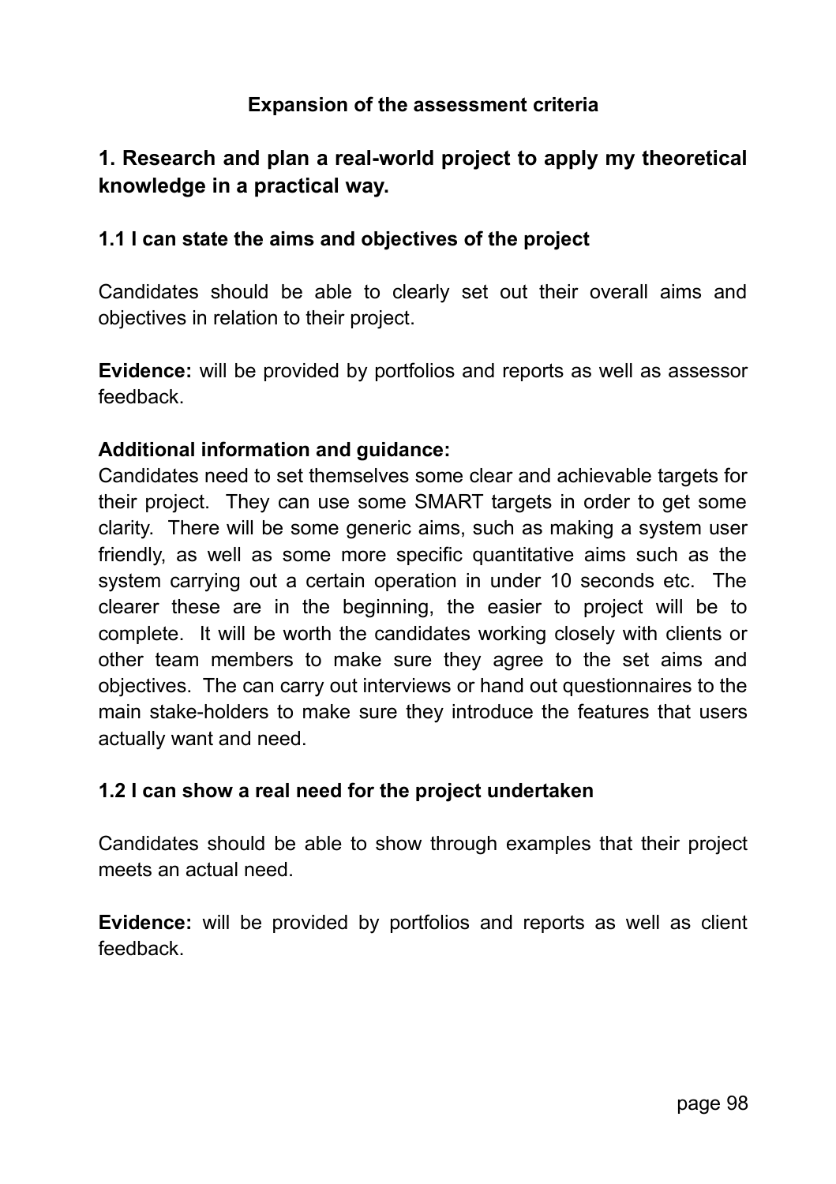### Expansion of the assessment criteria

## 1. Research and plan a real-world project to apply my theoretical knowledge in a practical way.

### 1.1 I can state the aims and objectives of the project

Candidates should be able to clearly set out their overall aims and objectives in relation to their project.

**Evidence:** will be provided by portfolios and reports as well as assessor feedback.

**Additional information and guidance:**
Candidates need to set themselves some clear and achievable targets for their project. They can use some SMART targets in order to get some clarity. There will be some generic aims, such as making a system user friendly, as well as some more specific quantitative aims such as the system carrying out a certain operation in under 10 seconds etc. The clearer these are in the beginning, the easier to project will be to complete. It will be worth the candidates working closely with clients or other team members to make sure they agree to the set aims and objectives. The can carry out interviews or hand out questionnaires to the main stake-holders to make sure they introduce the features that users actually want and need.

### 1.2 I can show a real need for the project undertaken

Candidates should be able to show through examples that their project meets an actual need.

**Evidence:** will be provided by portfolios and reports as well as client feedback.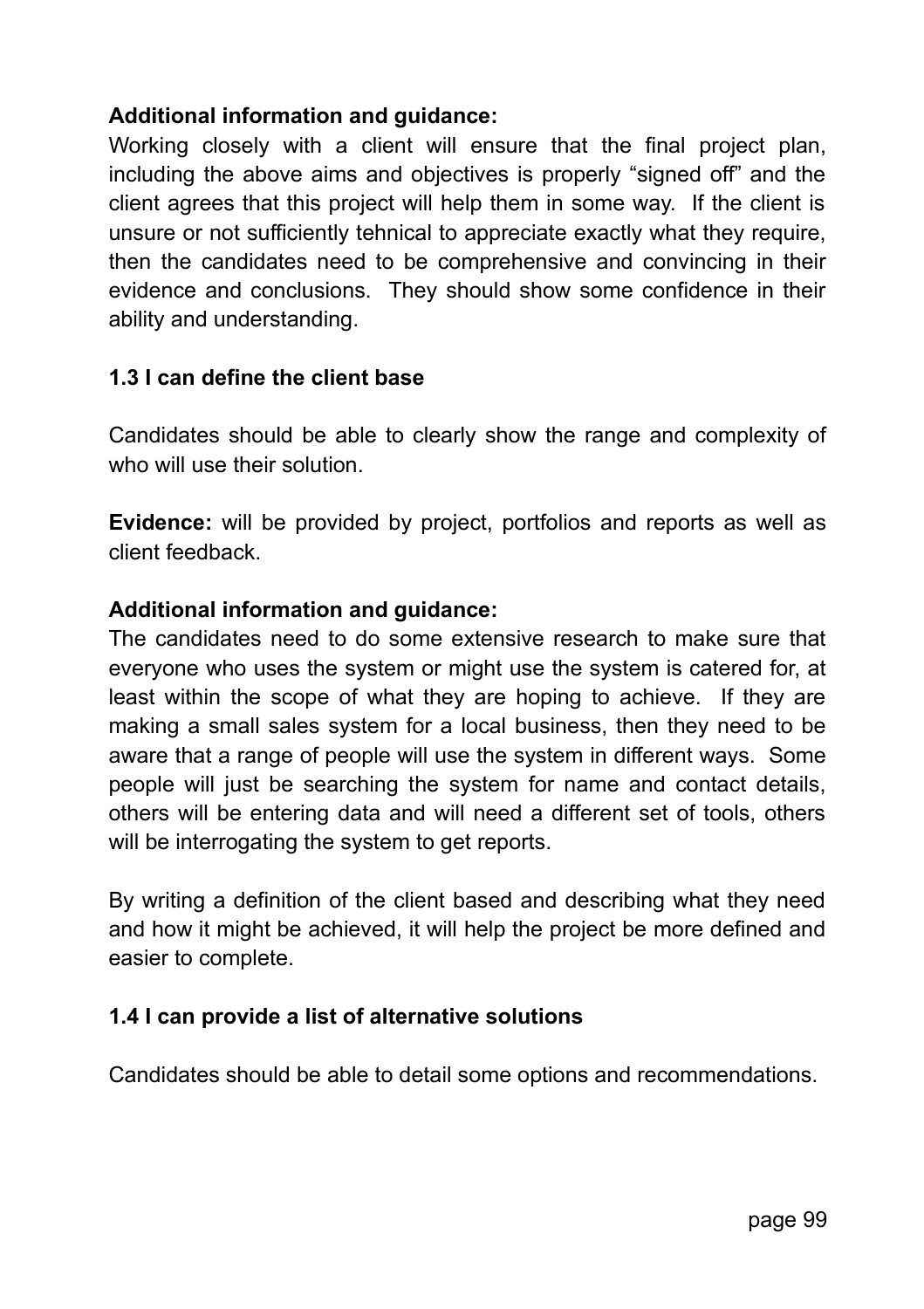**Additional information and guidance:**
Working closely with a client will ensure that the final project plan, including the above aims and objectives is properly "signed off" and the client agrees that this project will help them in some way. If the client is unsure or not sufficiently tehnical to appreciate exactly what they require, then the candidates need to be comprehensive and convincing in their evidence and conclusions. They should show some confidence in their ability and understanding.

### 1.3 I can define the client base

Candidates should be able to clearly show the range and complexity of who will use their solution.

**Evidence:** will be provided by project, portfolios and reports as well as client feedback.

**Additional information and guidance:**
The candidates need to do some extensive research to make sure that everyone who uses the system or might use the system is catered for, at least within the scope of what they are hoping to achieve. If they are making a small sales system for a local business, then they need to be aware that a range of people will use the system in different ways. Some people will just be searching the system for name and contact details, others will be entering data and will need a different set of tools, others will be interrogating the system to get reports.

By writing a definition of the client based and describing what they need and how it might be achieved, it will help the project be more defined and easier to complete.

### 1.4 I can provide a list of alternative solutions

Candidates should be able to detail some options and recommendations.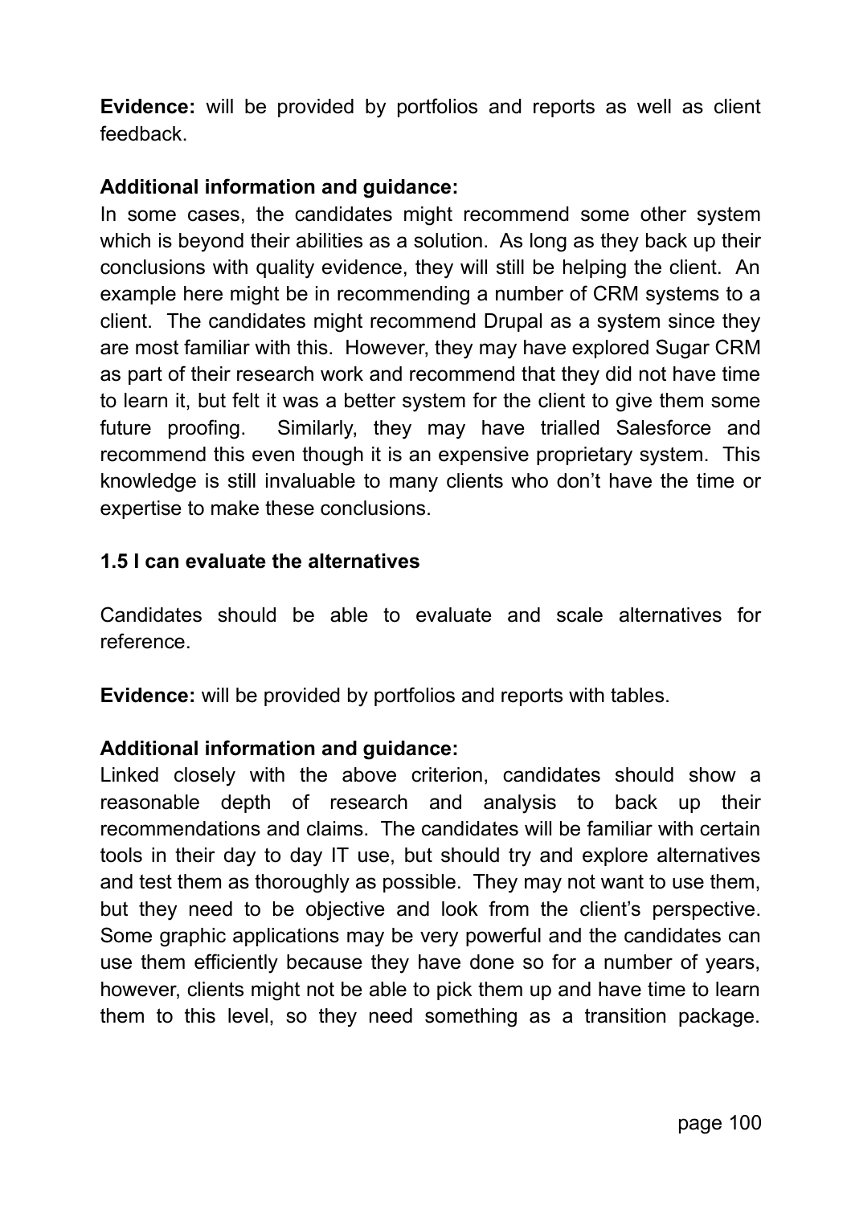**Evidence:** will be provided by portfolios and reports as well as client feedback.

**Additional information and guidance:**
In some cases, the candidates might recommend some other system which is beyond their abilities as a solution. As long as they back up their conclusions with quality evidence, they will still be helping the client. An example here might be in recommending a number of CRM systems to a client. The candidates might recommend Drupal as a system since they are most familiar with this. However, they may have explored Sugar CRM as part of their research work and recommend that they did not have time to learn it, but felt it was a better system for the client to give them some future proofing. Similarly, they may have trialled Salesforce and recommend this even though it is an expensive proprietary system. This knowledge is still invaluable to many clients who don't have the time or expertise to make these conclusions.

**1.5 I can evaluate the alternatives**

Candidates should be able to evaluate and scale alternatives for reference.

**Evidence:** will be provided by portfolios and reports with tables.

**Additional information and guidance:**
Linked closely with the above criterion, candidates should show a reasonable depth of research and analysis to back up their recommendations and claims. The candidates will be familiar with certain tools in their day to day IT use, but should try and explore alternatives and test them as thoroughly as possible. They may not want to use them, but they need to be objective and look from the client's perspective. Some graphic applications may be very powerful and the candidates can use them efficiently because they have done so for a number of years, however, clients might not be able to pick them up and have time to learn them to this level, so they need something as a transition package.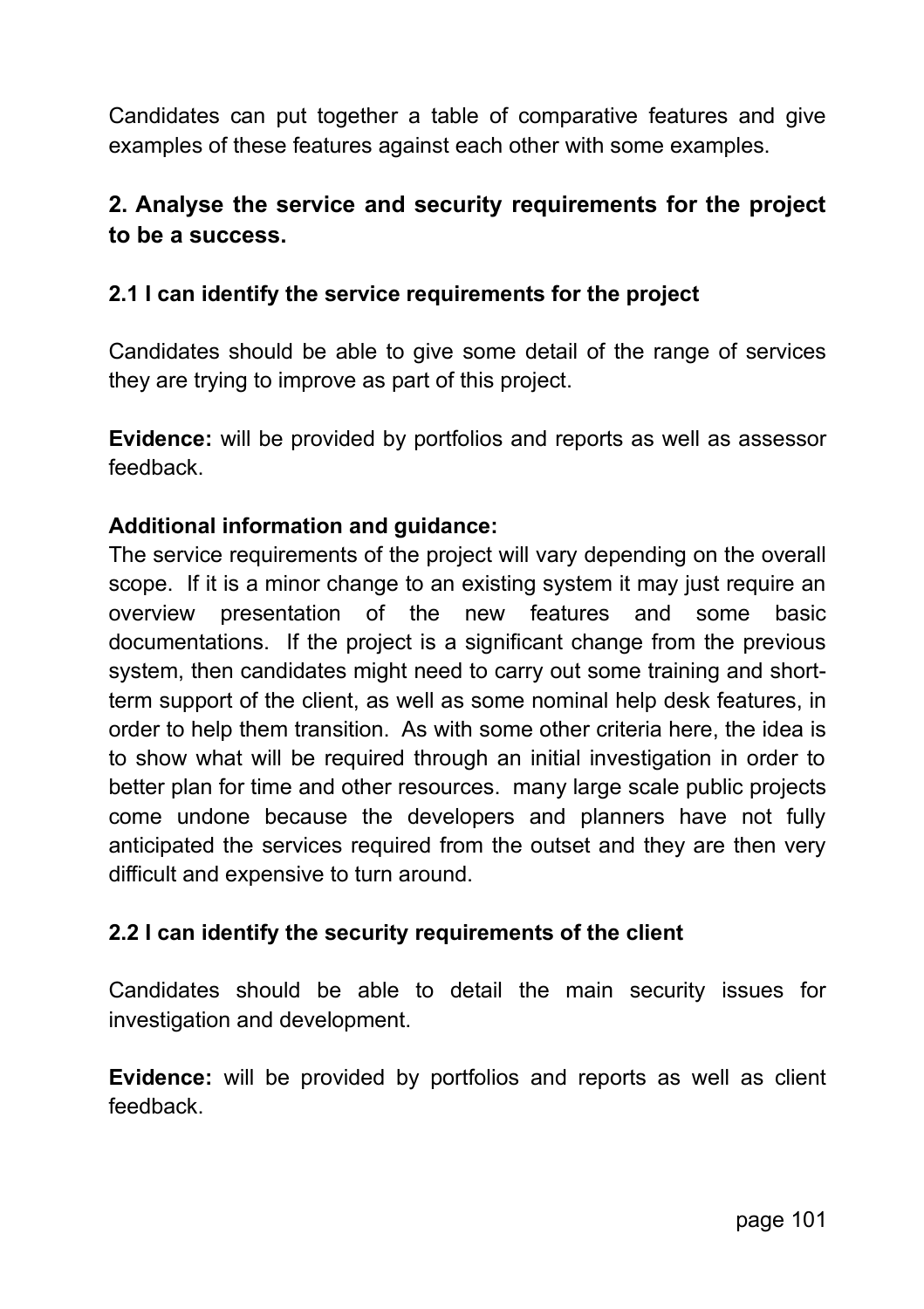Candidates can put together a table of comparative features and give examples of these features against each other with some examples.

## 2. Analyse the service and security requirements for the project to be a success.

### 2.1 I can identify the service requirements for the project

Candidates should be able to give some detail of the range of services they are trying to improve as part of this project.

**Evidence:** will be provided by portfolios and reports as well as assessor feedback.

**Additional information and guidance:**
The service requirements of the project will vary depending on the overall scope. If it is a minor change to an existing system it may just require an overview presentation of the new features and some basic documentations. If the project is a significant change from the previous system, then candidates might need to carry out some training and short-term support of the client, as well as some nominal help desk features, in order to help them transition. As with some other criteria here, the idea is to show what will be required through an initial investigation in order to better plan for time and other resources. many large scale public projects come undone because the developers and planners have not fully anticipated the services required from the outset and they are then very difficult and expensive to turn around.

### 2.2 I can identify the security requirements of the client

Candidates should be able to detail the main security issues for investigation and development.

**Evidence:** will be provided by portfolios and reports as well as client feedback.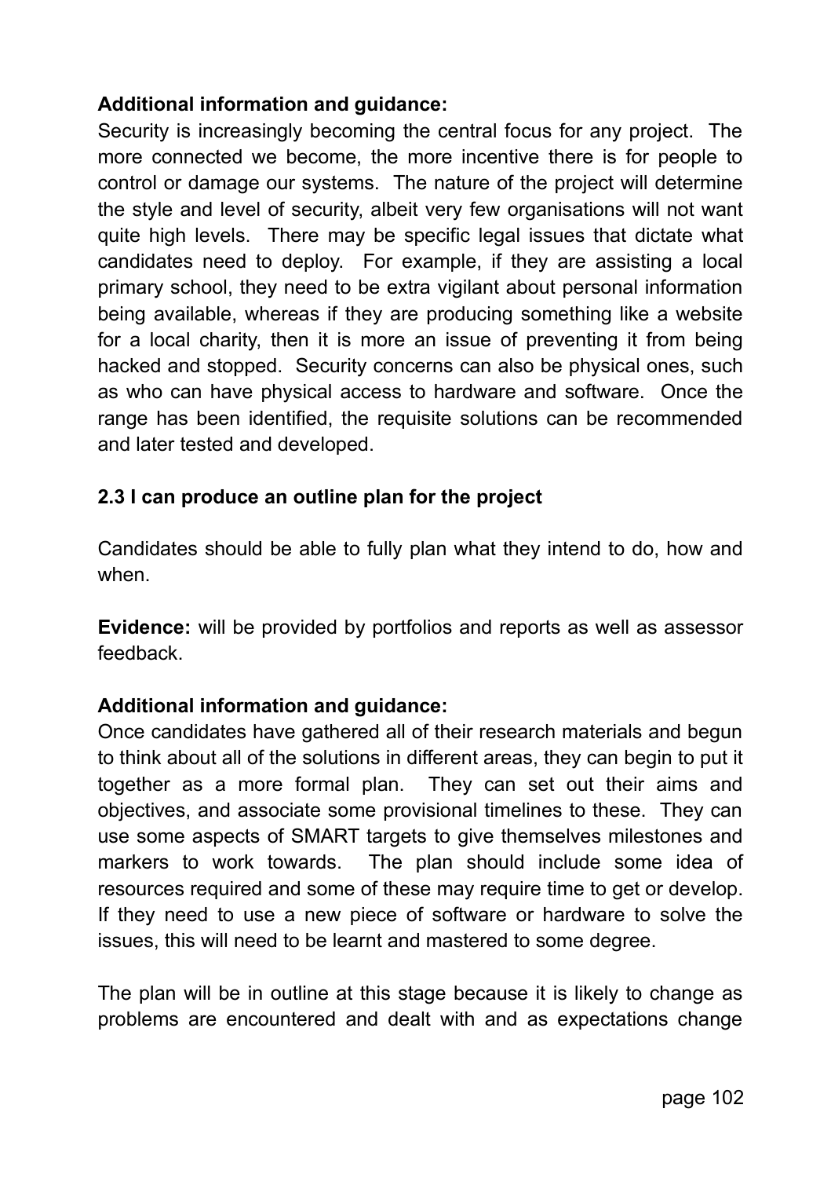**Additional information and guidance:**
Security is increasingly becoming the central focus for any project. The more connected we become, the more incentive there is for people to control or damage our systems. The nature of the project will determine the style and level of security, albeit very few organisations will not want quite high levels. There may be specific legal issues that dictate what candidates need to deploy. For example, if they are assisting a local primary school, they need to be extra vigilant about personal information being available, whereas if they are producing something like a website for a local charity, then it is more an issue of preventing it from being hacked and stopped. Security concerns can also be physical ones, such as who can have physical access to hardware and software. Once the range has been identified, the requisite solutions can be recommended and later tested and developed.

**2.3 I can produce an outline plan for the project**

Candidates should be able to fully plan what they intend to do, how and when.

**Evidence:** will be provided by portfolios and reports as well as assessor feedback.

**Additional information and guidance:**
Once candidates have gathered all of their research materials and begun to think about all of the solutions in different areas, they can begin to put it together as a more formal plan. They can set out their aims and objectives, and associate some provisional timelines to these. They can use some aspects of SMART targets to give themselves milestones and markers to work towards. The plan should include some idea of resources required and some of these may require time to get or develop. If they need to use a new piece of software or hardware to solve the issues, this will need to be learnt and mastered to some degree.

The plan will be in outline at this stage because it is likely to change as problems are encountered and dealt with and as expectations change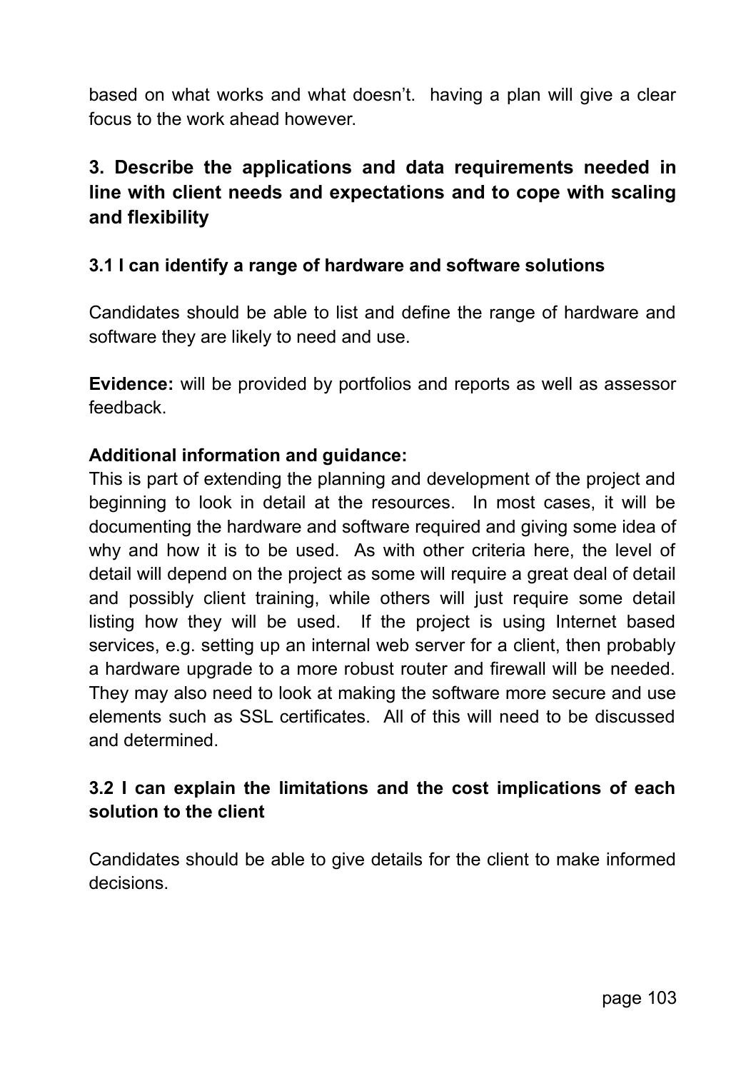based on what works and what doesn't. having a plan will give a clear focus to the work ahead however.

### 3. Describe the applications and data requirements needed in line with client needs and expectations and to cope with scaling and flexibility

#### 3.1 I can identify a range of hardware and software solutions

Candidates should be able to list and define the range of hardware and software they are likely to need and use.

**Evidence:** will be provided by portfolios and reports as well as assessor feedback.

**Additional information and guidance:**
This is part of extending the planning and development of the project and beginning to look in detail at the resources. In most cases, it will be documenting the hardware and software required and giving some idea of why and how it is to be used. As with other criteria here, the level of detail will depend on the project as some will require a great deal of detail and possibly client training, while others will just require some detail listing how they will be used. If the project is using Internet based services, e.g. setting up an internal web server for a client, then probably a hardware upgrade to a more robust router and firewall will be needed. They may also need to look at making the software more secure and use elements such as SSL certificates. All of this will need to be discussed and determined.

#### 3.2 I can explain the limitations and the cost implications of each solution to the client

Candidates should be able to give details for the client to make informed decisions.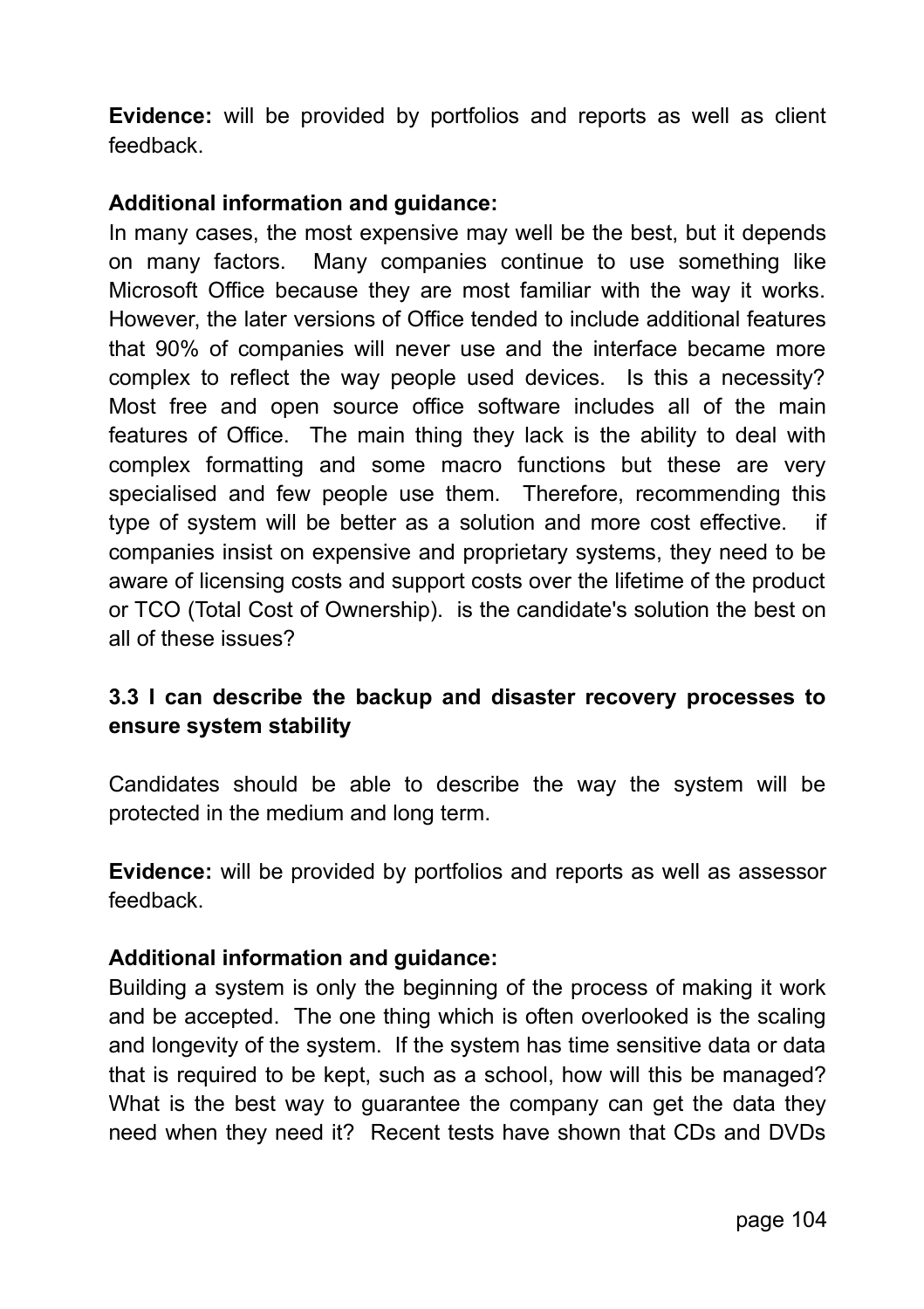**Evidence:** will be provided by portfolios and reports as well as client feedback.

**Additional information and guidance:**

In many cases, the most expensive may well be the best, but it depends on many factors. Many companies continue to use something like Microsoft Office because they are most familiar with the way it works. However, the later versions of Office tended to include additional features that 90% of companies will never use and the interface became more complex to reflect the way people used devices. Is this a necessity? Most free and open source office software includes all of the main features of Office. The main thing they lack is the ability to deal with complex formatting and some macro functions but these are very specialised and few people use them. Therefore, recommending this type of system will be better as a solution and more cost effective. if companies insist on expensive and proprietary systems, they need to be aware of licensing costs and support costs over the lifetime of the product or TCO (Total Cost of Ownership). is the candidate's solution the best on all of these issues?

### 3.3 I can describe the backup and disaster recovery processes to ensure system stability

Candidates should be able to describe the way the system will be protected in the medium and long term.

**Evidence:** will be provided by portfolios and reports as well as assessor feedback.

**Additional information and guidance:**

Building a system is only the beginning of the process of making it work and be accepted. The one thing which is often overlooked is the scaling and longevity of the system. If the system has time sensitive data or data that is required to be kept, such as a school, how will this be managed? What is the best way to guarantee the company can get the data they need when they need it? Recent tests have shown that CDs and DVDs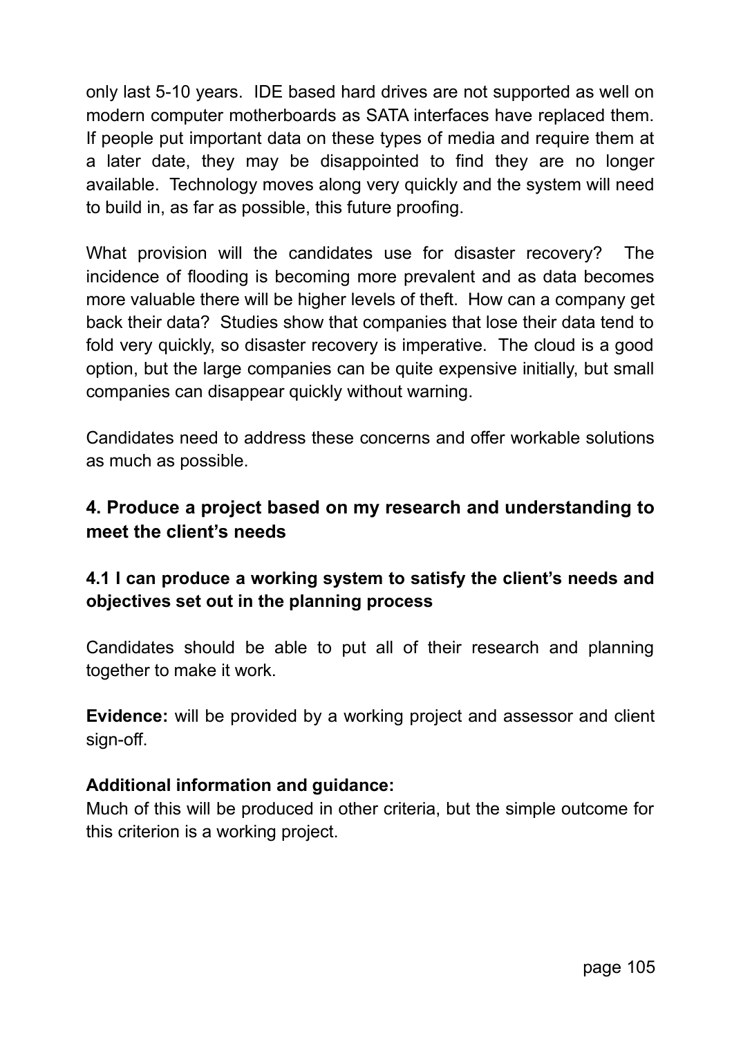only last 5-10 years. IDE based hard drives are not supported as well on modern computer motherboards as SATA interfaces have replaced them. If people put important data on these types of media and require them at a later date, they may be disappointed to find they are no longer available. Technology moves along very quickly and the system will need to build in, as far as possible, this future proofing.

What provision will the candidates use for disaster recovery? The incidence of flooding is becoming more prevalent and as data becomes more valuable there will be higher levels of theft. How can a company get back their data? Studies show that companies that lose their data tend to fold very quickly, so disaster recovery is imperative. The cloud is a good option, but the large companies can be quite expensive initially, but small companies can disappear quickly without warning.

Candidates need to address these concerns and offer workable solutions as much as possible.

## 4. Produce a project based on my research and understanding to meet the client's needs

### 4.1 I can produce a working system to satisfy the client's needs and objectives set out in the planning process

Candidates should be able to put all of their research and planning together to make it work.

**Evidence:** will be provided by a working project and assessor and client sign-off.

**Additional information and guidance:**
Much of this will be produced in other criteria, but the simple outcome for this criterion is a working project.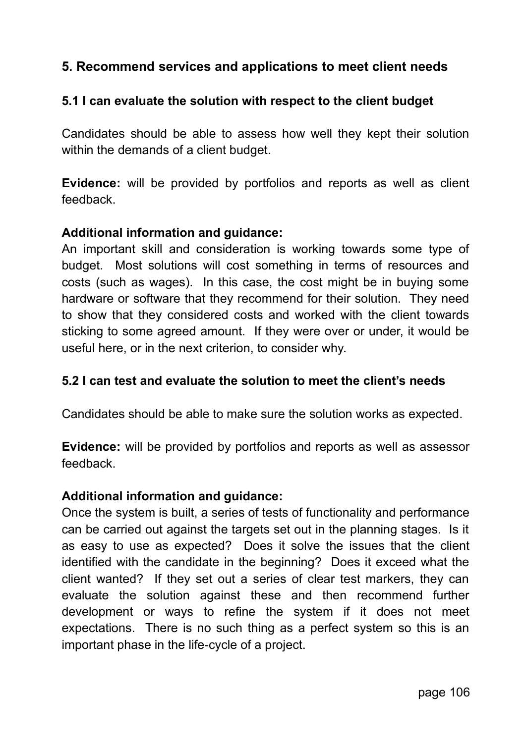## 5. Recommend services and applications to meet client needs

### 5.1 I can evaluate the solution with respect to the client budget

Candidates should be able to assess how well they kept their solution within the demands of a client budget.

**Evidence:** will be provided by portfolios and reports as well as client feedback.

**Additional information and guidance:**
An important skill and consideration is working towards some type of budget. Most solutions will cost something in terms of resources and costs (such as wages). In this case, the cost might be in buying some hardware or software that they recommend for their solution. They need to show that they considered costs and worked with the client towards sticking to some agreed amount. If they were over or under, it would be useful here, or in the next criterion, to consider why.

### 5.2 I can test and evaluate the solution to meet the client's needs

Candidates should be able to make sure the solution works as expected.

**Evidence:** will be provided by portfolios and reports as well as assessor feedback.

**Additional information and guidance:**
Once the system is built, a series of tests of functionality and performance can be carried out against the targets set out in the planning stages. Is it as easy to use as expected? Does it solve the issues that the client identified with the candidate in the beginning? Does it exceed what the client wanted? If they set out a series of clear test markers, they can evaluate the solution against these and then recommend further development or ways to refine the system if it does not meet expectations. There is no such thing as a perfect system so this is an important phase in the life-cycle of a project.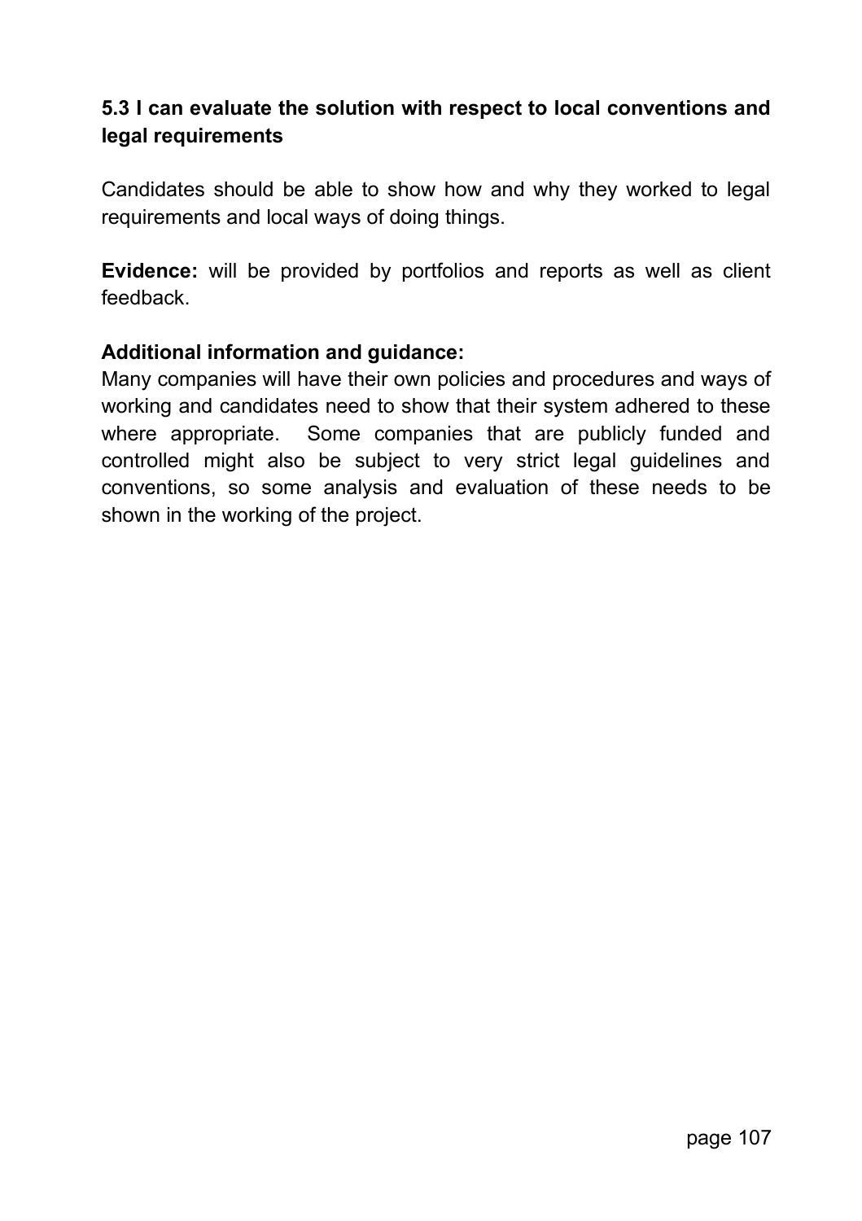**5.3 I can evaluate the solution with respect to local conventions and legal requirements**

Candidates should be able to show how and why they worked to legal requirements and local ways of doing things.

**Evidence:** will be provided by portfolios and reports as well as client feedback.

**Additional information and guidance:**
Many companies will have their own policies and procedures and ways of working and candidates need to show that their system adhered to these where appropriate. Some companies that are publicly funded and controlled might also be subject to very strict legal guidelines and conventions, so some analysis and evaluation of these needs to be shown in the working of the project.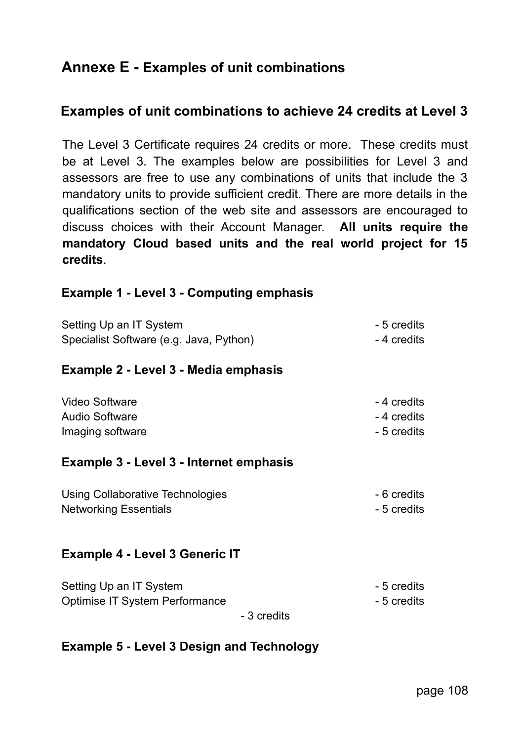# Annexe E - Examples of unit combinations

## Examples of unit combinations to achieve 24 credits at Level 3

The Level 3 Certificate requires 24 credits or more. These credits must be at Level 3. The examples below are possibilities for Level 3 and assessors are free to use any combinations of units that include the 3 mandatory units to provide sufficient credit. There are more details in the qualifications section of the web site and assessors are encouraged to discuss choices with their Account Manager. **All units require the mandatory Cloud based units and the real world project for 15 credits**.

### Example 1 - Level 3 - Computing emphasis

| | |
|---|---|
| Setting Up an IT System | - 5 credits |
| Specialist Software (e.g. Java, Python) | - 4 credits |

### Example 2 - Level 3 - Media emphasis

| | |
|---|---|
| Video Software | - 4 credits |
| Audio Software | - 4 credits |
| Imaging software | - 5 credits |

### Example 3 - Level 3 - Internet emphasis

| | |
|---|---|
| Using Collaborative Technologies | - 6 credits |
| Networking Essentials | - 5 credits |

### Example 4 - Level 3 Generic IT

| | |
|---|---|
| Setting Up an IT System | - 5 credits |
| Optimise IT System Performance | - 5 credits |

- 3 credits

### Example 5 - Level 3 Design and Technology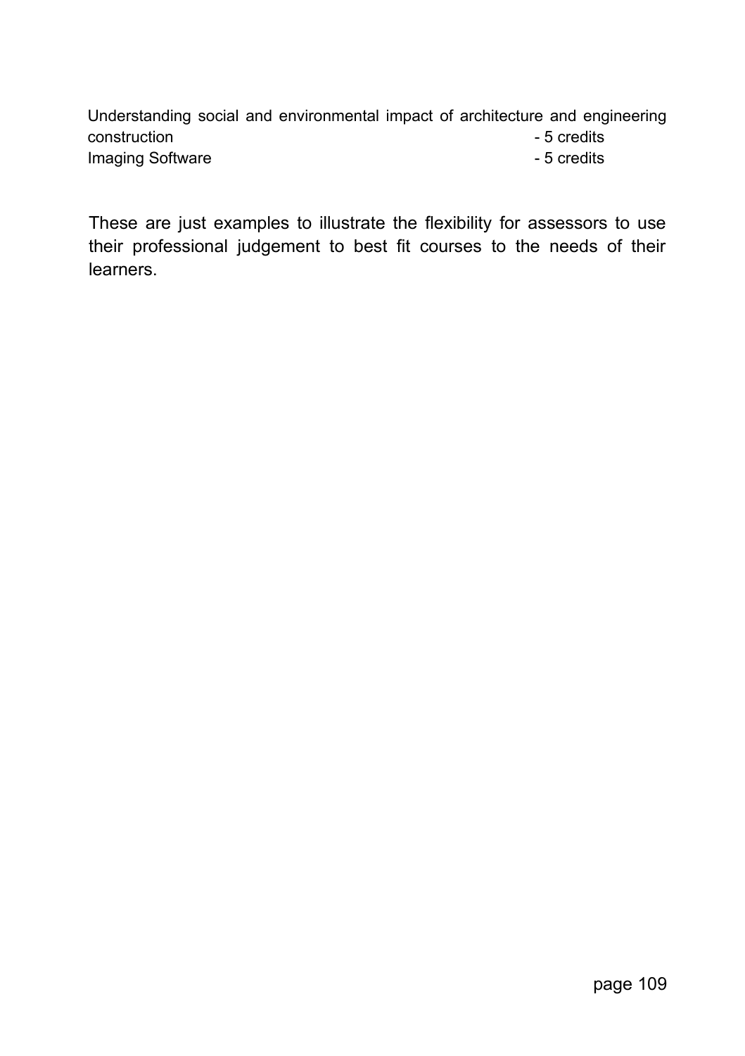Understanding social and environmental impact of architecture and engineering construction - 5 credits
Imaging Software - 5 credits

These are just examples to illustrate the flexibility for assessors to use their professional judgement to best fit courses to the needs of their learners.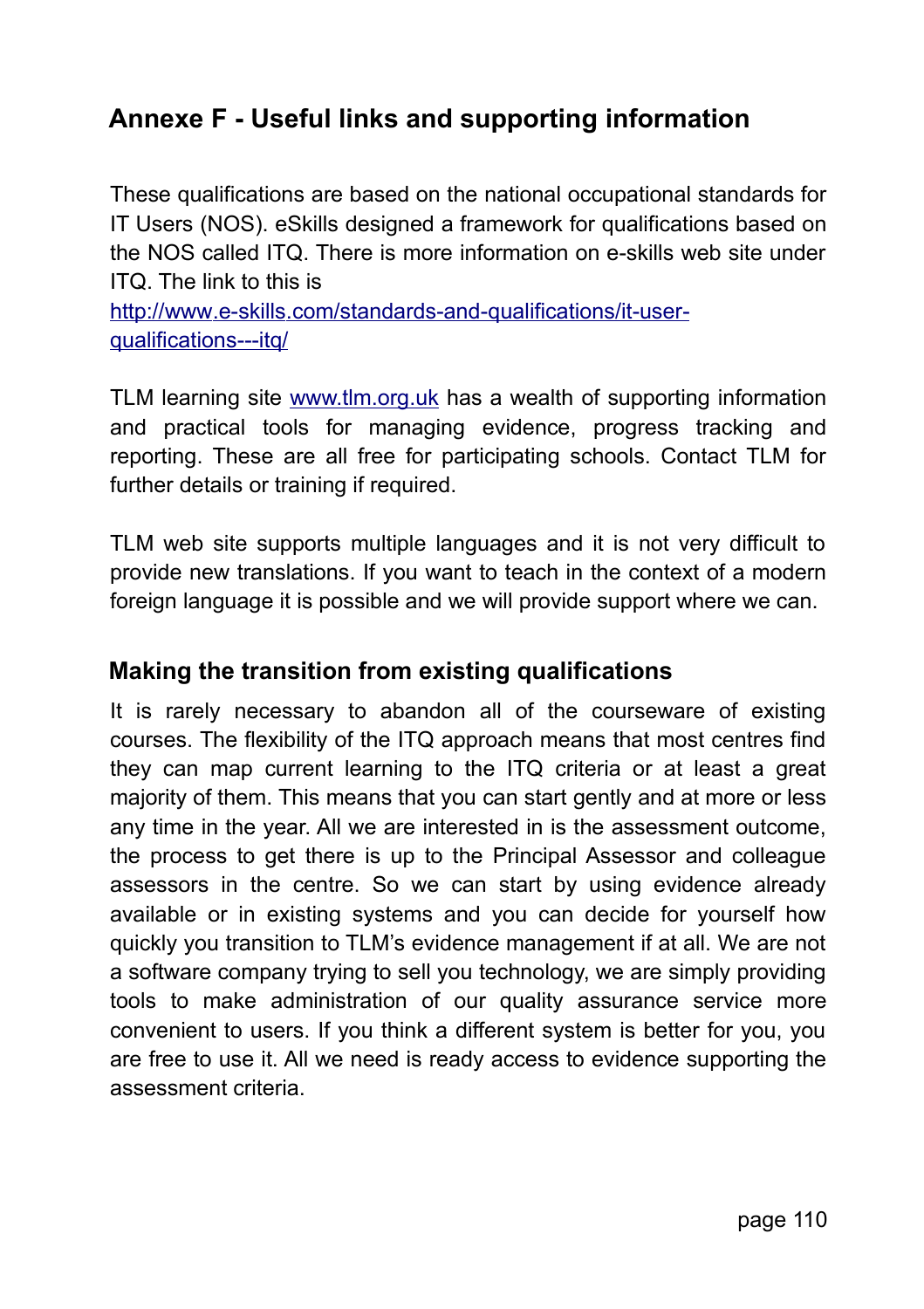## Annexe F - Useful links and supporting information

These qualifications are based on the national occupational standards for IT Users (NOS). eSkills designed a framework for qualifications based on the NOS called ITQ. There is more information on e-skills web site under ITQ. The link to this is [http://www.e-skills.com/standards-and-qualifications/it-user-qualifications---itq/](http://www.e-skills.com/standards-and-qualifications/it-user-qualifications---itq/)

TLM learning site [www.tlm.org.uk](http://www.tlm.org.uk) has a wealth of supporting information and practical tools for managing evidence, progress tracking and reporting. These are all free for participating schools. Contact TLM for further details or training if required.

TLM web site supports multiple languages and it is not very difficult to provide new translations. If you want to teach in the context of a modern foreign language it is possible and we will provide support where we can.

### Making the transition from existing qualifications

It is rarely necessary to abandon all of the courseware of existing courses. The flexibility of the ITQ approach means that most centres find they can map current learning to the ITQ criteria or at least a great majority of them. This means that you can start gently and at more or less any time in the year. All we are interested in is the assessment outcome, the process to get there is up to the Principal Assessor and colleague assessors in the centre. So we can start by using evidence already available or in existing systems and you can decide for yourself how quickly you transition to TLM's evidence management if at all. We are not a software company trying to sell you technology, we are simply providing tools to make administration of our quality assurance service more convenient to users. If you think a different system is better for you, you are free to use it. All we need is ready access to evidence supporting the assessment criteria.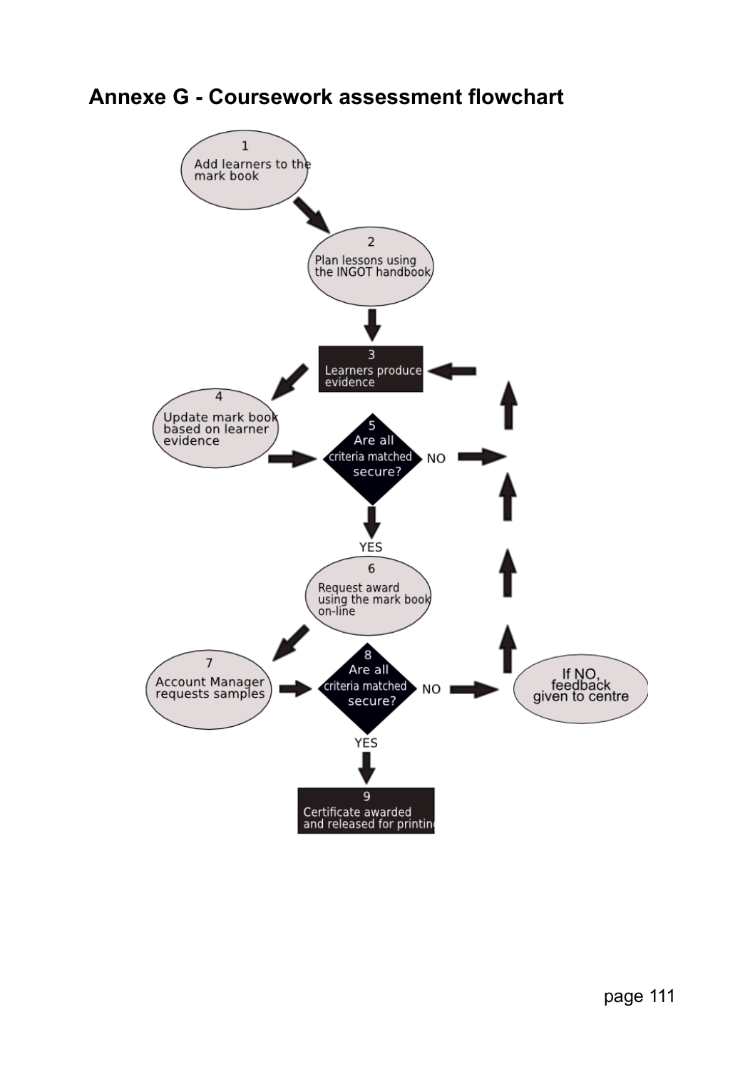## Annexe G - Coursework assessment flowchart

1
Add learners to the mark book

2
Plan lessons using the INGOT handbook

3
Learners produce evidence

4
Update mark book based on learner evidence

5
Are all criteria matched secure?

NO

YES

6
Request award using the mark book on-line

7
Account Manager requests samples

8
Are all criteria matched secure?

NO

If NO, feedback given to centre

YES

9
Certificate awarded and released for printing